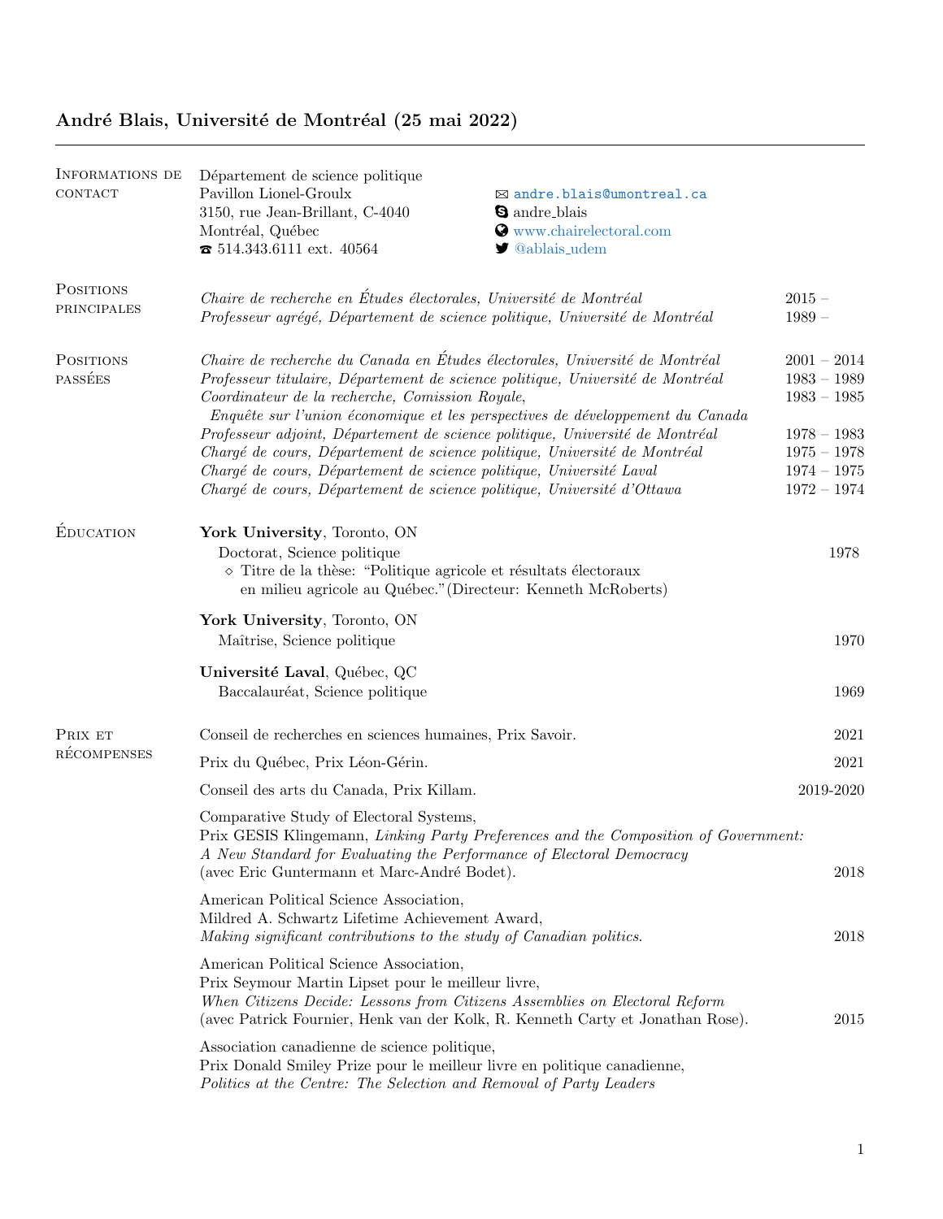# André Blais, Université de Montréal (25 mai 2022)

---

## Informations de contact

Département de science politique
Pavillon Lionel-Groulx
3150, rue Jean-Brillant, C-4040
Montréal, Québec
☎ 514.343.6111 ext. 40564

✉ andre.blais@umontreal.ca
andre_blais
www.chairelectoral.com
@ablais_udem

## Positions principales

| | |
|---|---|
| *Chaire de recherche en Études électorales, Université de Montréal* | 2015 – |
| *Professeur agrégé, Département de science politique, Université de Montréal* | 1989 – |

## Positions passées

| | |
|---|---|
| *Chaire de recherche du Canada en Études électorales, Université de Montréal* | 2001 – 2014 |
| *Professeur titulaire, Département de science politique, Université de Montréal* | 1983 – 1989 |
| *Coordinateur de la recherche, Comission Royale, Enquête sur l'union économique et les perspectives de développement du Canada* | 1983 – 1985 |
| *Professeur adjoint, Département de science politique, Université de Montréal* | 1978 – 1983 |
| *Chargé de cours, Département de science politique, Université de Montréal* | 1975 – 1978 |
| *Chargé de cours, Département de science politique, Université Laval* | 1974 – 1975 |
| *Chargé de cours, Département de science politique, Université d'Ottawa* | 1972 – 1974 |

## Éducation

**York University**, Toronto, ON
Doctorat, Science politique — 1978
- Titre de la thèse: "Politique agricole et résultats électoraux en milieu agricole au Québec."(Directeur: Kenneth McRoberts)

**York University**, Toronto, ON
Maîtrise, Science politique — 1970

**Université Laval**, Québec, QC
Baccalauréat, Science politique — 1969

## Prix et récompenses

Conseil de recherches en sciences humaines, Prix Savoir. — 2021

Prix du Québec, Prix Léon-Gérin. — 2021

Conseil des arts du Canada, Prix Killam. — 2019-2020

Comparative Study of Electoral Systems,
Prix GESIS Klingemann, *Linking Party Preferences and the Composition of Government: A New Standard for Evaluating the Performance of Electoral Democracy*
(avec Eric Guntermann et Marc-André Bodet). — 2018

American Political Science Association,
Mildred A. Schwartz Lifetime Achievement Award,
*Making significant contributions to the study of Canadian politics.* — 2018

American Political Science Association,
Prix Seymour Martin Lipset pour le meilleur livre,
*When Citizens Decide: Lessons from Citizens Assemblies on Electoral Reform*
(avec Patrick Fournier, Henk van der Kolk, R. Kenneth Carty et Jonathan Rose). — 2015

Association canadienne de science politique,
Prix Donald Smiley Prize pour le meilleur livre en politique canadienne,
*Politics at the Centre: The Selection and Removal of Party Leaders*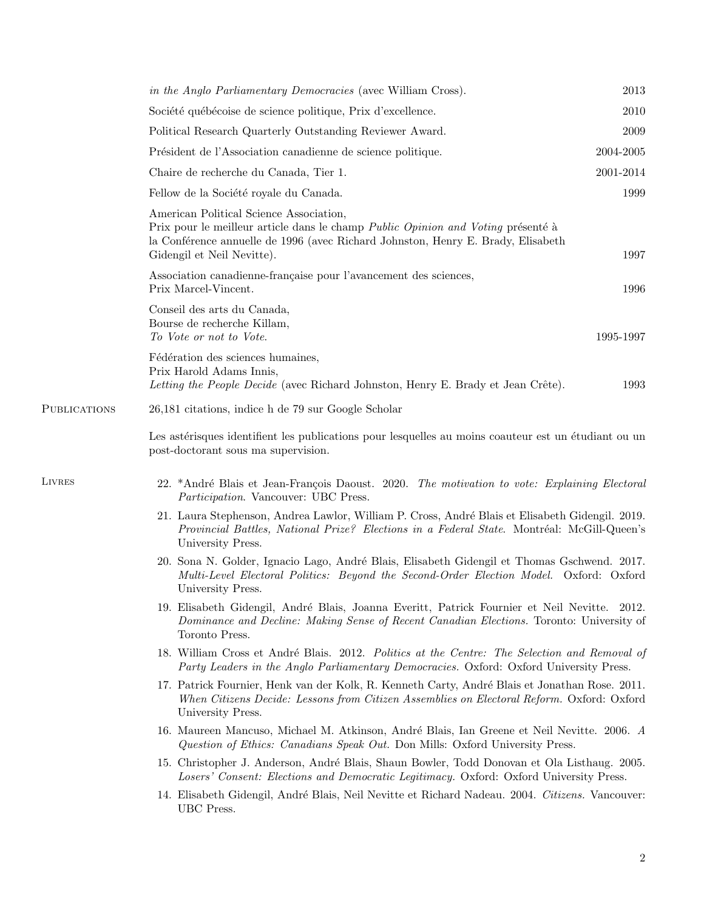*in the Anglo Parliamentary Democracies* (avec William Cross). 2013

Société québécoise de science politique, Prix d'excellence. 2010

Political Research Quarterly Outstanding Reviewer Award. 2009

Président de l'Association canadienne de science politique. 2004-2005

Chaire de recherche du Canada, Tier 1. 2001-2014

Fellow de la Société royale du Canada. 1999

American Political Science Association,
Prix pour le meilleur article dans le champ *Public Opinion and Voting* présenté à la Conférence annuelle de 1996 (avec Richard Johnston, Henry E. Brady, Elisabeth Gidengil et Neil Nevitte). 1997

Association canadienne-française pour l'avancement des sciences,
Prix Marcel-Vincent. 1996

Conseil des arts du Canada,
Bourse de recherche Killam,
*To Vote or not to Vote.* 1995-1997

Fédération des sciences humaines,
Prix Harold Adams Innis,
*Letting the People Decide* (avec Richard Johnston, Henry E. Brady et Jean Crête). 1993

## Publications

26,181 citations, indice h de 79 sur Google Scholar

Les astérisques identifient les publications pour lesquelles au moins coauteur est un étudiant ou un post-doctorant sous ma supervision.

## Livres

22. *André Blais et Jean-François Daoust. 2020. *The motivation to vote: Explaining Electoral Participation*. Vancouver: UBC Press.
21. Laura Stephenson, Andrea Lawlor, William P. Cross, André Blais et Elisabeth Gidengil. 2019. *Provincial Battles, National Prize? Elections in a Federal State.* Montréal: McGill-Queen's University Press.
20. Sona N. Golder, Ignacio Lago, André Blais, Elisabeth Gidengil et Thomas Gschwend. 2017. *Multi-Level Electoral Politics: Beyond the Second-Order Election Model.* Oxford: Oxford University Press.
19. Elisabeth Gidengil, André Blais, Joanna Everitt, Patrick Fournier et Neil Nevitte. 2012. *Dominance and Decline: Making Sense of Recent Canadian Elections.* Toronto: University of Toronto Press.
18. William Cross et André Blais. 2012. *Politics at the Centre: The Selection and Removal of Party Leaders in the Anglo Parliamentary Democracies.* Oxford: Oxford University Press.
17. Patrick Fournier, Henk van der Kolk, R. Kenneth Carty, André Blais et Jonathan Rose. 2011. *When Citizens Decide: Lessons from Citizen Assemblies on Electoral Reform.* Oxford: Oxford University Press.
16. Maureen Mancuso, Michael M. Atkinson, André Blais, Ian Greene et Neil Nevitte. 2006. *A Question of Ethics: Canadians Speak Out.* Don Mills: Oxford University Press.
15. Christopher J. Anderson, André Blais, Shaun Bowler, Todd Donovan et Ola Listhaug. 2005. *Losers' Consent: Elections and Democratic Legitimacy.* Oxford: Oxford University Press.
14. Elisabeth Gidengil, André Blais, Neil Nevitte et Richard Nadeau. 2004. *Citizens.* Vancouver: UBC Press.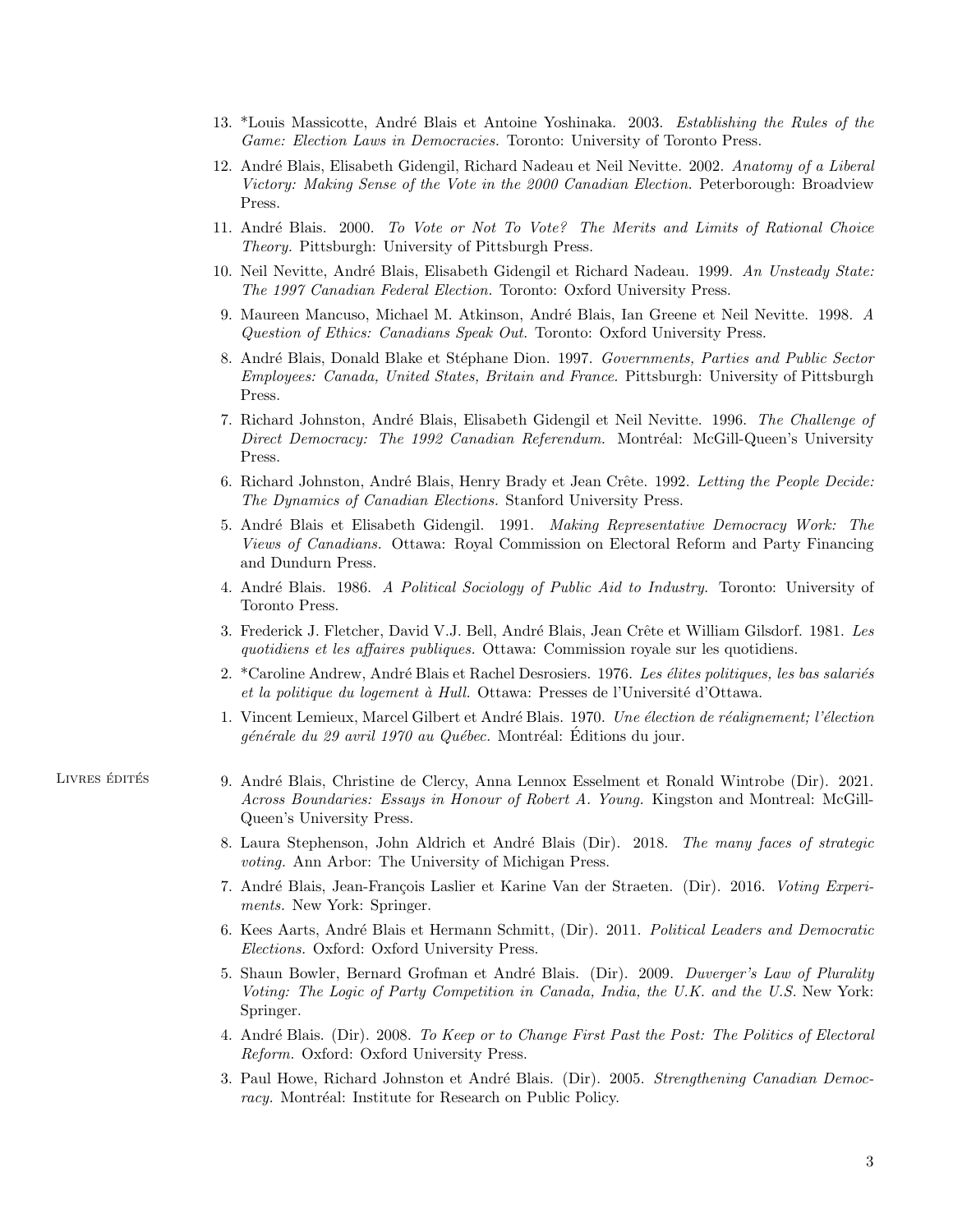13. *Louis Massicotte, André Blais et Antoine Yoshinaka. 2003. *Establishing the Rules of the Game: Election Laws in Democracies.* Toronto: University of Toronto Press.
12. André Blais, Elisabeth Gidengil, Richard Nadeau et Neil Nevitte. 2002. *Anatomy of a Liberal Victory: Making Sense of the Vote in the 2000 Canadian Election.* Peterborough: Broadview Press.
11. André Blais. 2000. *To Vote or Not To Vote? The Merits and Limits of Rational Choice Theory.* Pittsburgh: University of Pittsburgh Press.
10. Neil Nevitte, André Blais, Elisabeth Gidengil et Richard Nadeau. 1999. *An Unsteady State: The 1997 Canadian Federal Election.* Toronto: Oxford University Press.
9. Maureen Mancuso, Michael M. Atkinson, André Blais, Ian Greene et Neil Nevitte. 1998. *A Question of Ethics: Canadians Speak Out.* Toronto: Oxford University Press.
8. André Blais, Donald Blake et Stéphane Dion. 1997. *Governments, Parties and Public Sector Employees: Canada, United States, Britain and France.* Pittsburgh: University of Pittsburgh Press.
7. Richard Johnston, André Blais, Elisabeth Gidengil et Neil Nevitte. 1996. *The Challenge of Direct Democracy: The 1992 Canadian Referendum.* Montréal: McGill-Queen's University Press.
6. Richard Johnston, André Blais, Henry Brady et Jean Crête. 1992. *Letting the People Decide: The Dynamics of Canadian Elections.* Stanford University Press.
5. André Blais et Elisabeth Gidengil. 1991. *Making Representative Democracy Work: The Views of Canadians.* Ottawa: Royal Commission on Electoral Reform and Party Financing and Dundurn Press.
4. André Blais. 1986. *A Political Sociology of Public Aid to Industry.* Toronto: University of Toronto Press.
3. Frederick J. Fletcher, David V.J. Bell, André Blais, Jean Crête et William Gilsdorf. 1981. *Les quotidiens et les affaires publiques.* Ottawa: Commission royale sur les quotidiens.
2. *Caroline Andrew, André Blais et Rachel Desrosiers. 1976. *Les élites politiques, les bas salariés et la politique du logement à Hull.* Ottawa: Presses de l'Université d'Ottawa.
1. Vincent Lemieux, Marcel Gilbert et André Blais. 1970. *Une élection de réalignement; l'élection générale du 29 avril 1970 au Québec.* Montréal: Éditions du jour.

## Livres édités

9. André Blais, Christine de Clercy, Anna Lennox Esselment et Ronald Wintrobe (Dir). 2021. *Across Boundaries: Essays in Honour of Robert A. Young.* Kingston and Montreal: McGill-Queen's University Press.
8. Laura Stephenson, John Aldrich et André Blais (Dir). 2018. *The many faces of strategic voting.* Ann Arbor: The University of Michigan Press.
7. André Blais, Jean-François Laslier et Karine Van der Straeten. (Dir). 2016. *Voting Experiments.* New York: Springer.
6. Kees Aarts, André Blais et Hermann Schmitt, (Dir). 2011. *Political Leaders and Democratic Elections.* Oxford: Oxford University Press.
5. Shaun Bowler, Bernard Grofman et André Blais. (Dir). 2009. *Duverger's Law of Plurality Voting: The Logic of Party Competition in Canada, India, the U.K. and the U.S.* New York: Springer.
4. André Blais. (Dir). 2008. *To Keep or to Change First Past the Post: The Politics of Electoral Reform.* Oxford: Oxford University Press.
3. Paul Howe, Richard Johnston et André Blais. (Dir). 2005. *Strengthening Canadian Democracy.* Montréal: Institute for Research on Public Policy.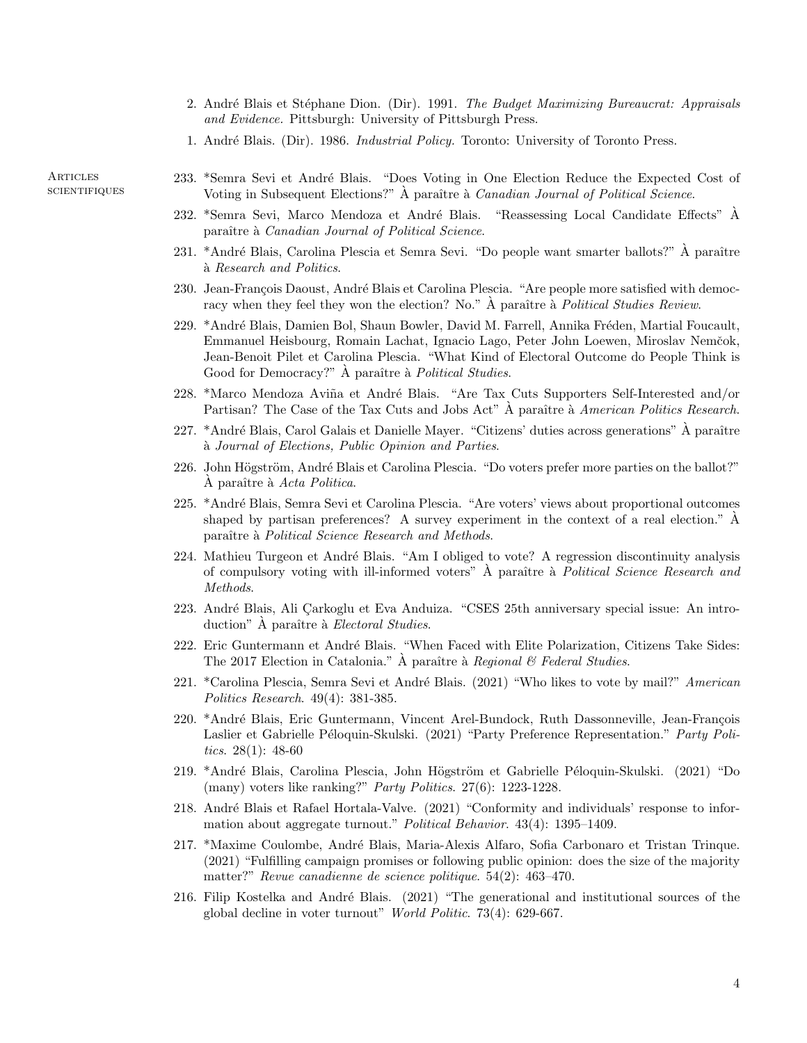2. André Blais et Stéphane Dion. (Dir). 1991. *The Budget Maximizing Bureaucrat: Appraisals and Evidence.* Pittsburgh: University of Pittsburgh Press.

1. André Blais. (Dir). 1986. *Industrial Policy.* Toronto: University of Toronto Press.

## Articles scientifiques

233. *Semra Sevi et André Blais. "Does Voting in One Election Reduce the Expected Cost of Voting in Subsequent Elections?" À paraître à *Canadian Journal of Political Science*.

232. *Semra Sevi, Marco Mendoza et André Blais. "Reassessing Local Candidate Effects" À paraître à *Canadian Journal of Political Science*.

231. *André Blais, Carolina Plescia et Semra Sevi. "Do people want smarter ballots?" À paraître à *Research and Politics*.

230. Jean-François Daoust, André Blais et Carolina Plescia. "Are people more satisfied with democracy when they feel they won the election? No." À paraître à *Political Studies Review*.

229. *André Blais, Damien Bol, Shaun Bowler, David M. Farrell, Annika Fréden, Martial Foucault, Emmanuel Heisbourg, Romain Lachat, Ignacio Lago, Peter John Loewen, Miroslav Nemčok, Jean-Benoit Pilet et Carolina Plescia. "What Kind of Electoral Outcome do People Think is Good for Democracy?" À paraître à *Political Studies*.

228. *Marco Mendoza Aviña et André Blais. "Are Tax Cuts Supporters Self-Interested and/or Partisan? The Case of the Tax Cuts and Jobs Act" À paraître à *American Politics Research*.

227. *André Blais, Carol Galais et Danielle Mayer. "Citizens' duties across generations" À paraître à *Journal of Elections, Public Opinion and Parties*.

226. John Högström, André Blais et Carolina Plescia. "Do voters prefer more parties on the ballot?" À paraître à *Acta Politica*.

225. *André Blais, Semra Sevi et Carolina Plescia. "Are voters' views about proportional outcomes shaped by partisan preferences? A survey experiment in the context of a real election." À paraître à *Political Science Research and Methods*.

224. Mathieu Turgeon et André Blais. "Am I obliged to vote? A regression discontinuity analysis of compulsory voting with ill-informed voters" À paraître à *Political Science Research and Methods*.

223. André Blais, Ali Çarkoglu et Eva Anduiza. "CSES 25th anniversary special issue: An introduction" À paraître à *Electoral Studies*.

222. Eric Guntermann et André Blais. "When Faced with Elite Polarization, Citizens Take Sides: The 2017 Election in Catalonia." À paraître à *Regional & Federal Studies*.

221. *Carolina Plescia, Semra Sevi et André Blais. (2021) "Who likes to vote by mail?" *American Politics Research*. 49(4): 381-385.

220. *André Blais, Eric Guntermann, Vincent Arel-Bundock, Ruth Dassonneville, Jean-François Laslier et Gabrielle Péloquin-Skulski. (2021) "Party Preference Representation." *Party Politics*. 28(1): 48-60

219. *André Blais, Carolina Plescia, John Högström et Gabrielle Péloquin-Skulski. (2021) "Do (many) voters like ranking?" *Party Politics*. 27(6): 1223-1228.

218. André Blais et Rafael Hortala-Valve. (2021) "Conformity and individuals' response to information about aggregate turnout." *Political Behavior*. 43(4): 1395–1409.

217. *Maxime Coulombe, André Blais, Maria-Alexis Alfaro, Sofia Carbonaro et Tristan Trinque. (2021) "Fulfilling campaign promises or following public opinion: does the size of the majority matter?" *Revue canadienne de science politique*. 54(2): 463–470.

216. Filip Kostelka and André Blais. (2021) "The generational and institutional sources of the global decline in voter turnout" *World Politic*. 73(4): 629-667.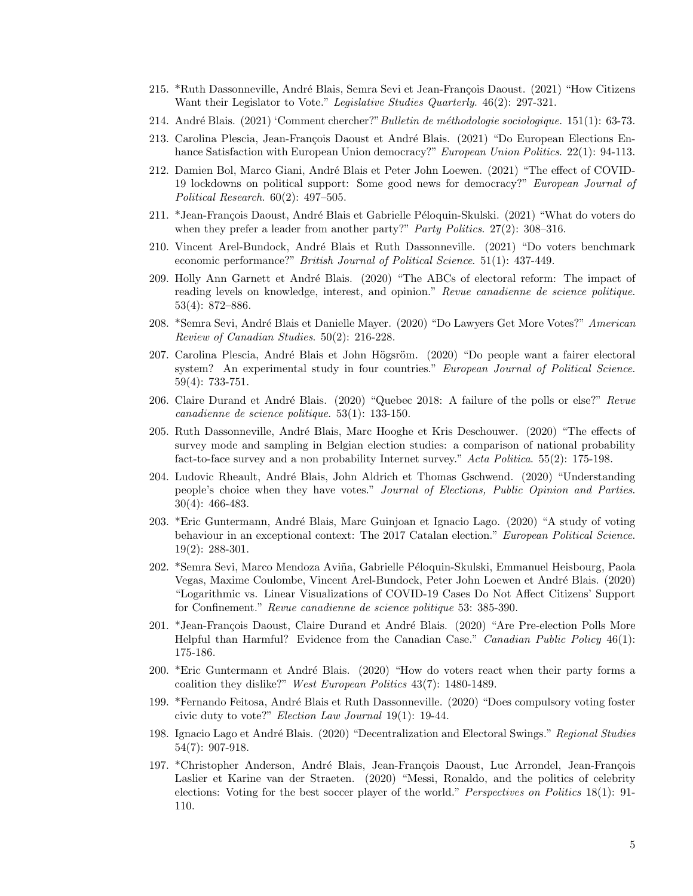215. *Ruth Dassonneville, André Blais, Semra Sevi et Jean-François Daoust. (2021) "How Citizens Want their Legislator to Vote." *Legislative Studies Quarterly*. 46(2): 297-321.

214. André Blais. (2021) 'Comment chercher?" *Bulletin de méthodologie sociologique*. 151(1): 63-73.

213. Carolina Plescia, Jean-François Daoust et André Blais. (2021) "Do European Elections Enhance Satisfaction with European Union democracy?" *European Union Politics*. 22(1): 94-113.

212. Damien Bol, Marco Giani, André Blais et Peter John Loewen. (2021) "The effect of COVID-19 lockdowns on political support: Some good news for democracy?" *European Journal of Political Research*. 60(2): 497–505.

211. *Jean-François Daoust, André Blais et Gabrielle Péloquin-Skulski. (2021) "What do voters do when they prefer a leader from another party?" *Party Politics*. 27(2): 308–316.

210. Vincent Arel-Bundock, André Blais et Ruth Dassonneville. (2021) "Do voters benchmark economic performance?" *British Journal of Political Science*. 51(1): 437-449.

209. Holly Ann Garnett et André Blais. (2020) "The ABCs of electoral reform: The impact of reading levels on knowledge, interest, and opinion." *Revue canadienne de science politique*. 53(4): 872–886.

208. *Semra Sevi, André Blais et Danielle Mayer. (2020) "Do Lawyers Get More Votes?" *American Review of Canadian Studies*. 50(2): 216-228.

207. Carolina Plescia, André Blais et John Högsröm. (2020) "Do people want a fairer electoral system? An experimental study in four countries." *European Journal of Political Science*. 59(4): 733-751.

206. Claire Durand et André Blais. (2020) "Quebec 2018: A failure of the polls or else?" *Revue canadienne de science politique*. 53(1): 133-150.

205. Ruth Dassonneville, André Blais, Marc Hooghe et Kris Deschouwer. (2020) "The effects of survey mode and sampling in Belgian election studies: a comparison of national probability fact-to-face survey and a non probability Internet survey." *Acta Politica*. 55(2): 175-198.

204. Ludovic Rheault, André Blais, John Aldrich et Thomas Gschwend. (2020) "Understanding people's choice when they have votes." *Journal of Elections, Public Opinion and Parties*. 30(4): 466-483.

203. *Eric Guntermann, André Blais, Marc Guinjoan et Ignacio Lago. (2020) "A study of voting behaviour in an exceptional context: The 2017 Catalan election." *European Political Science*. 19(2): 288-301.

202. *Semra Sevi, Marco Mendoza Aviña, Gabrielle Péloquin-Skulski, Emmanuel Heisbourg, Paola Vegas, Maxime Coulombe, Vincent Arel-Bundock, Peter John Loewen et André Blais. (2020) "Logarithmic vs. Linear Visualizations of COVID-19 Cases Do Not Affect Citizens' Support for Confinement." *Revue canadienne de science politique* 53: 385-390.

201. *Jean-François Daoust, Claire Durand et André Blais. (2020) "Are Pre-election Polls More Helpful than Harmful? Evidence from the Canadian Case." *Canadian Public Policy* 46(1): 175-186.

200. *Eric Guntermann et André Blais. (2020) "How do voters react when their party forms a coalition they dislike?" *West European Politics* 43(7): 1480-1489.

199. *Fernando Feitosa, André Blais et Ruth Dassonneville. (2020) "Does compulsory voting foster civic duty to vote?" *Election Law Journal* 19(1): 19-44.

198. Ignacio Lago et André Blais. (2020) "Decentralization and Electoral Swings." *Regional Studies* 54(7): 907-918.

197. *Christopher Anderson, André Blais, Jean-François Daoust, Luc Arrondel, Jean-François Laslier et Karine van der Straeten. (2020) "Messi, Ronaldo, and the politics of celebrity elections: Voting for the best soccer player of the world." *Perspectives on Politics* 18(1): 91-110.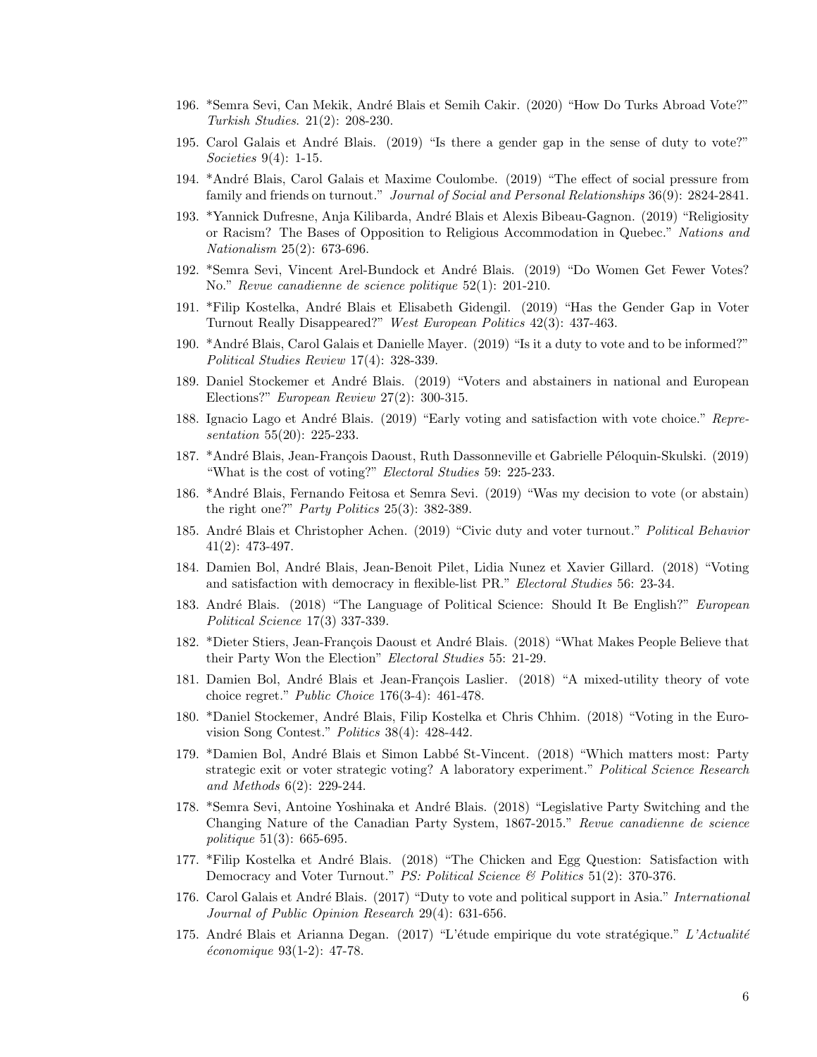196. *Semra Sevi, Can Mekik, André Blais et Semih Cakir. (2020) "How Do Turks Abroad Vote?" *Turkish Studies*. 21(2): 208-230.

195. Carol Galais et André Blais. (2019) "Is there a gender gap in the sense of duty to vote?" *Societies* 9(4): 1-15.

194. *André Blais, Carol Galais et Maxime Coulombe. (2019) "The effect of social pressure from family and friends on turnout." *Journal of Social and Personal Relationships* 36(9): 2824-2841.

193. *Yannick Dufresne, Anja Kilibarda, André Blais et Alexis Bibeau-Gagnon. (2019) "Religiosity or Racism? The Bases of Opposition to Religious Accommodation in Quebec." *Nations and Nationalism* 25(2): 673-696.

192. *Semra Sevi, Vincent Arel-Bundock et André Blais. (2019) "Do Women Get Fewer Votes? No." *Revue canadienne de science politique* 52(1): 201-210.

191. *Filip Kostelka, André Blais et Elisabeth Gidengil. (2019) "Has the Gender Gap in Voter Turnout Really Disappeared?" *West European Politics* 42(3): 437-463.

190. *André Blais, Carol Galais et Danielle Mayer. (2019) "Is it a duty to vote and to be informed?" *Political Studies Review* 17(4): 328-339.

189. Daniel Stockemer et André Blais. (2019) "Voters and abstainers in national and European Elections?" *European Review* 27(2): 300-315.

188. Ignacio Lago et André Blais. (2019) "Early voting and satisfaction with vote choice." *Representation* 55(20): 225-233.

187. *André Blais, Jean-François Daoust, Ruth Dassonneville et Gabrielle Péloquin-Skulski. (2019) "What is the cost of voting?" *Electoral Studies* 59: 225-233.

186. *André Blais, Fernando Feitosa et Semra Sevi. (2019) "Was my decision to vote (or abstain) the right one?" *Party Politics* 25(3): 382-389.

185. André Blais et Christopher Achen. (2019) "Civic duty and voter turnout." *Political Behavior* 41(2): 473-497.

184. Damien Bol, André Blais, Jean-Benoit Pilet, Lidia Nunez et Xavier Gillard. (2018) "Voting and satisfaction with democracy in flexible-list PR." *Electoral Studies* 56: 23-34.

183. André Blais. (2018) "The Language of Political Science: Should It Be English?" *European Political Science* 17(3) 337-339.

182. *Dieter Stiers, Jean-François Daoust et André Blais. (2018) "What Makes People Believe that their Party Won the Election" *Electoral Studies* 55: 21-29.

181. Damien Bol, André Blais et Jean-François Laslier. (2018) "A mixed-utility theory of vote choice regret." *Public Choice* 176(3-4): 461-478.

180. *Daniel Stockemer, André Blais, Filip Kostelka et Chris Chhim. (2018) "Voting in the Eurovision Song Contest." *Politics* 38(4): 428-442.

179. *Damien Bol, André Blais et Simon Labbé St-Vincent. (2018) "Which matters most: Party strategic exit or voter strategic voting? A laboratory experiment." *Political Science Research and Methods* 6(2): 229-244.

178. *Semra Sevi, Antoine Yoshinaka et André Blais. (2018) "Legislative Party Switching and the Changing Nature of the Canadian Party System, 1867-2015." *Revue canadienne de science politique* 51(3): 665-695.

177. *Filip Kostelka et André Blais. (2018) "The Chicken and Egg Question: Satisfaction with Democracy and Voter Turnout." *PS: Political Science & Politics* 51(2): 370-376.

176. Carol Galais et André Blais. (2017) "Duty to vote and political support in Asia." *International Journal of Public Opinion Research* 29(4): 631-656.

175. André Blais et Arianna Degan. (2017) "L'étude empirique du vote stratégique." *L'Actualité économique* 93(1-2): 47-78.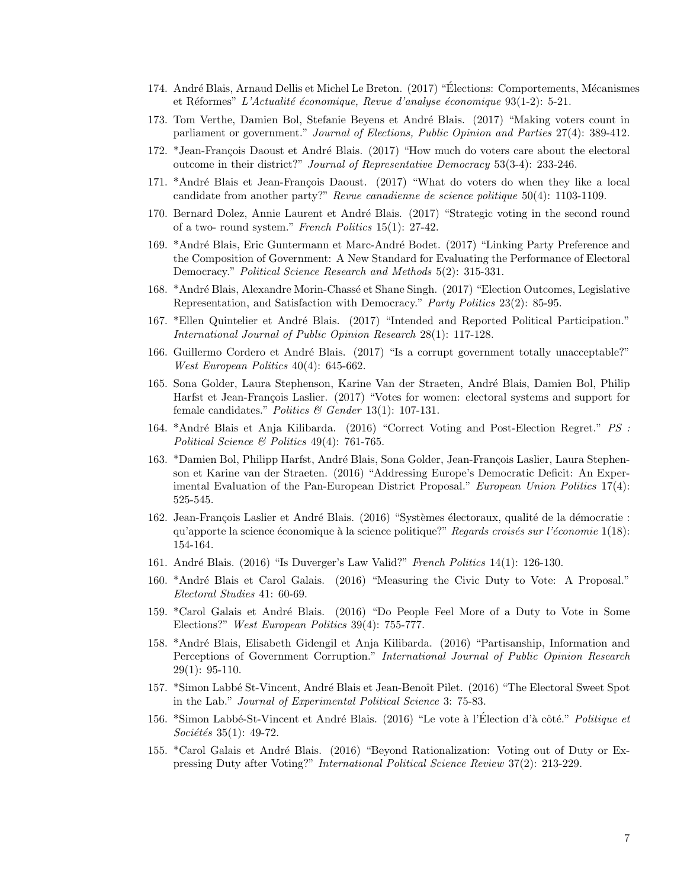174. André Blais, Arnaud Dellis et Michel Le Breton. (2017) "Élections: Comportements, Mécanismes et Réformes" *L'Actualité économique, Revue d'analyse économique* 93(1-2): 5-21.

173. Tom Verthe, Damien Bol, Stefanie Beyens et André Blais. (2017) "Making voters count in parliament or government." *Journal of Elections, Public Opinion and Parties* 27(4): 389-412.

172. *Jean-François Daoust et André Blais. (2017) "How much do voters care about the electoral outcome in their district?" *Journal of Representative Democracy* 53(3-4): 233-246.

171. *André Blais et Jean-François Daoust. (2017) "What do voters do when they like a local candidate from another party?" *Revue canadienne de science politique* 50(4): 1103-1109.

170. Bernard Dolez, Annie Laurent et André Blais. (2017) "Strategic voting in the second round of a two- round system." *French Politics* 15(1): 27-42.

169. *André Blais, Eric Guntermann et Marc-André Bodet. (2017) "Linking Party Preference and the Composition of Government: A New Standard for Evaluating the Performance of Electoral Democracy." *Political Science Research and Methods* 5(2): 315-331.

168. *André Blais, Alexandre Morin-Chassé et Shane Singh. (2017) "Election Outcomes, Legislative Representation, and Satisfaction with Democracy." *Party Politics* 23(2): 85-95.

167. *Ellen Quintelier et André Blais. (2017) "Intended and Reported Political Participation." *International Journal of Public Opinion Research* 28(1): 117-128.

166. Guillermo Cordero et André Blais. (2017) "Is a corrupt government totally unacceptable?" *West European Politics* 40(4): 645-662.

165. Sona Golder, Laura Stephenson, Karine Van der Straeten, André Blais, Damien Bol, Philip Harfst et Jean-François Laslier. (2017) "Votes for women: electoral systems and support for female candidates." *Politics & Gender* 13(1): 107-131.

164. *André Blais et Anja Kilibarda. (2016) "Correct Voting and Post-Election Regret." *PS : Political Science & Politics* 49(4): 761-765.

163. *Damien Bol, Philipp Harfst, André Blais, Sona Golder, Jean-François Laslier, Laura Stephenson et Karine van der Straeten. (2016) "Addressing Europe's Democratic Deficit: An Experimental Evaluation of the Pan-European District Proposal." *European Union Politics* 17(4): 525-545.

162. Jean-François Laslier et André Blais. (2016) "Systèmes électoraux, qualité de la démocratie : qu'apporte la science économique à la science politique?" *Regards croisés sur l'économie* 1(18): 154-164.

161. André Blais. (2016) "Is Duverger's Law Valid?" *French Politics* 14(1): 126-130.

160. *André Blais et Carol Galais. (2016) "Measuring the Civic Duty to Vote: A Proposal." *Electoral Studies* 41: 60-69.

159. *Carol Galais et André Blais. (2016) "Do People Feel More of a Duty to Vote in Some Elections?" *West European Politics* 39(4): 755-777.

158. *André Blais, Elisabeth Gidengil et Anja Kilibarda. (2016) "Partisanship, Information and Perceptions of Government Corruption." *International Journal of Public Opinion Research* 29(1): 95-110.

157. *Simon Labbé St-Vincent, André Blais et Jean-Benoît Pilet. (2016) "The Electoral Sweet Spot in the Lab." *Journal of Experimental Political Science* 3: 75-83.

156. *Simon Labbé-St-Vincent et André Blais. (2016) "Le vote à l'Élection d'à côté." *Politique et Sociétés* 35(1): 49-72.

155. *Carol Galais et André Blais. (2016) "Beyond Rationalization: Voting out of Duty or Expressing Duty after Voting?" *International Political Science Review* 37(2): 213-229.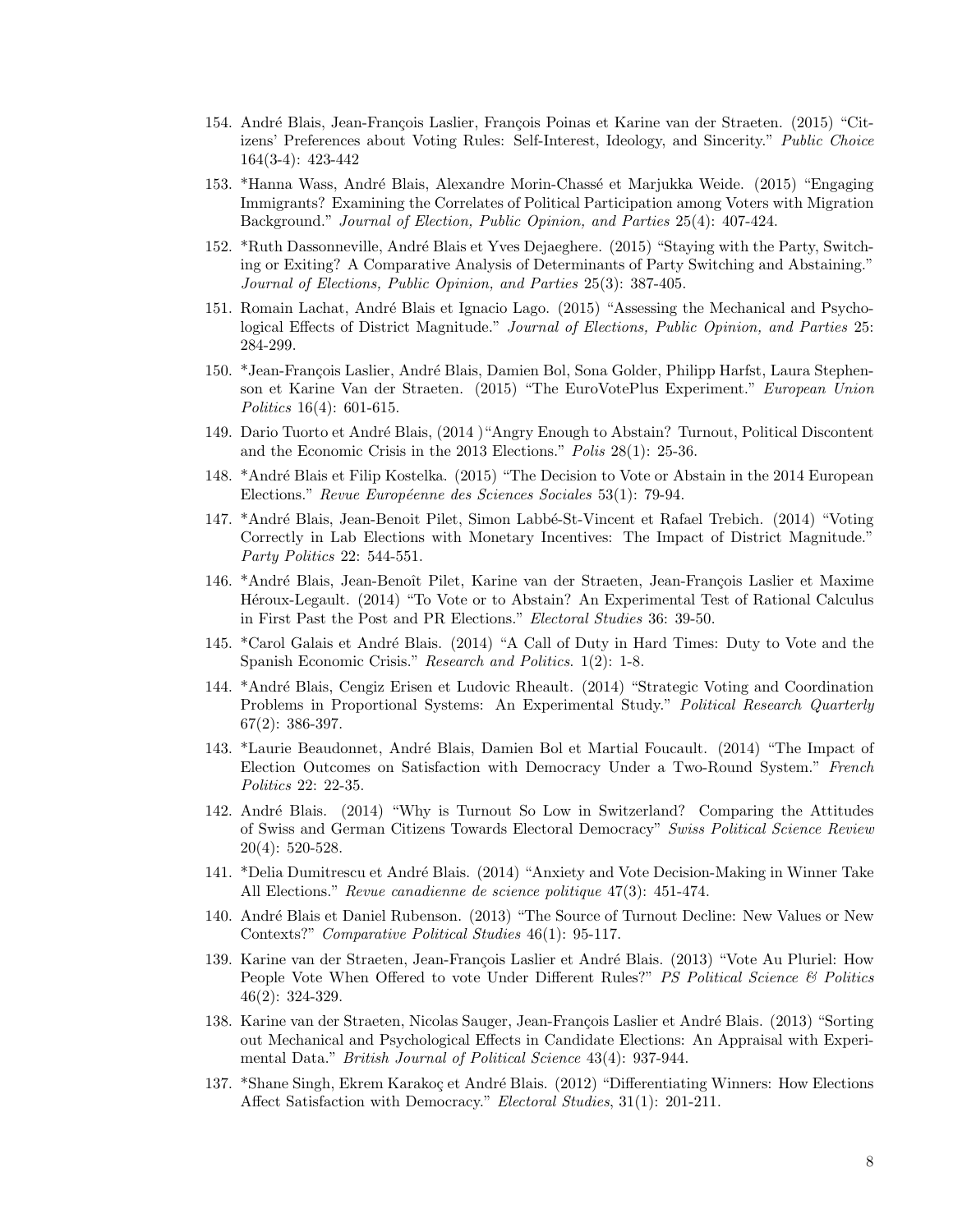154. André Blais, Jean-François Laslier, François Poinas et Karine van der Straeten. (2015) "Citizens' Preferences about Voting Rules: Self-Interest, Ideology, and Sincerity." *Public Choice* 164(3-4): 423-442

153. *Hanna Wass, André Blais, Alexandre Morin-Chassé et Marjukka Weide. (2015) "Engaging Immigrants? Examining the Correlates of Political Participation among Voters with Migration Background." *Journal of Election, Public Opinion, and Parties* 25(4): 407-424.

152. *Ruth Dassonneville, André Blais et Yves Dejaeghere. (2015) "Staying with the Party, Switching or Exiting? A Comparative Analysis of Determinants of Party Switching and Abstaining." *Journal of Elections, Public Opinion, and Parties* 25(3): 387-405.

151. Romain Lachat, André Blais et Ignacio Lago. (2015) "Assessing the Mechanical and Psychological Effects of District Magnitude." *Journal of Elections, Public Opinion, and Parties* 25: 284-299.

150. *Jean-François Laslier, André Blais, Damien Bol, Sona Golder, Philipp Harfst, Laura Stephenson et Karine Van der Straeten. (2015) "The EuroVotePlus Experiment." *European Union Politics* 16(4): 601-615.

149. Dario Tuorto et André Blais, (2014 )"Angry Enough to Abstain? Turnout, Political Discontent and the Economic Crisis in the 2013 Elections." *Polis* 28(1): 25-36.

148. *André Blais et Filip Kostelka. (2015) "The Decision to Vote or Abstain in the 2014 European Elections." *Revue Européenne des Sciences Sociales* 53(1): 79-94.

147. *André Blais, Jean-Benoit Pilet, Simon Labbé-St-Vincent et Rafael Trebich. (2014) "Voting Correctly in Lab Elections with Monetary Incentives: The Impact of District Magnitude." *Party Politics* 22: 544-551.

146. *André Blais, Jean-Benoît Pilet, Karine van der Straeten, Jean-François Laslier et Maxime Héroux-Legault. (2014) "To Vote or to Abstain? An Experimental Test of Rational Calculus in First Past the Post and PR Elections." *Electoral Studies* 36: 39-50.

145. *Carol Galais et André Blais. (2014) "A Call of Duty in Hard Times: Duty to Vote and the Spanish Economic Crisis." *Research and Politics*. 1(2): 1-8.

144. *André Blais, Cengiz Erisen et Ludovic Rheault. (2014) "Strategic Voting and Coordination Problems in Proportional Systems: An Experimental Study." *Political Research Quarterly* 67(2): 386-397.

143. *Laurie Beaudonnet, André Blais, Damien Bol et Martial Foucault. (2014) "The Impact of Election Outcomes on Satisfaction with Democracy Under a Two-Round System." *French Politics* 22: 22-35.

142. André Blais. (2014) "Why is Turnout So Low in Switzerland? Comparing the Attitudes of Swiss and German Citizens Towards Electoral Democracy" *Swiss Political Science Review* 20(4): 520-528.

141. *Delia Dumitrescu et André Blais. (2014) "Anxiety and Vote Decision-Making in Winner Take All Elections." *Revue canadienne de science politique* 47(3): 451-474.

140. André Blais et Daniel Rubenson. (2013) "The Source of Turnout Decline: New Values or New Contexts?" *Comparative Political Studies* 46(1): 95-117.

139. Karine van der Straeten, Jean-François Laslier et André Blais. (2013) "Vote Au Pluriel: How People Vote When Offered to vote Under Different Rules?" *PS Political Science & Politics* 46(2): 324-329.

138. Karine van der Straeten, Nicolas Sauger, Jean-François Laslier et André Blais. (2013) "Sorting out Mechanical and Psychological Effects in Candidate Elections: An Appraisal with Experimental Data." *British Journal of Political Science* 43(4): 937-944.

137. *Shane Singh, Ekrem Karakoç et André Blais. (2012) "Differentiating Winners: How Elections Affect Satisfaction with Democracy." *Electoral Studies*, 31(1): 201-211.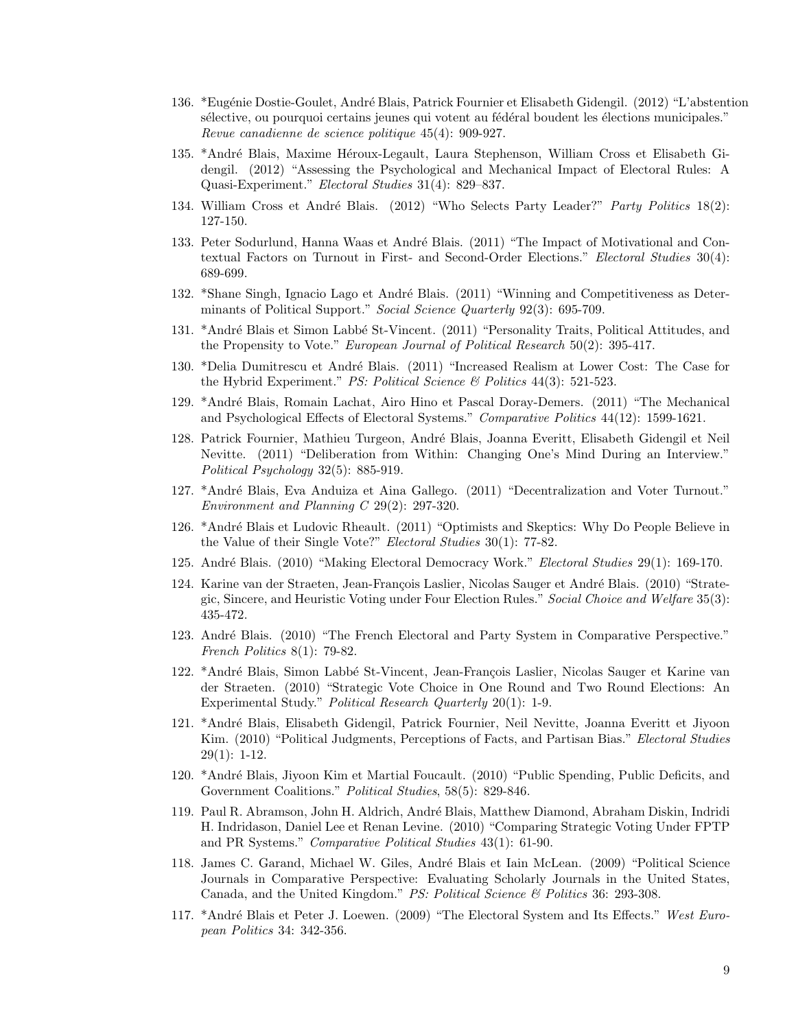136. *Eugénie Dostie-Goulet, André Blais, Patrick Fournier et Elisabeth Gidengil. (2012) "L'abstention sélective, ou pourquoi certains jeunes qui votent au fédéral boudent les élections municipales." *Revue canadienne de science politique* 45(4): 909-927.

135. *André Blais, Maxime Héroux-Legault, Laura Stephenson, William Cross et Elisabeth Gidengil. (2012) "Assessing the Psychological and Mechanical Impact of Electoral Rules: A Quasi-Experiment." *Electoral Studies* 31(4): 829–837.

134. William Cross et André Blais. (2012) "Who Selects Party Leader?" *Party Politics* 18(2): 127-150.

133. Peter Sodurlund, Hanna Waas et André Blais. (2011) "The Impact of Motivational and Contextual Factors on Turnout in First- and Second-Order Elections." *Electoral Studies* 30(4): 689-699.

132. *Shane Singh, Ignacio Lago et André Blais. (2011) "Winning and Competitiveness as Determinants of Political Support." *Social Science Quarterly* 92(3): 695-709.

131. *André Blais et Simon Labbé St-Vincent. (2011) "Personality Traits, Political Attitudes, and the Propensity to Vote." *European Journal of Political Research* 50(2): 395-417.

130. *Delia Dumitrescu et André Blais. (2011) "Increased Realism at Lower Cost: The Case for the Hybrid Experiment." *PS: Political Science & Politics* 44(3): 521-523.

129. *André Blais, Romain Lachat, Airo Hino et Pascal Doray-Demers. (2011) "The Mechanical and Psychological Effects of Electoral Systems." *Comparative Politics* 44(12): 1599-1621.

128. Patrick Fournier, Mathieu Turgeon, André Blais, Joanna Everitt, Elisabeth Gidengil et Neil Nevitte. (2011) "Deliberation from Within: Changing One's Mind During an Interview." *Political Psychology* 32(5): 885-919.

127. *André Blais, Eva Anduiza et Aina Gallego. (2011) "Decentralization and Voter Turnout." *Environment and Planning C* 29(2): 297-320.

126. *André Blais et Ludovic Rheault. (2011) "Optimists and Skeptics: Why Do People Believe in the Value of their Single Vote?" *Electoral Studies* 30(1): 77-82.

125. André Blais. (2010) "Making Electoral Democracy Work." *Electoral Studies* 29(1): 169-170.

124. Karine van der Straeten, Jean-François Laslier, Nicolas Sauger et André Blais. (2010) "Strategic, Sincere, and Heuristic Voting under Four Election Rules." *Social Choice and Welfare* 35(3): 435-472.

123. André Blais. (2010) "The French Electoral and Party System in Comparative Perspective." *French Politics* 8(1): 79-82.

122. *André Blais, Simon Labbé St-Vincent, Jean-François Laslier, Nicolas Sauger et Karine van der Straeten. (2010) "Strategic Vote Choice in One Round and Two Round Elections: An Experimental Study." *Political Research Quarterly* 20(1): 1-9.

121. *André Blais, Elisabeth Gidengil, Patrick Fournier, Neil Nevitte, Joanna Everitt et Jiyoon Kim. (2010) "Political Judgments, Perceptions of Facts, and Partisan Bias." *Electoral Studies* 29(1): 1-12.

120. *André Blais, Jiyoon Kim et Martial Foucault. (2010) "Public Spending, Public Deficits, and Government Coalitions." *Political Studies*, 58(5): 829-846.

119. Paul R. Abramson, John H. Aldrich, André Blais, Matthew Diamond, Abraham Diskin, Indridi H. Indridason, Daniel Lee et Renan Levine. (2010) "Comparing Strategic Voting Under FPTP and PR Systems." *Comparative Political Studies* 43(1): 61-90.

118. James C. Garand, Michael W. Giles, André Blais et Iain McLean. (2009) "Political Science Journals in Comparative Perspective: Evaluating Scholarly Journals in the United States, Canada, and the United Kingdom." *PS: Political Science & Politics* 36: 293-308.

117. *André Blais et Peter J. Loewen. (2009) "The Electoral System and Its Effects." *West European Politics* 34: 342-356.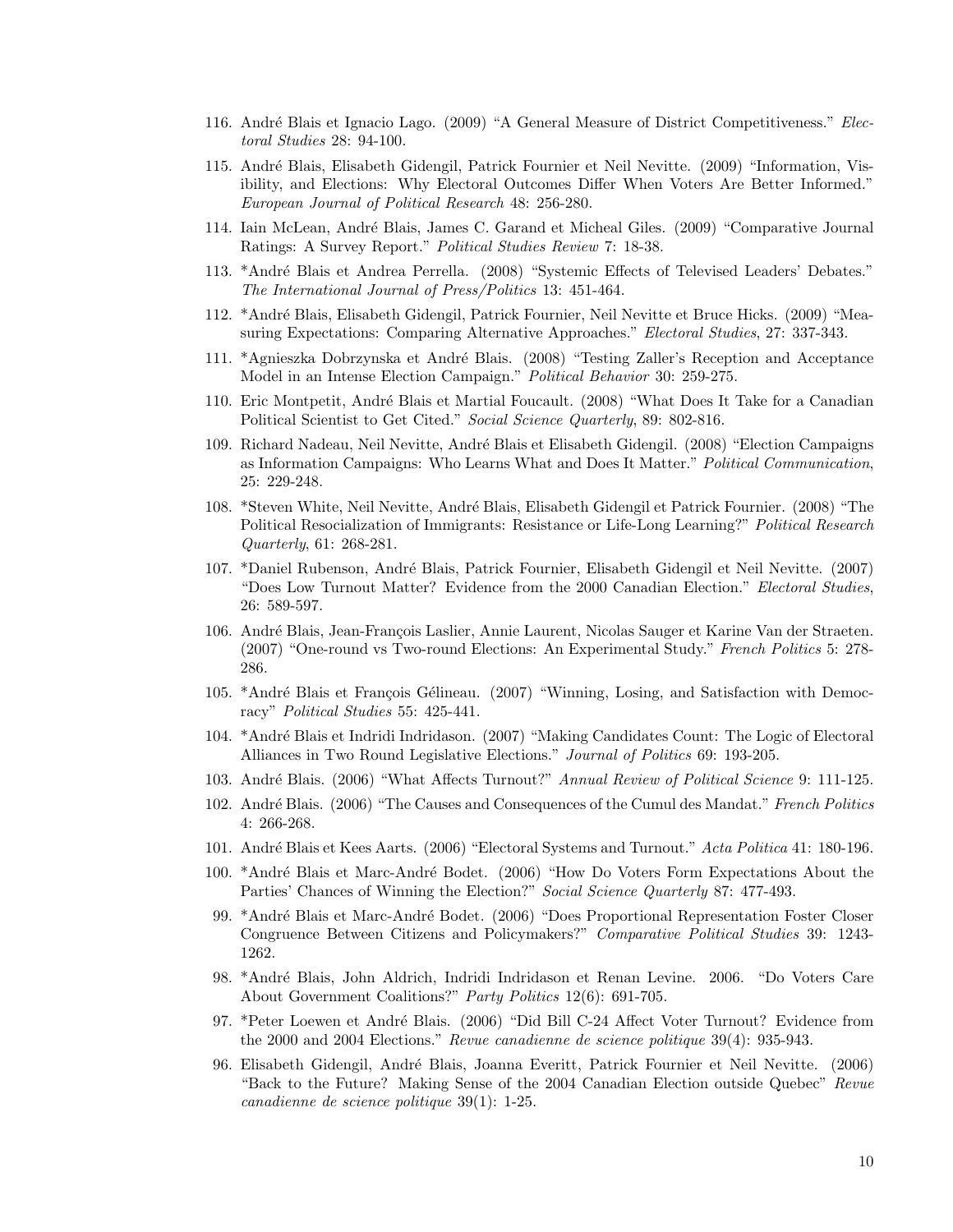116. André Blais et Ignacio Lago. (2009) "A General Measure of District Competitiveness." *Electoral Studies* 28: 94-100.

115. André Blais, Elisabeth Gidengil, Patrick Fournier et Neil Nevitte. (2009) "Information, Visibility, and Elections: Why Electoral Outcomes Differ When Voters Are Better Informed." *European Journal of Political Research* 48: 256-280.

114. Iain McLean, André Blais, James C. Garand et Micheal Giles. (2009) "Comparative Journal Ratings: A Survey Report." *Political Studies Review* 7: 18-38.

113. *André Blais et Andrea Perrella. (2008) "Systemic Effects of Televised Leaders' Debates." *The International Journal of Press/Politics* 13: 451-464.

112. *André Blais, Elisabeth Gidengil, Patrick Fournier, Neil Nevitte et Bruce Hicks. (2009) "Measuring Expectations: Comparing Alternative Approaches." *Electoral Studies*, 27: 337-343.

111. *Agnieszka Dobrzynska et André Blais. (2008) "Testing Zaller's Reception and Acceptance Model in an Intense Election Campaign." *Political Behavior* 30: 259-275.

110. Eric Montpetit, André Blais et Martial Foucault. (2008) "What Does It Take for a Canadian Political Scientist to Get Cited." *Social Science Quarterly*, 89: 802-816.

109. Richard Nadeau, Neil Nevitte, André Blais et Elisabeth Gidengil. (2008) "Election Campaigns as Information Campaigns: Who Learns What and Does It Matter." *Political Communication*, 25: 229-248.

108. *Steven White, Neil Nevitte, André Blais, Elisabeth Gidengil et Patrick Fournier. (2008) "The Political Resocialization of Immigrants: Resistance or Life-Long Learning?" *Political Research Quarterly*, 61: 268-281.

107. *Daniel Rubenson, André Blais, Patrick Fournier, Elisabeth Gidengil et Neil Nevitte. (2007) "Does Low Turnout Matter? Evidence from the 2000 Canadian Election." *Electoral Studies*, 26: 589-597.

106. André Blais, Jean-François Laslier, Annie Laurent, Nicolas Sauger et Karine Van der Straeten. (2007) "One-round vs Two-round Elections: An Experimental Study." *French Politics* 5: 278-286.

105. *André Blais et François Gélineau. (2007) "Winning, Losing, and Satisfaction with Democracy" *Political Studies* 55: 425-441.

104. *André Blais et Indridi Indridason. (2007) "Making Candidates Count: The Logic of Electoral Alliances in Two Round Legislative Elections." *Journal of Politics* 69: 193-205.

103. André Blais. (2006) "What Affects Turnout?" *Annual Review of Political Science* 9: 111-125.

102. André Blais. (2006) "The Causes and Consequences of the Cumul des Mandat." *French Politics* 4: 266-268.

101. André Blais et Kees Aarts. (2006) "Electoral Systems and Turnout." *Acta Politica* 41: 180-196.

100. *André Blais et Marc-André Bodet. (2006) "How Do Voters Form Expectations About the Parties' Chances of Winning the Election?" *Social Science Quarterly* 87: 477-493.

99. *André Blais et Marc-André Bodet. (2006) "Does Proportional Representation Foster Closer Congruence Between Citizens and Policymakers?" *Comparative Political Studies* 39: 1243-1262.

98. *André Blais, John Aldrich, Indridi Indridason et Renan Levine. 2006. "Do Voters Care About Government Coalitions?" *Party Politics* 12(6): 691-705.

97. *Peter Loewen et André Blais. (2006) "Did Bill C-24 Affect Voter Turnout? Evidence from the 2000 and 2004 Elections." *Revue canadienne de science politique* 39(4): 935-943.

96. Elisabeth Gidengil, André Blais, Joanna Everitt, Patrick Fournier et Neil Nevitte. (2006) "Back to the Future? Making Sense of the 2004 Canadian Election outside Quebec" *Revue canadienne de science politique* 39(1): 1-25.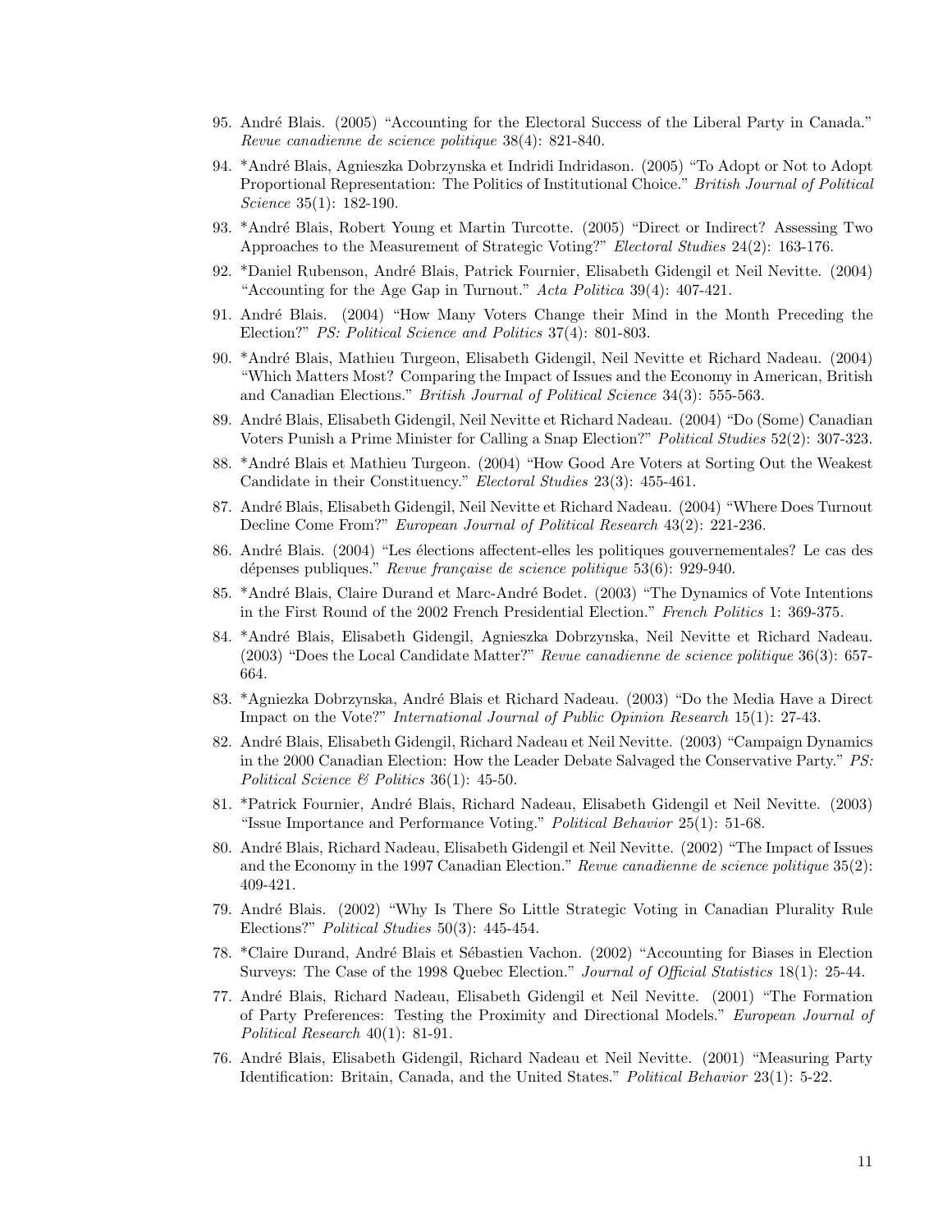95. André Blais. (2005) "Accounting for the Electoral Success of the Liberal Party in Canada." *Revue canadienne de science politique* 38(4): 821-840.

94. *André Blais, Agnieszka Dobrzynska et Indridi Indridason. (2005) "To Adopt or Not to Adopt Proportional Representation: The Politics of Institutional Choice." *British Journal of Political Science* 35(1): 182-190.

93. *André Blais, Robert Young et Martin Turcotte. (2005) "Direct or Indirect? Assessing Two Approaches to the Measurement of Strategic Voting?" *Electoral Studies* 24(2): 163-176.

92. *Daniel Rubenson, André Blais, Patrick Fournier, Elisabeth Gidengil et Neil Nevitte. (2004) "Accounting for the Age Gap in Turnout." *Acta Politica* 39(4): 407-421.

91. André Blais. (2004) "How Many Voters Change their Mind in the Month Preceding the Election?" *PS: Political Science and Politics* 37(4): 801-803.

90. *André Blais, Mathieu Turgeon, Elisabeth Gidengil, Neil Nevitte et Richard Nadeau. (2004) "Which Matters Most? Comparing the Impact of Issues and the Economy in American, British and Canadian Elections." *British Journal of Political Science* 34(3): 555-563.

89. André Blais, Elisabeth Gidengil, Neil Nevitte et Richard Nadeau. (2004) "Do (Some) Canadian Voters Punish a Prime Minister for Calling a Snap Election?" *Political Studies* 52(2): 307-323.

88. *André Blais et Mathieu Turgeon. (2004) "How Good Are Voters at Sorting Out the Weakest Candidate in their Constituency." *Electoral Studies* 23(3): 455-461.

87. André Blais, Elisabeth Gidengil, Neil Nevitte et Richard Nadeau. (2004) "Where Does Turnout Decline Come From?" *European Journal of Political Research* 43(2): 221-236.

86. André Blais. (2004) "Les élections affectent-elles les politiques gouvernementales? Le cas des dépenses publiques." *Revue française de science politique* 53(6): 929-940.

85. *André Blais, Claire Durand et Marc-André Bodet. (2003) "The Dynamics of Vote Intentions in the First Round of the 2002 French Presidential Election." *French Politics* 1: 369-375.

84. *André Blais, Elisabeth Gidengil, Agnieszka Dobrzynska, Neil Nevitte et Richard Nadeau. (2003) "Does the Local Candidate Matter?" *Revue canadienne de science politique* 36(3): 657-664.

83. *Agniezka Dobrzynska, André Blais et Richard Nadeau. (2003) "Do the Media Have a Direct Impact on the Vote?" *International Journal of Public Opinion Research* 15(1): 27-43.

82. André Blais, Elisabeth Gidengil, Richard Nadeau et Neil Nevitte. (2003) "Campaign Dynamics in the 2000 Canadian Election: How the Leader Debate Salvaged the Conservative Party." *PS: Political Science & Politics* 36(1): 45-50.

81. *Patrick Fournier, André Blais, Richard Nadeau, Elisabeth Gidengil et Neil Nevitte. (2003) "Issue Importance and Performance Voting." *Political Behavior* 25(1): 51-68.

80. André Blais, Richard Nadeau, Elisabeth Gidengil et Neil Nevitte. (2002) "The Impact of Issues and the Economy in the 1997 Canadian Election." *Revue canadienne de science politique* 35(2): 409-421.

79. André Blais. (2002) "Why Is There So Little Strategic Voting in Canadian Plurality Rule Elections?" *Political Studies* 50(3): 445-454.

78. *Claire Durand, André Blais et Sébastien Vachon. (2002) "Accounting for Biases in Election Surveys: The Case of the 1998 Quebec Election." *Journal of Official Statistics* 18(1): 25-44.

77. André Blais, Richard Nadeau, Elisabeth Gidengil et Neil Nevitte. (2001) "The Formation of Party Preferences: Testing the Proximity and Directional Models." *European Journal of Political Research* 40(1): 81-91.

76. André Blais, Elisabeth Gidengil, Richard Nadeau et Neil Nevitte. (2001) "Measuring Party Identification: Britain, Canada, and the United States." *Political Behavior* 23(1): 5-22.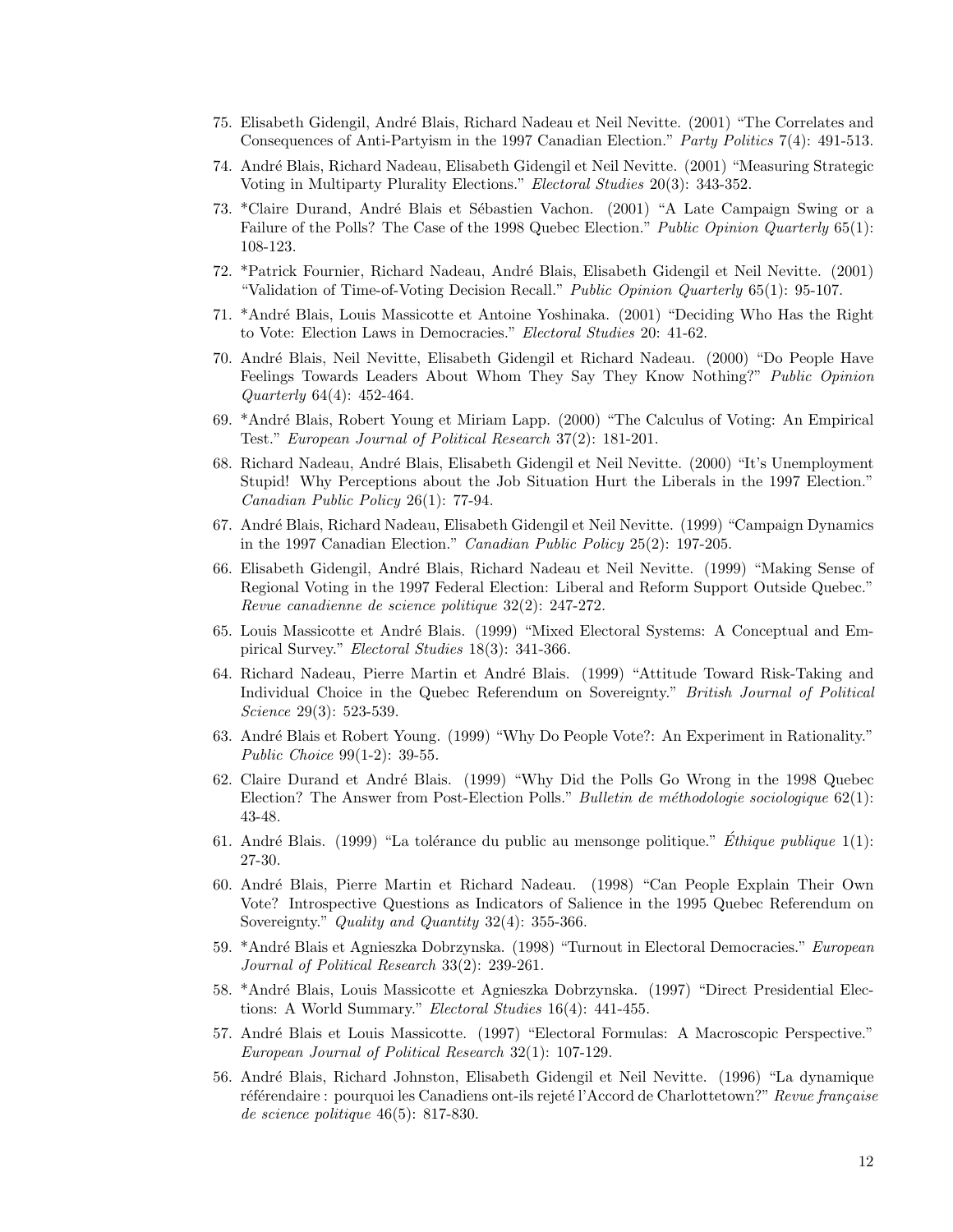75. Elisabeth Gidengil, André Blais, Richard Nadeau et Neil Nevitte. (2001) "The Correlates and Consequences of Anti-Partyism in the 1997 Canadian Election." *Party Politics* 7(4): 491-513.

74. André Blais, Richard Nadeau, Elisabeth Gidengil et Neil Nevitte. (2001) "Measuring Strategic Voting in Multiparty Plurality Elections." *Electoral Studies* 20(3): 343-352.

73. *Claire Durand, André Blais et Sébastien Vachon. (2001) "A Late Campaign Swing or a Failure of the Polls? The Case of the 1998 Quebec Election." *Public Opinion Quarterly* 65(1): 108-123.

72. *Patrick Fournier, Richard Nadeau, André Blais, Elisabeth Gidengil et Neil Nevitte. (2001) "Validation of Time-of-Voting Decision Recall." *Public Opinion Quarterly* 65(1): 95-107.

71. *André Blais, Louis Massicotte et Antoine Yoshinaka. (2001) "Deciding Who Has the Right to Vote: Election Laws in Democracies." *Electoral Studies* 20: 41-62.

70. André Blais, Neil Nevitte, Elisabeth Gidengil et Richard Nadeau. (2000) "Do People Have Feelings Towards Leaders About Whom They Say They Know Nothing?" *Public Opinion Quarterly* 64(4): 452-464.

69. *André Blais, Robert Young et Miriam Lapp. (2000) "The Calculus of Voting: An Empirical Test." *European Journal of Political Research* 37(2): 181-201.

68. Richard Nadeau, André Blais, Elisabeth Gidengil et Neil Nevitte. (2000) "It's Unemployment Stupid! Why Perceptions about the Job Situation Hurt the Liberals in the 1997 Election." *Canadian Public Policy* 26(1): 77-94.

67. André Blais, Richard Nadeau, Elisabeth Gidengil et Neil Nevitte. (1999) "Campaign Dynamics in the 1997 Canadian Election." *Canadian Public Policy* 25(2): 197-205.

66. Elisabeth Gidengil, André Blais, Richard Nadeau et Neil Nevitte. (1999) "Making Sense of Regional Voting in the 1997 Federal Election: Liberal and Reform Support Outside Quebec." *Revue canadienne de science politique* 32(2): 247-272.

65. Louis Massicotte et André Blais. (1999) "Mixed Electoral Systems: A Conceptual and Empirical Survey." *Electoral Studies* 18(3): 341-366.

64. Richard Nadeau, Pierre Martin et André Blais. (1999) "Attitude Toward Risk-Taking and Individual Choice in the Quebec Referendum on Sovereignty." *British Journal of Political Science* 29(3): 523-539.

63. André Blais et Robert Young. (1999) "Why Do People Vote?: An Experiment in Rationality." *Public Choice* 99(1-2): 39-55.

62. Claire Durand et André Blais. (1999) "Why Did the Polls Go Wrong in the 1998 Quebec Election? The Answer from Post-Election Polls." *Bulletin de méthodologie sociologique* 62(1): 43-48.

61. André Blais. (1999) "La tolérance du public au mensonge politique." *Éthique publique* 1(1): 27-30.

60. André Blais, Pierre Martin et Richard Nadeau. (1998) "Can People Explain Their Own Vote? Introspective Questions as Indicators of Salience in the 1995 Quebec Referendum on Sovereignty." *Quality and Quantity* 32(4): 355-366.

59. *André Blais et Agnieszka Dobrzynska. (1998) "Turnout in Electoral Democracies." *European Journal of Political Research* 33(2): 239-261.

58. *André Blais, Louis Massicotte et Agnieszka Dobrzynska. (1997) "Direct Presidential Elections: A World Summary." *Electoral Studies* 16(4): 441-455.

57. André Blais et Louis Massicotte. (1997) "Electoral Formulas: A Macroscopic Perspective." *European Journal of Political Research* 32(1): 107-129.

56. André Blais, Richard Johnston, Elisabeth Gidengil et Neil Nevitte. (1996) "La dynamique référendaire : pourquoi les Canadiens ont-ils rejeté l'Accord de Charlottetown?" *Revue française de science politique* 46(5): 817-830.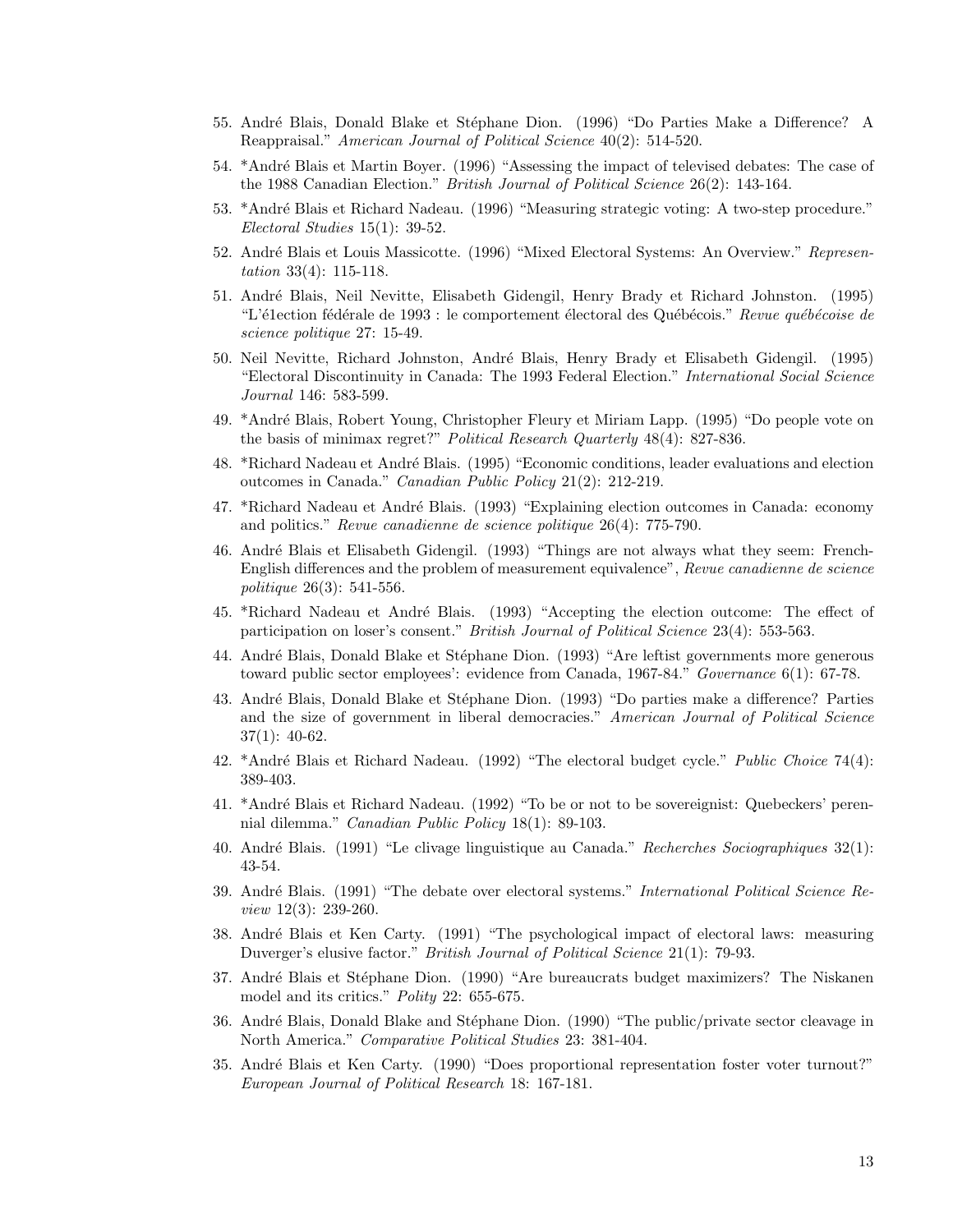55. André Blais, Donald Blake et Stéphane Dion. (1996) "Do Parties Make a Difference? A Reappraisal." *American Journal of Political Science* 40(2): 514-520.

54. *André Blais et Martin Boyer. (1996) "Assessing the impact of televised debates: The case of the 1988 Canadian Election." *British Journal of Political Science* 26(2): 143-164.

53. *André Blais et Richard Nadeau. (1996) "Measuring strategic voting: A two-step procedure." *Electoral Studies* 15(1): 39-52.

52. André Blais et Louis Massicotte. (1996) "Mixed Electoral Systems: An Overview." *Representation* 33(4): 115-118.

51. André Blais, Neil Nevitte, Elisabeth Gidengil, Henry Brady et Richard Johnston. (1995) "L'é1ection fédérale de 1993 : le comportement électoral des Québécois." *Revue québécoise de science politique* 27: 15-49.

50. Neil Nevitte, Richard Johnston, André Blais, Henry Brady et Elisabeth Gidengil. (1995) "Electoral Discontinuity in Canada: The 1993 Federal Election." *International Social Science Journal* 146: 583-599.

49. *André Blais, Robert Young, Christopher Fleury et Miriam Lapp. (1995) "Do people vote on the basis of minimax regret?" *Political Research Quarterly* 48(4): 827-836.

48. *Richard Nadeau et André Blais. (1995) "Economic conditions, leader evaluations and election outcomes in Canada." *Canadian Public Policy* 21(2): 212-219.

47. *Richard Nadeau et André Blais. (1993) "Explaining election outcomes in Canada: economy and politics." *Revue canadienne de science politique* 26(4): 775-790.

46. André Blais et Elisabeth Gidengil. (1993) "Things are not always what they seem: French-English differences and the problem of measurement equivalence", *Revue canadienne de science politique* 26(3): 541-556.

45. *Richard Nadeau et André Blais. (1993) "Accepting the election outcome: The effect of participation on loser's consent." *British Journal of Political Science* 23(4): 553-563.

44. André Blais, Donald Blake et Stéphane Dion. (1993) "Are leftist governments more generous toward public sector employees': evidence from Canada, 1967-84." *Governance* 6(1): 67-78.

43. André Blais, Donald Blake et Stéphane Dion. (1993) "Do parties make a difference? Parties and the size of government in liberal democracies." *American Journal of Political Science* 37(1): 40-62.

42. *André Blais et Richard Nadeau. (1992) "The electoral budget cycle." *Public Choice* 74(4): 389-403.

41. *André Blais et Richard Nadeau. (1992) "To be or not to be sovereignist: Quebeckers' perennial dilemma." *Canadian Public Policy* 18(1): 89-103.

40. André Blais. (1991) "Le clivage linguistique au Canada." *Recherches Sociographiques* 32(1): 43-54.

39. André Blais. (1991) "The debate over electoral systems." *International Political Science Review* 12(3): 239-260.

38. André Blais et Ken Carty. (1991) "The psychological impact of electoral laws: measuring Duverger's elusive factor." *British Journal of Political Science* 21(1): 79-93.

37. André Blais et Stéphane Dion. (1990) "Are bureaucrats budget maximizers? The Niskanen model and its critics." *Polity* 22: 655-675.

36. André Blais, Donald Blake and Stéphane Dion. (1990) "The public/private sector cleavage in North America." *Comparative Political Studies* 23: 381-404.

35. André Blais et Ken Carty. (1990) "Does proportional representation foster voter turnout?" *European Journal of Political Research* 18: 167-181.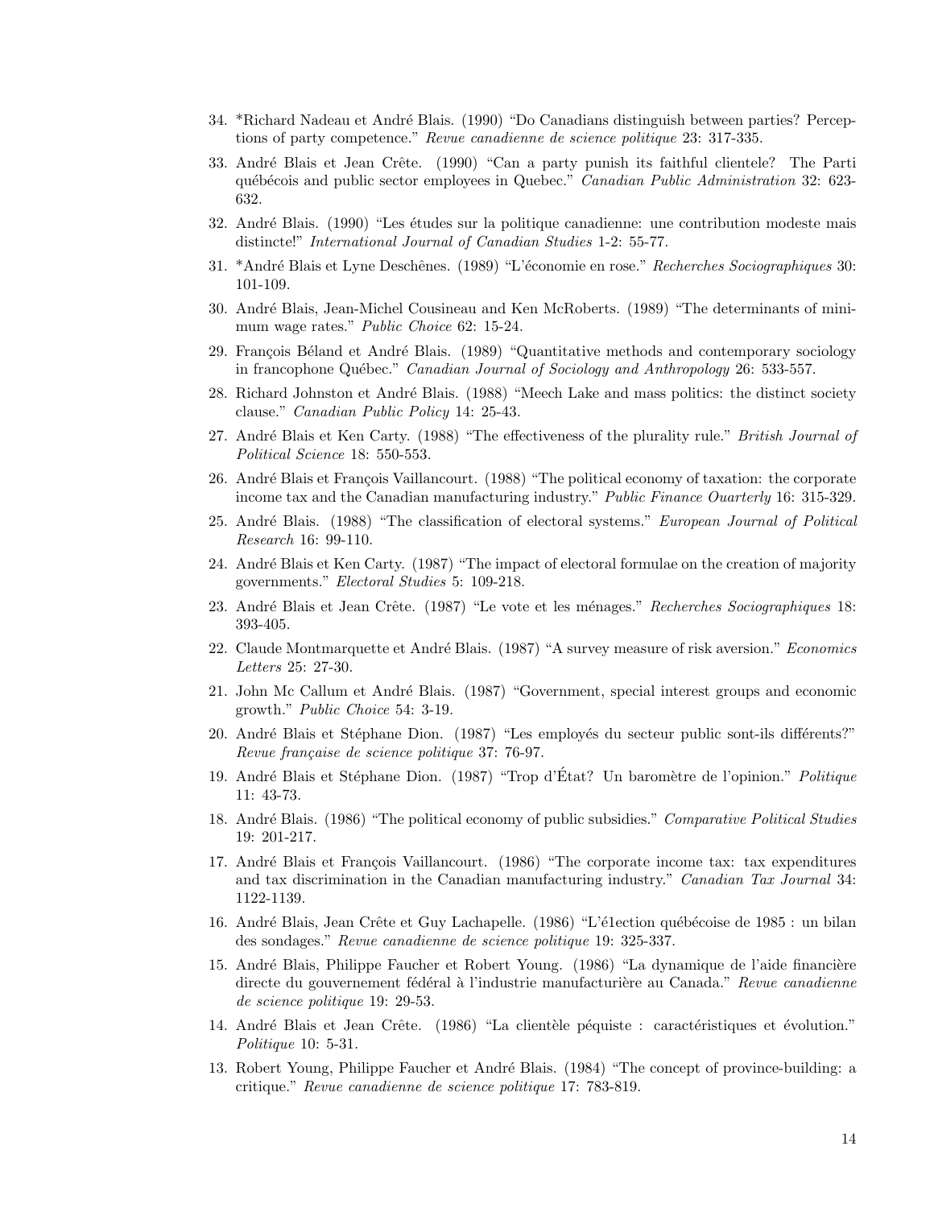34. *Richard Nadeau et André Blais. (1990) "Do Canadians distinguish between parties? Perceptions of party competence." *Revue canadienne de science politique* 23: 317-335.

33. André Blais et Jean Crête. (1990) "Can a party punish its faithful clientele? The Parti québécois and public sector employees in Quebec." *Canadian Public Administration* 32: 623-632.

32. André Blais. (1990) "Les études sur la politique canadienne: une contribution modeste mais distincte!" *International Journal of Canadian Studies* 1-2: 55-77.

31. *André Blais et Lyne Deschênes. (1989) "L'économie en rose." *Recherches Sociographiques* 30: 101-109.

30. André Blais, Jean-Michel Cousineau and Ken McRoberts. (1989) "The determinants of minimum wage rates." *Public Choice* 62: 15-24.

29. François Béland et André Blais. (1989) "Quantitative methods and contemporary sociology in francophone Québec." *Canadian Journal of Sociology and Anthropology* 26: 533-557.

28. Richard Johnston et André Blais. (1988) "Meech Lake and mass politics: the distinct society clause." *Canadian Public Policy* 14: 25-43.

27. André Blais et Ken Carty. (1988) "The effectiveness of the plurality rule." *British Journal of Political Science* 18: 550-553.

26. André Blais et François Vaillancourt. (1988) "The political economy of taxation: the corporate income tax and the Canadian manufacturing industry." *Public Finance Ouarterly* 16: 315-329.

25. André Blais. (1988) "The classification of electoral systems." *European Journal of Political Research* 16: 99-110.

24. André Blais et Ken Carty. (1987) "The impact of electoral formulae on the creation of majority governments." *Electoral Studies* 5: 109-218.

23. André Blais et Jean Crête. (1987) "Le vote et les ménages." *Recherches Sociographiques* 18: 393-405.

22. Claude Montmarquette et André Blais. (1987) "A survey measure of risk aversion." *Economics Letters* 25: 27-30.

21. John Mc Callum et André Blais. (1987) "Government, special interest groups and economic growth." *Public Choice* 54: 3-19.

20. André Blais et Stéphane Dion. (1987) "Les employés du secteur public sont-ils différents?" *Revue française de science politique* 37: 76-97.

19. André Blais et Stéphane Dion. (1987) "Trop d'État? Un baromètre de l'opinion." *Politique* 11: 43-73.

18. André Blais. (1986) "The political economy of public subsidies." *Comparative Political Studies* 19: 201-217.

17. André Blais et François Vaillancourt. (1986) "The corporate income tax: tax expenditures and tax discrimination in the Canadian manufacturing industry." *Canadian Tax Journal* 34: 1122-1139.

16. André Blais, Jean Crête et Guy Lachapelle. (1986) "L'é1ection québécoise de 1985 : un bilan des sondages." *Revue canadienne de science politique* 19: 325-337.

15. André Blais, Philippe Faucher et Robert Young. (1986) "La dynamique de l'aide financière directe du gouvernement fédéral à l'industrie manufacturière au Canada." *Revue canadienne de science politique* 19: 29-53.

14. André Blais et Jean Crête. (1986) "La clientèle péquiste : caractéristiques et évolution." *Politique* 10: 5-31.

13. Robert Young, Philippe Faucher et André Blais. (1984) "The concept of province-building: a critique." *Revue canadienne de science politique* 17: 783-819.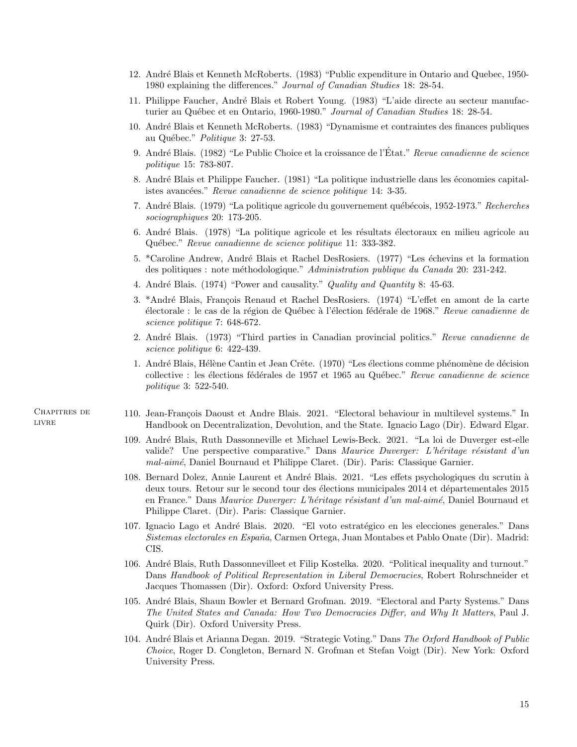12. André Blais et Kenneth McRoberts. (1983) "Public expenditure in Ontario and Quebec, 1950-1980 explaining the differences." *Journal of Canadian Studies* 18: 28-54.
11. Philippe Faucher, André Blais et Robert Young. (1983) "L'aide directe au secteur manufacturier au Québec et en Ontario, 1960-1980." *Journal of Canadian Studies* 18: 28-54.
10. André Blais et Kenneth McRoberts. (1983) "Dynamisme et contraintes des finances publiques au Québec." *Politique* 3: 27-53.
9. André Blais. (1982) "Le Public Choice et la croissance de l'État." *Revue canadienne de science politique* 15: 783-807.
8. André Blais et Philippe Faucher. (1981) "La politique industrielle dans les économies capitalistes avancées." *Revue canadienne de science politique* 14: 3-35.
7. André Blais. (1979) "La politique agricole du gouvernement québécois, 1952-1973." *Recherches sociographiques* 20: 173-205.
6. André Blais. (1978) "La politique agricole et les résultats électoraux en milieu agricole au Québec." *Revue canadienne de science politique* 11: 333-382.
5. *Caroline Andrew, André Blais et Rachel DesRosiers. (1977) "Les échevins et la formation des politiques : note méthodologique." *Administration publique du Canada* 20: 231-242.
4. André Blais. (1974) "Power and causality." *Quality and Quantity* 8: 45-63.
3. *André Blais, François Renaud et Rachel DesRosiers. (1974) "L'effet en amont de la carte électorale : le cas de la région de Québec à l'élection fédérale de 1968." *Revue canadienne de science politique* 7: 648-672.
2. André Blais. (1973) "Third parties in Canadian provincial politics." *Revue canadienne de science politique* 6: 422-439.
1. André Blais, Hélène Cantin et Jean Crête. (1970) "Les élections comme phénomène de décision collective : les élections fédérales de 1957 et 1965 au Québec." *Revue canadienne de science politique* 3: 522-540.

## Chapitres de livre

110. Jean-François Daoust et Andre Blais. 2021. "Electoral behaviour in multilevel systems." In Handbook on Decentralization, Devolution, and the State. Ignacio Lago (Dir). Edward Elgar.
109. André Blais, Ruth Dassonneville et Michael Lewis-Beck. 2021. "La loi de Duverger est-elle valide? Une perspective comparative." Dans *Maurice Duverger: L'héritage résistant d'un mal-aimé*, Daniel Bournaud et Philippe Claret. (Dir). Paris: Classique Garnier.
108. Bernard Dolez, Annie Laurent et André Blais. 2021. "Les effets psychologiques du scrutin à deux tours. Retour sur le second tour des élections municipales 2014 et départementales 2015 en France." Dans *Maurice Duverger: L'héritage résistant d'un mal-aimé*, Daniel Bournaud et Philippe Claret. (Dir). Paris: Classique Garnier.
107. Ignacio Lago et André Blais. 2020. "El voto estratégico en les elecciones generales." Dans *Sistemas electorales en España*, Carmen Ortega, Juan Montabes et Pablo Onate (Dir). Madrid: CIS.
106. André Blais, Ruth Dassonnevilleet et Filip Kostelka. 2020. "Political inequality and turnout." Dans *Handbook of Political Representation in Liberal Democracies*, Robert Rohrschneider et Jacques Thomassen (Dir). Oxford: Oxford University Press.
105. André Blais, Shaun Bowler et Bernard Grofman. 2019. "Electoral and Party Systems." Dans *The United States and Canada: How Two Democracies Differ, and Why It Matters*, Paul J. Quirk (Dir). Oxford University Press.
104. André Blais et Arianna Degan. 2019. "Strategic Voting." Dans *The Oxford Handbook of Public Choice*, Roger D. Congleton, Bernard N. Grofman et Stefan Voigt (Dir). New York: Oxford University Press.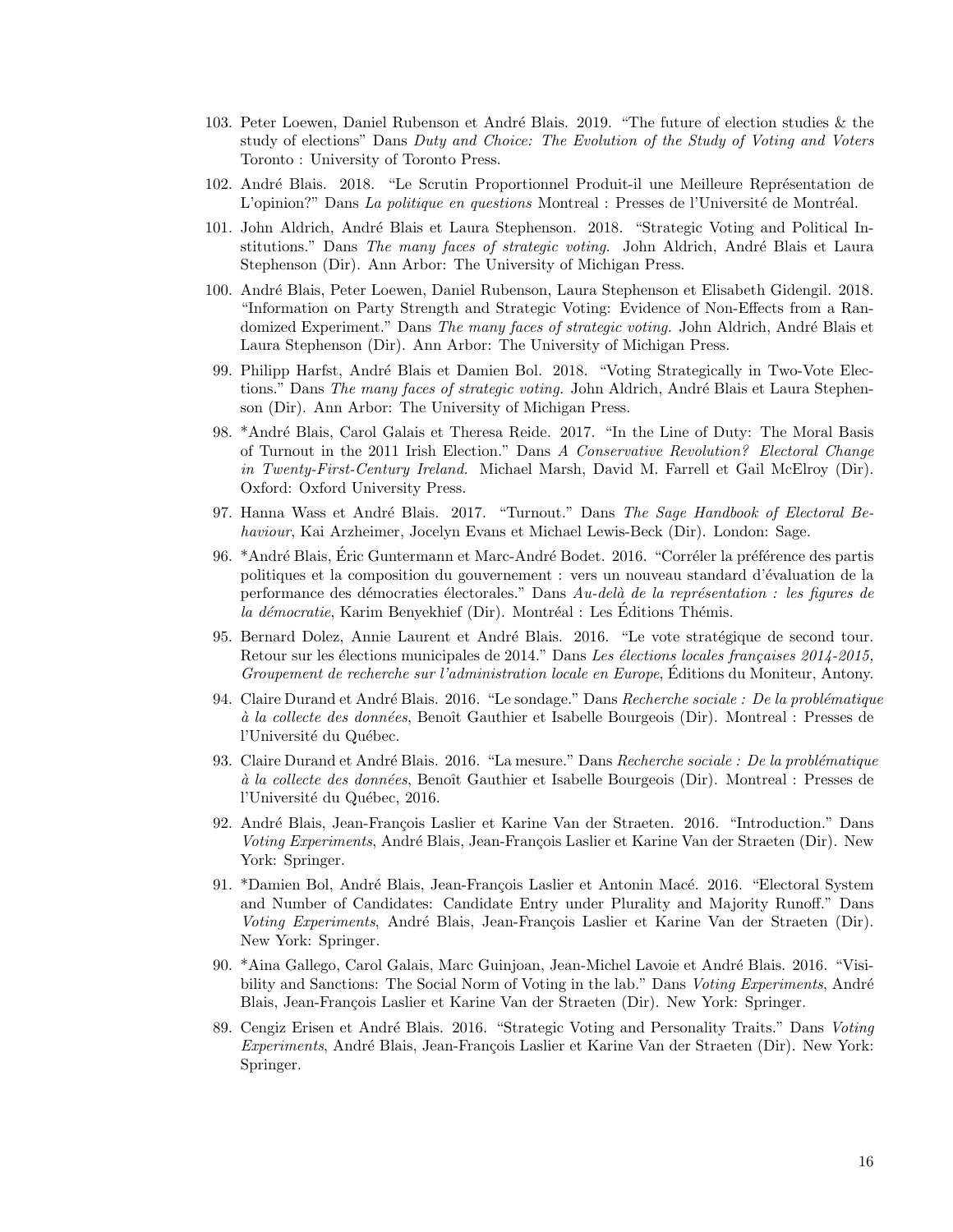103. Peter Loewen, Daniel Rubenson et André Blais. 2019. "The future of election studies & the study of elections" Dans *Duty and Choice: The Evolution of the Study of Voting and Voters* Toronto : University of Toronto Press.

102. André Blais. 2018. "Le Scrutin Proportionnel Produit-il une Meilleure Représentation de L'opinion?" Dans *La politique en questions* Montreal : Presses de l'Université de Montréal.

101. John Aldrich, André Blais et Laura Stephenson. 2018. "Strategic Voting and Political Institutions." Dans *The many faces of strategic voting*. John Aldrich, André Blais et Laura Stephenson (Dir). Ann Arbor: The University of Michigan Press.

100. André Blais, Peter Loewen, Daniel Rubenson, Laura Stephenson et Elisabeth Gidengil. 2018. "Information on Party Strength and Strategic Voting: Evidence of Non-Effects from a Randomized Experiment." Dans *The many faces of strategic voting*. John Aldrich, André Blais et Laura Stephenson (Dir). Ann Arbor: The University of Michigan Press.

99. Philipp Harfst, André Blais et Damien Bol. 2018. "Voting Strategically in Two-Vote Elections." Dans *The many faces of strategic voting.* John Aldrich, André Blais et Laura Stephenson (Dir). Ann Arbor: The University of Michigan Press.

98. *André Blais, Carol Galais et Theresa Reide. 2017. "In the Line of Duty: The Moral Basis of Turnout in the 2011 Irish Election." Dans *A Conservative Revolution? Electoral Change in Twenty-First-Century Ireland.* Michael Marsh, David M. Farrell et Gail McElroy (Dir). Oxford: Oxford University Press.

97. Hanna Wass et André Blais. 2017. "Turnout." Dans *The Sage Handbook of Electoral Behaviour*, Kai Arzheimer, Jocelyn Evans et Michael Lewis-Beck (Dir). London: Sage.

96. *André Blais, Éric Guntermann et Marc-André Bodet. 2016. "Corréler la préférence des partis politiques et la composition du gouvernement : vers un nouveau standard d'évaluation de la performance des démocraties électorales." Dans *Au-delà de la représentation : les figures de la démocratie*, Karim Benyekhief (Dir). Montréal : Les Éditions Thémis.

95. Bernard Dolez, Annie Laurent et André Blais. 2016. "Le vote stratégique de second tour. Retour sur les élections municipales de 2014." Dans *Les élections locales françaises 2014-2015, Groupement de recherche sur l'administration locale en Europe*, Éditions du Moniteur, Antony.

94. Claire Durand et André Blais. 2016. "Le sondage." Dans *Recherche sociale : De la problématique à la collecte des données*, Benoît Gauthier et Isabelle Bourgeois (Dir). Montreal : Presses de l'Université du Québec.

93. Claire Durand et André Blais. 2016. "La mesure." Dans *Recherche sociale : De la problématique à la collecte des données*, Benoît Gauthier et Isabelle Bourgeois (Dir). Montreal : Presses de l'Université du Québec, 2016.

92. André Blais, Jean-François Laslier et Karine Van der Straeten. 2016. "Introduction." Dans *Voting Experiments*, André Blais, Jean-François Laslier et Karine Van der Straeten (Dir). New York: Springer.

91. *Damien Bol, André Blais, Jean-François Laslier et Antonin Macé. 2016. "Electoral System and Number of Candidates: Candidate Entry under Plurality and Majority Runoff." Dans *Voting Experiments*, André Blais, Jean-François Laslier et Karine Van der Straeten (Dir). New York: Springer.

90. *Aina Gallego, Carol Galais, Marc Guinjoan, Jean-Michel Lavoie et André Blais. 2016. "Visibility and Sanctions: The Social Norm of Voting in the lab." Dans *Voting Experiments*, André Blais, Jean-François Laslier et Karine Van der Straeten (Dir). New York: Springer.

89. Cengiz Erisen et André Blais. 2016. "Strategic Voting and Personality Traits." Dans *Voting Experiments*, André Blais, Jean-François Laslier et Karine Van der Straeten (Dir). New York: Springer.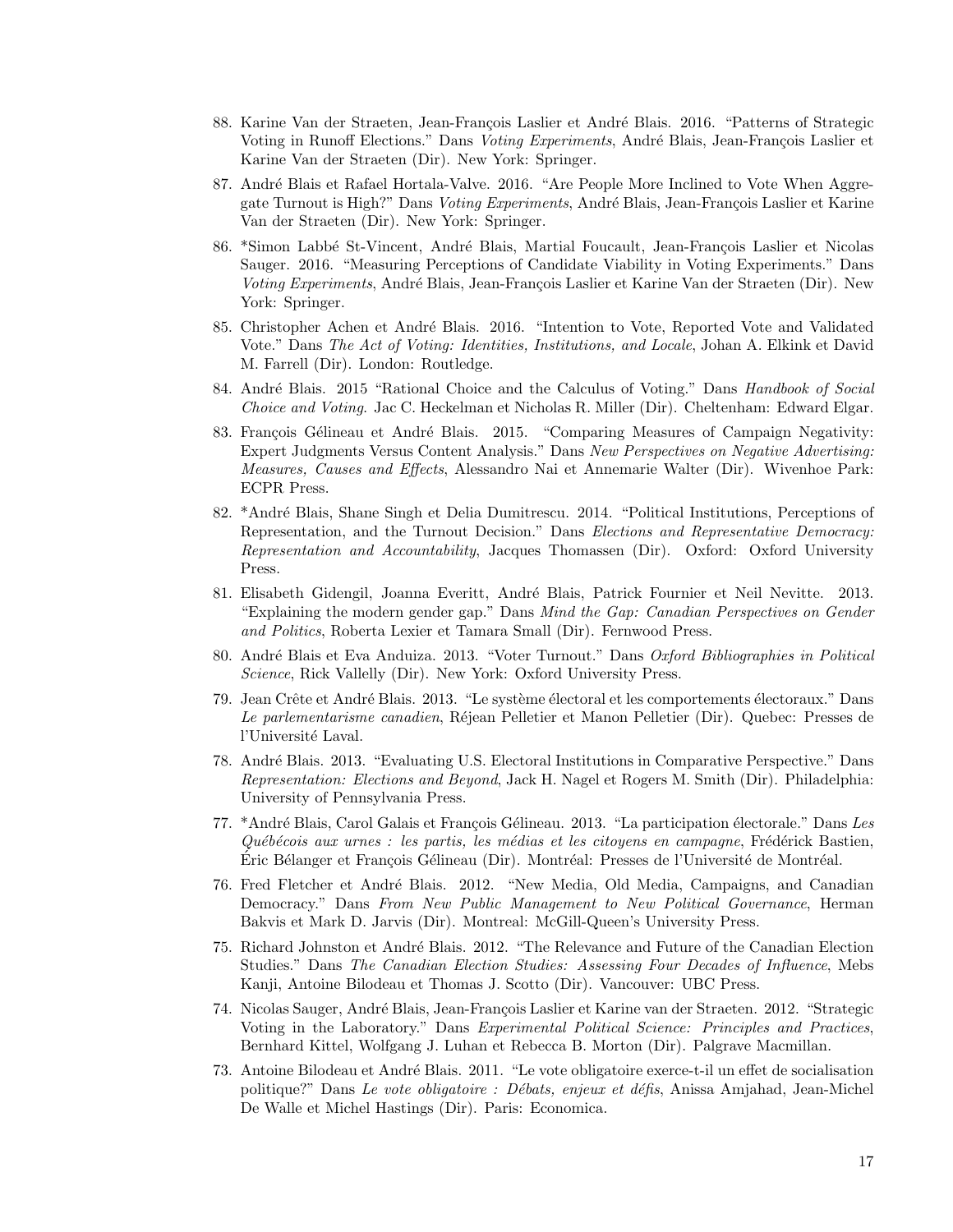88. Karine Van der Straeten, Jean-François Laslier et André Blais. 2016. "Patterns of Strategic Voting in Runoff Elections." Dans *Voting Experiments*, André Blais, Jean-François Laslier et Karine Van der Straeten (Dir). New York: Springer.

87. André Blais et Rafael Hortala-Valve. 2016. "Are People More Inclined to Vote When Aggregate Turnout is High?" Dans *Voting Experiments*, André Blais, Jean-François Laslier et Karine Van der Straeten (Dir). New York: Springer.

86. *Simon Labbé St-Vincent, André Blais, Martial Foucault, Jean-François Laslier et Nicolas Sauger. 2016. "Measuring Perceptions of Candidate Viability in Voting Experiments." Dans *Voting Experiments*, André Blais, Jean-François Laslier et Karine Van der Straeten (Dir). New York: Springer.

85. Christopher Achen et André Blais. 2016. "Intention to Vote, Reported Vote and Validated Vote." Dans *The Act of Voting: Identities, Institutions, and Locale*, Johan A. Elkink et David M. Farrell (Dir). London: Routledge.

84. André Blais. 2015 "Rational Choice and the Calculus of Voting." Dans *Handbook of Social Choice and Voting*. Jac C. Heckelman et Nicholas R. Miller (Dir). Cheltenham: Edward Elgar.

83. François Gélineau et André Blais. 2015. "Comparing Measures of Campaign Negativity: Expert Judgments Versus Content Analysis." Dans *New Perspectives on Negative Advertising: Measures, Causes and Effects*, Alessandro Nai et Annemarie Walter (Dir). Wivenhoe Park: ECPR Press.

82. *André Blais, Shane Singh et Delia Dumitrescu. 2014. "Political Institutions, Perceptions of Representation, and the Turnout Decision." Dans *Elections and Representative Democracy: Representation and Accountability*, Jacques Thomassen (Dir). Oxford: Oxford University Press.

81. Elisabeth Gidengil, Joanna Everitt, André Blais, Patrick Fournier et Neil Nevitte. 2013. "Explaining the modern gender gap." Dans *Mind the Gap: Canadian Perspectives on Gender and Politics*, Roberta Lexier et Tamara Small (Dir). Fernwood Press.

80. André Blais et Eva Anduiza. 2013. "Voter Turnout." Dans *Oxford Bibliographies in Political Science*, Rick Vallelly (Dir). New York: Oxford University Press.

79. Jean Crête et André Blais. 2013. "Le système électoral et les comportements électoraux." Dans *Le parlementarisme canadien*, Réjean Pelletier et Manon Pelletier (Dir). Quebec: Presses de l'Université Laval.

78. André Blais. 2013. "Evaluating U.S. Electoral Institutions in Comparative Perspective." Dans *Representation: Elections and Beyond*, Jack H. Nagel et Rogers M. Smith (Dir). Philadelphia: University of Pennsylvania Press.

77. *André Blais, Carol Galais et François Gélineau. 2013. "La participation électorale." Dans *Les Québécois aux urnes : les partis, les médias et les citoyens en campagne*, Frédérick Bastien, Éric Bélanger et François Gélineau (Dir). Montréal: Presses de l'Université de Montréal.

76. Fred Fletcher et André Blais. 2012. "New Media, Old Media, Campaigns, and Canadian Democracy." Dans *From New Public Management to New Political Governance*, Herman Bakvis et Mark D. Jarvis (Dir). Montreal: McGill-Queen's University Press.

75. Richard Johnston et André Blais. 2012. "The Relevance and Future of the Canadian Election Studies." Dans *The Canadian Election Studies: Assessing Four Decades of Influence*, Mebs Kanji, Antoine Bilodeau et Thomas J. Scotto (Dir). Vancouver: UBC Press.

74. Nicolas Sauger, André Blais, Jean-François Laslier et Karine van der Straeten. 2012. "Strategic Voting in the Laboratory." Dans *Experimental Political Science: Principles and Practices*, Bernhard Kittel, Wolfgang J. Luhan et Rebecca B. Morton (Dir). Palgrave Macmillan.

73. Antoine Bilodeau et André Blais. 2011. "Le vote obligatoire exerce-t-il un effet de socialisation politique?" Dans *Le vote obligatoire : Débats, enjeux et défis*, Anissa Amjahad, Jean-Michel De Walle et Michel Hastings (Dir). Paris: Economica.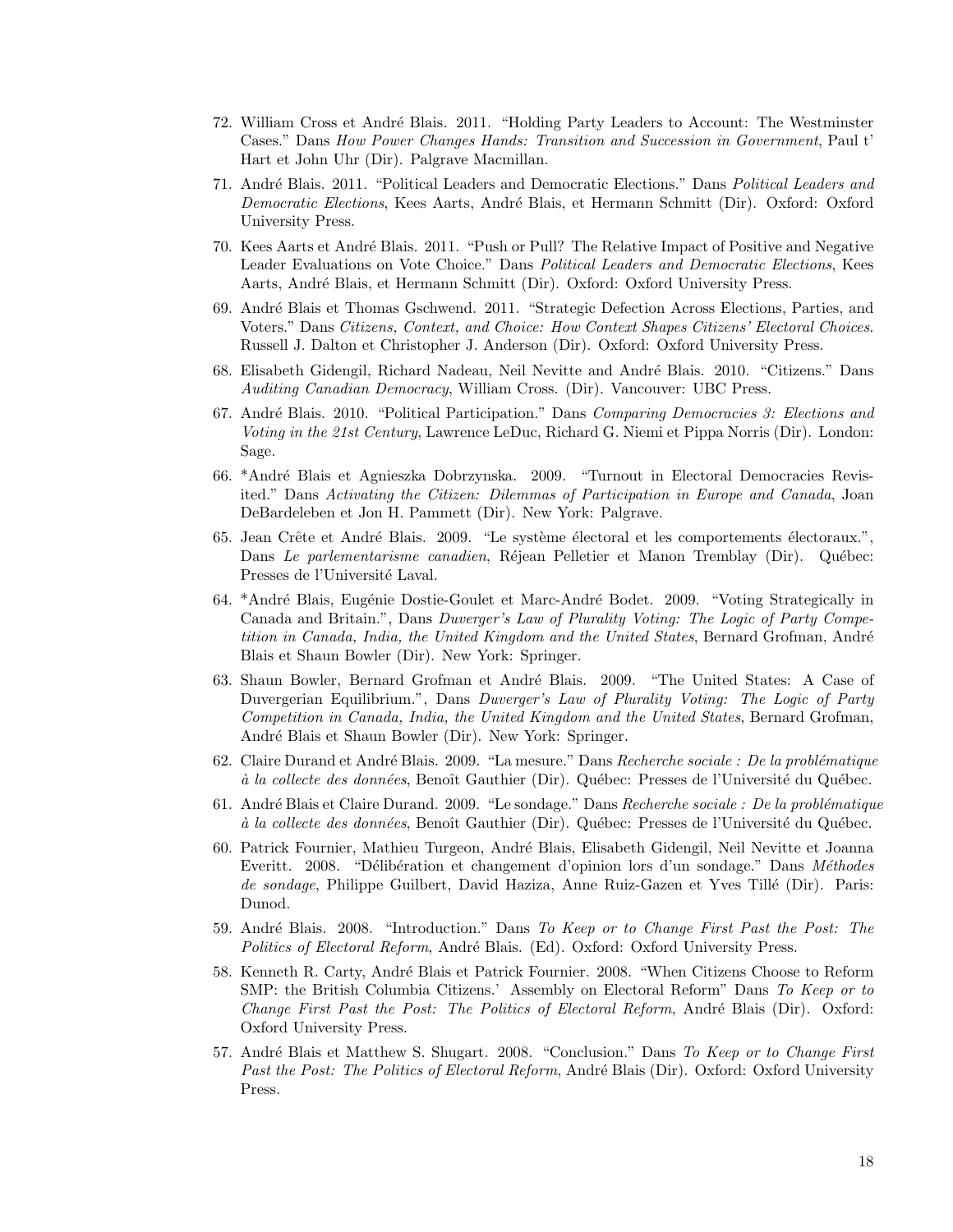72. William Cross et André Blais. 2011. "Holding Party Leaders to Account: The Westminster Cases." Dans *How Power Changes Hands: Transition and Succession in Government*, Paul t' Hart et John Uhr (Dir). Palgrave Macmillan.

71. André Blais. 2011. "Political Leaders and Democratic Elections." Dans *Political Leaders and Democratic Elections*, Kees Aarts, André Blais, et Hermann Schmitt (Dir). Oxford: Oxford University Press.

70. Kees Aarts et André Blais. 2011. "Push or Pull? The Relative Impact of Positive and Negative Leader Evaluations on Vote Choice." Dans *Political Leaders and Democratic Elections*, Kees Aarts, André Blais, et Hermann Schmitt (Dir). Oxford: Oxford University Press.

69. André Blais et Thomas Gschwend. 2011. "Strategic Defection Across Elections, Parties, and Voters." Dans *Citizens, Context, and Choice: How Context Shapes Citizens' Electoral Choices*. Russell J. Dalton et Christopher J. Anderson (Dir). Oxford: Oxford University Press.

68. Elisabeth Gidengil, Richard Nadeau, Neil Nevitte and André Blais. 2010. "Citizens." Dans *Auditing Canadian Democracy*, William Cross. (Dir). Vancouver: UBC Press.

67. André Blais. 2010. "Political Participation." Dans *Comparing Democracies 3: Elections and Voting in the 21st Century*, Lawrence LeDuc, Richard G. Niemi et Pippa Norris (Dir). London: Sage.

66. *André Blais et Agnieszka Dobrzynska. 2009. "Turnout in Electoral Democracies Revisited." Dans *Activating the Citizen: Dilemmas of Participation in Europe and Canada*, Joan DeBardeleben et Jon H. Pammett (Dir). New York: Palgrave.

65. Jean Crête et André Blais. 2009. "Le système électoral et les comportements électoraux.", Dans *Le parlementarisme canadien*, Réjean Pelletier et Manon Tremblay (Dir). Québec: Presses de l'Université Laval.

64. *André Blais, Eugénie Dostie-Goulet et Marc-André Bodet. 2009. "Voting Strategically in Canada and Britain.", Dans *Duverger's Law of Plurality Voting: The Logic of Party Competition in Canada, India, the United Kingdom and the United States*, Bernard Grofman, André Blais et Shaun Bowler (Dir). New York: Springer.

63. Shaun Bowler, Bernard Grofman et André Blais. 2009. "The United States: A Case of Duvergerian Equilibrium.", Dans *Duverger's Law of Plurality Voting: The Logic of Party Competition in Canada, India, the United Kingdom and the United States*, Bernard Grofman, André Blais et Shaun Bowler (Dir). New York: Springer.

62. Claire Durand et André Blais. 2009. "La mesure." Dans *Recherche sociale : De la problématique à la collecte des données*, Benoît Gauthier (Dir). Québec: Presses de l'Université du Québec.

61. André Blais et Claire Durand. 2009. "Le sondage." Dans *Recherche sociale : De la problématique à la collecte des données*, Benoît Gauthier (Dir). Québec: Presses de l'Université du Québec.

60. Patrick Fournier, Mathieu Turgeon, André Blais, Elisabeth Gidengil, Neil Nevitte et Joanna Everitt. 2008. "Délibération et changement d'opinion lors d'un sondage." Dans *Méthodes de sondage*, Philippe Guilbert, David Haziza, Anne Ruiz-Gazen et Yves Tillé (Dir). Paris: Dunod.

59. André Blais. 2008. "Introduction." Dans *To Keep or to Change First Past the Post: The Politics of Electoral Reform*, André Blais. (Ed). Oxford: Oxford University Press.

58. Kenneth R. Carty, André Blais et Patrick Fournier. 2008. "When Citizens Choose to Reform SMP: the British Columbia Citizens.' Assembly on Electoral Reform" Dans *To Keep or to Change First Past the Post: The Politics of Electoral Reform*, André Blais (Dir). Oxford: Oxford University Press.

57. André Blais et Matthew S. Shugart. 2008. "Conclusion." Dans *To Keep or to Change First Past the Post: The Politics of Electoral Reform*, André Blais (Dir). Oxford: Oxford University Press.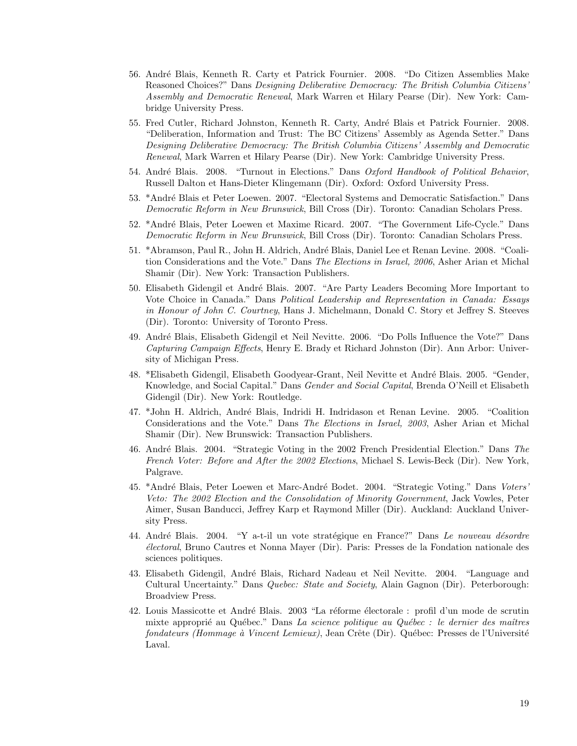56. André Blais, Kenneth R. Carty et Patrick Fournier. 2008. "Do Citizen Assemblies Make Reasoned Choices?" Dans *Designing Deliberative Democracy: The British Columbia Citizens' Assembly and Democratic Renewal*, Mark Warren et Hilary Pearse (Dir). New York: Cambridge University Press.

55. Fred Cutler, Richard Johnston, Kenneth R. Carty, André Blais et Patrick Fournier. 2008. "Deliberation, Information and Trust: The BC Citizens' Assembly as Agenda Setter." Dans *Designing Deliberative Democracy: The British Columbia Citizens' Assembly and Democratic Renewal*, Mark Warren et Hilary Pearse (Dir). New York: Cambridge University Press.

54. André Blais. 2008. "Turnout in Elections." Dans *Oxford Handbook of Political Behavior*, Russell Dalton et Hans-Dieter Klingemann (Dir). Oxford: Oxford University Press.

53. *André Blais et Peter Loewen. 2007. "Electoral Systems and Democratic Satisfaction." Dans *Democratic Reform in New Brunswick*, Bill Cross (Dir). Toronto: Canadian Scholars Press.

52. *André Blais, Peter Loewen et Maxime Ricard. 2007. "The Government Life-Cycle." Dans *Democratic Reform in New Brunswick*, Bill Cross (Dir). Toronto: Canadian Scholars Press.

51. *Abramson, Paul R., John H. Aldrich, André Blais, Daniel Lee et Renan Levine. 2008. "Coalition Considerations and the Vote." Dans *The Elections in Israel, 2006*, Asher Arian et Michal Shamir (Dir). New York: Transaction Publishers.

50. Elisabeth Gidengil et André Blais. 2007. "Are Party Leaders Becoming More Important to Vote Choice in Canada." Dans *Political Leadership and Representation in Canada: Essays in Honour of John C. Courtney*, Hans J. Michelmann, Donald C. Story et Jeffrey S. Steeves (Dir). Toronto: University of Toronto Press.

49. André Blais, Elisabeth Gidengil et Neil Nevitte. 2006. "Do Polls Influence the Vote?" Dans *Capturing Campaign Effects*, Henry E. Brady et Richard Johnston (Dir). Ann Arbor: University of Michigan Press.

48. *Elisabeth Gidengil, Elisabeth Goodyear-Grant, Neil Nevitte et André Blais. 2005. "Gender, Knowledge, and Social Capital." Dans *Gender and Social Capital*, Brenda O'Neill et Elisabeth Gidengil (Dir). New York: Routledge.

47. *John H. Aldrich, André Blais, Indridi H. Indridason et Renan Levine. 2005. "Coalition Considerations and the Vote." Dans *The Elections in Israel, 2003*, Asher Arian et Michal Shamir (Dir). New Brunswick: Transaction Publishers.

46. André Blais. 2004. "Strategic Voting in the 2002 French Presidential Election." Dans *The French Voter: Before and After the 2002 Elections*, Michael S. Lewis-Beck (Dir). New York, Palgrave.

45. *André Blais, Peter Loewen et Marc-André Bodet. 2004. "Strategic Voting." Dans *Voters' Veto: The 2002 Election and the Consolidation of Minority Government*, Jack Vowles, Peter Aimer, Susan Banducci, Jeffrey Karp et Raymond Miller (Dir). Auckland: Auckland University Press.

44. André Blais. 2004. "Y a-t-il un vote stratégique en France?" Dans *Le nouveau désordre électoral*, Bruno Cautres et Nonna Mayer (Dir). Paris: Presses de la Fondation nationale des sciences politiques.

43. Elisabeth Gidengil, André Blais, Richard Nadeau et Neil Nevitte. 2004. "Language and Cultural Uncertainty." Dans *Quebec: State and Society*, Alain Gagnon (Dir). Peterborough: Broadview Press.

42. Louis Massicotte et André Blais. 2003 "La réforme électorale : profil d'un mode de scrutin mixte approprié au Québec." Dans *La science politique au Québec : le dernier des maîtres fondateurs (Hommage à Vincent Lemieux)*, Jean Crête (Dir). Québec: Presses de l'Université Laval.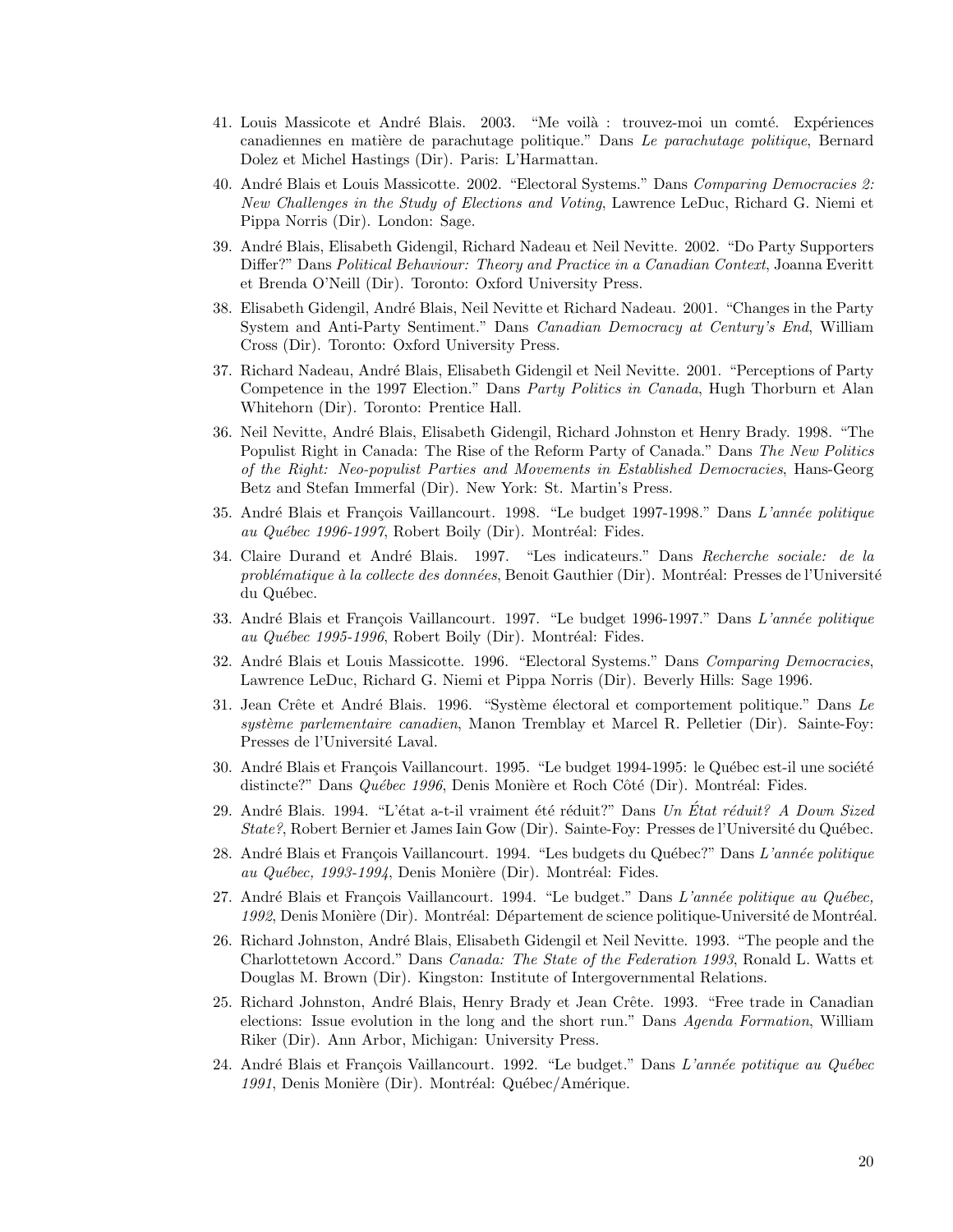41. Louis Massicote et André Blais. 2003. "Me voilà : trouvez-moi un comté. Expériences canadiennes en matière de parachutage politique." Dans *Le parachutage politique*, Bernard Dolez et Michel Hastings (Dir). Paris: L'Harmattan.

40. André Blais et Louis Massicotte. 2002. "Electoral Systems." Dans *Comparing Democracies 2: New Challenges in the Study of Elections and Voting*, Lawrence LeDuc, Richard G. Niemi et Pippa Norris (Dir). London: Sage.

39. André Blais, Elisabeth Gidengil, Richard Nadeau et Neil Nevitte. 2002. "Do Party Supporters Differ?" Dans *Political Behaviour: Theory and Practice in a Canadian Context*, Joanna Everitt et Brenda O'Neill (Dir). Toronto: Oxford University Press.

38. Elisabeth Gidengil, André Blais, Neil Nevitte et Richard Nadeau. 2001. "Changes in the Party System and Anti-Party Sentiment." Dans *Canadian Democracy at Century's End*, William Cross (Dir). Toronto: Oxford University Press.

37. Richard Nadeau, André Blais, Elisabeth Gidengil et Neil Nevitte. 2001. "Perceptions of Party Competence in the 1997 Election." Dans *Party Politics in Canada*, Hugh Thorburn et Alan Whitehorn (Dir). Toronto: Prentice Hall.

36. Neil Nevitte, André Blais, Elisabeth Gidengil, Richard Johnston et Henry Brady. 1998. "The Populist Right in Canada: The Rise of the Reform Party of Canada." Dans *The New Politics of the Right: Neo-populist Parties and Movements in Established Democracies*, Hans-Georg Betz and Stefan Immerfal (Dir). New York: St. Martin's Press.

35. André Blais et François Vaillancourt. 1998. "Le budget 1997-1998." Dans *L'année politique au Québec 1996-1997*, Robert Boily (Dir). Montréal: Fides.

34. Claire Durand et André Blais. 1997. "Les indicateurs." Dans *Recherche sociale: de la problématique à la collecte des données*, Benoit Gauthier (Dir). Montréal: Presses de l'Université du Québec.

33. André Blais et François Vaillancourt. 1997. "Le budget 1996-1997." Dans *L'année politique au Québec 1995-1996*, Robert Boily (Dir). Montréal: Fides.

32. André Blais et Louis Massicotte. 1996. "Electoral Systems." Dans *Comparing Democracies*, Lawrence LeDuc, Richard G. Niemi et Pippa Norris (Dir). Beverly Hills: Sage 1996.

31. Jean Crête et André Blais. 1996. "Système électoral et comportement politique." Dans *Le système parlementaire canadien*, Manon Tremblay et Marcel R. Pelletier (Dir). Sainte-Foy: Presses de l'Université Laval.

30. André Blais et François Vaillancourt. 1995. "Le budget 1994-1995: le Québec est-il une société distincte?" Dans *Québec 1996*, Denis Monière et Roch Côté (Dir). Montréal: Fides.

29. André Blais. 1994. "L'état a-t-il vraiment été réduit?" Dans *Un État réduit? A Down Sized State?*, Robert Bernier et James Iain Gow (Dir). Sainte-Foy: Presses de l'Université du Québec.

28. André Blais et François Vaillancourt. 1994. "Les budgets du Québec?" Dans *L'année politique au Québec, 1993-1994*, Denis Monière (Dir). Montréal: Fides.

27. André Blais et François Vaillancourt. 1994. "Le budget." Dans *L'année politique au Québec, 1992*, Denis Monière (Dir). Montréal: Département de science politique-Université de Montréal.

26. Richard Johnston, André Blais, Elisabeth Gidengil et Neil Nevitte. 1993. "The people and the Charlottetown Accord." Dans *Canada: The State of the Federation 1993*, Ronald L. Watts et Douglas M. Brown (Dir). Kingston: Institute of Intergovernmental Relations.

25. Richard Johnston, André Blais, Henry Brady et Jean Crête. 1993. "Free trade in Canadian elections: Issue evolution in the long and the short run." Dans *Agenda Formation*, William Riker (Dir). Ann Arbor, Michigan: University Press.

24. André Blais et François Vaillancourt. 1992. "Le budget." Dans *L'année potitique au Québec 1991*, Denis Monière (Dir). Montréal: Québec/Amérique.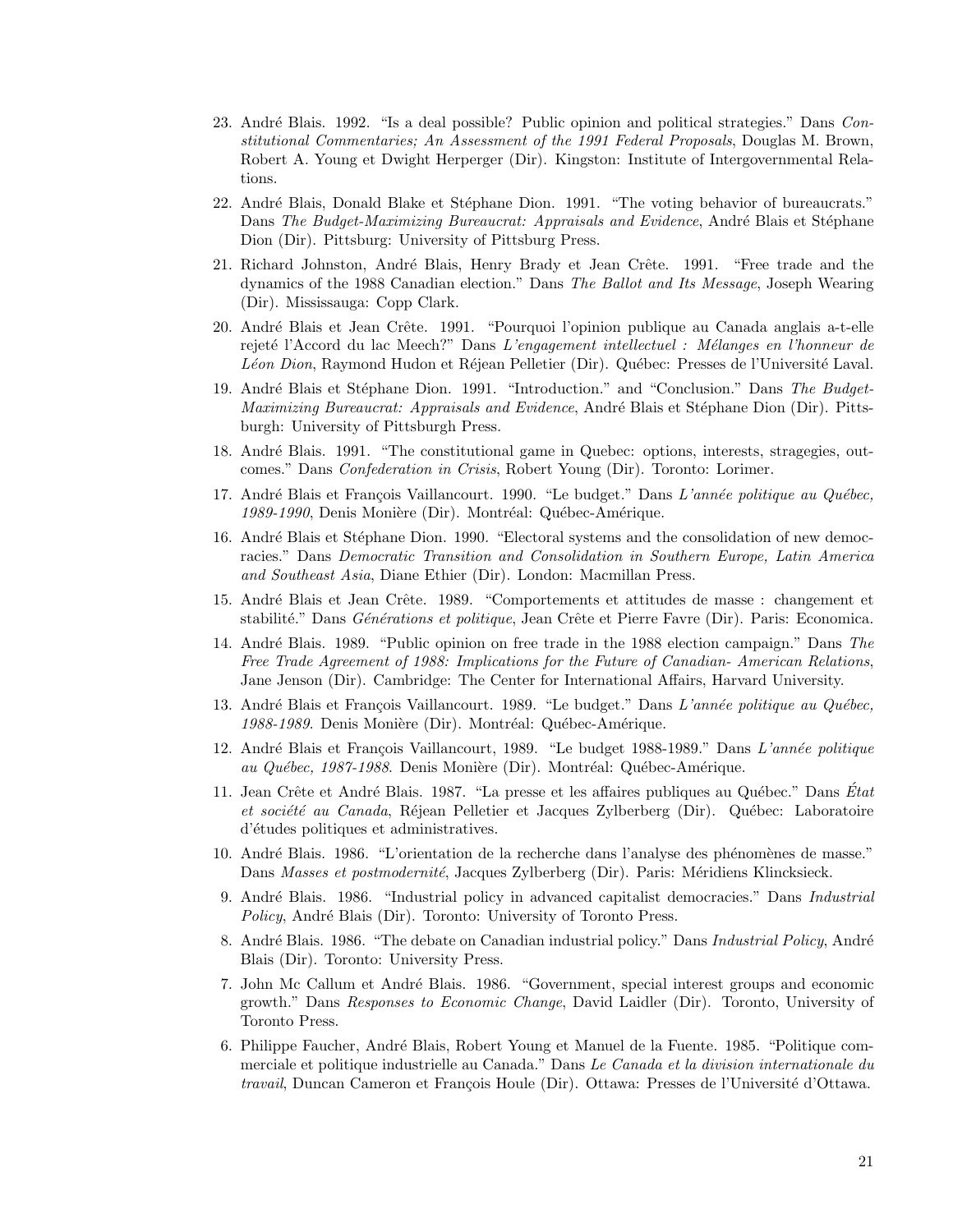23. André Blais. 1992. "Is a deal possible? Public opinion and political strategies." Dans *Constitutional Commentaries; An Assessment of the 1991 Federal Proposals*, Douglas M. Brown, Robert A. Young et Dwight Herperger (Dir). Kingston: Institute of Intergovernmental Relations.

22. André Blais, Donald Blake et Stéphane Dion. 1991. "The voting behavior of bureaucrats." Dans *The Budget-Maximizing Bureaucrat: Appraisals and Evidence*, André Blais et Stéphane Dion (Dir). Pittsburg: University of Pittsburg Press.

21. Richard Johnston, André Blais, Henry Brady et Jean Crête. 1991. "Free trade and the dynamics of the 1988 Canadian election." Dans *The Ballot and Its Message*, Joseph Wearing (Dir). Mississauga: Copp Clark.

20. André Blais et Jean Crête. 1991. "Pourquoi l'opinion publique au Canada anglais a-t-elle rejeté l'Accord du lac Meech?" Dans *L'engagement intellectuel : Mélanges en l'honneur de Léon Dion*, Raymond Hudon et Réjean Pelletier (Dir). Québec: Presses de l'Université Laval.

19. André Blais et Stéphane Dion. 1991. "Introduction." and "Conclusion." Dans *The Budget-Maximizing Bureaucrat: Appraisals and Evidence*, André Blais et Stéphane Dion (Dir). Pittsburgh: University of Pittsburgh Press.

18. André Blais. 1991. "The constitutional game in Quebec: options, interests, stragegies, outcomes." Dans *Confederation in Crisis*, Robert Young (Dir). Toronto: Lorimer.

17. André Blais et François Vaillancourt. 1990. "Le budget." Dans *L'année politique au Québec, 1989-1990*, Denis Monière (Dir). Montréal: Québec-Amérique.

16. André Blais et Stéphane Dion. 1990. "Electoral systems and the consolidation of new democracies." Dans *Democratic Transition and Consolidation in Southern Europe, Latin America and Southeast Asia*, Diane Ethier (Dir). London: Macmillan Press.

15. André Blais et Jean Crête. 1989. "Comportements et attitudes de masse : changement et stabilité." Dans *Générations et politique*, Jean Crête et Pierre Favre (Dir). Paris: Economica.

14. André Blais. 1989. "Public opinion on free trade in the 1988 election campaign." Dans *The Free Trade Agreement of 1988: Implications for the Future of Canadian- American Relations*, Jane Jenson (Dir). Cambridge: The Center for International Affairs, Harvard University.

13. André Blais et François Vaillancourt. 1989. "Le budget." Dans *L'année politique au Québec, 1988-1989*. Denis Monière (Dir). Montréal: Québec-Amérique.

12. André Blais et François Vaillancourt, 1989. "Le budget 1988-1989." Dans *L'année politique au Québec, 1987-1988*. Denis Monière (Dir). Montréal: Québec-Amérique.

11. Jean Crête et André Blais. 1987. "La presse et les affaires publiques au Québec." Dans *État et société au Canada*, Réjean Pelletier et Jacques Zylberberg (Dir). Québec: Laboratoire d'études politiques et administratives.

10. André Blais. 1986. "L'orientation de la recherche dans l'analyse des phénomènes de masse." Dans *Masses et postmodernité*, Jacques Zylberberg (Dir). Paris: Méridiens Klincksieck.

9. André Blais. 1986. "Industrial policy in advanced capitalist democracies." Dans *Industrial Policy*, André Blais (Dir). Toronto: University of Toronto Press.

8. André Blais. 1986. "The debate on Canadian industrial policy." Dans *Industrial Policy*, André Blais (Dir). Toronto: University Press.

7. John Mc Callum et André Blais. 1986. "Government, special interest groups and economic growth." Dans *Responses to Economic Change*, David Laidler (Dir). Toronto, University of Toronto Press.

6. Philippe Faucher, André Blais, Robert Young et Manuel de la Fuente. 1985. "Politique commerciale et politique industrielle au Canada." Dans *Le Canada et la division internationale du travail*, Duncan Cameron et François Houle (Dir). Ottawa: Presses de l'Université d'Ottawa.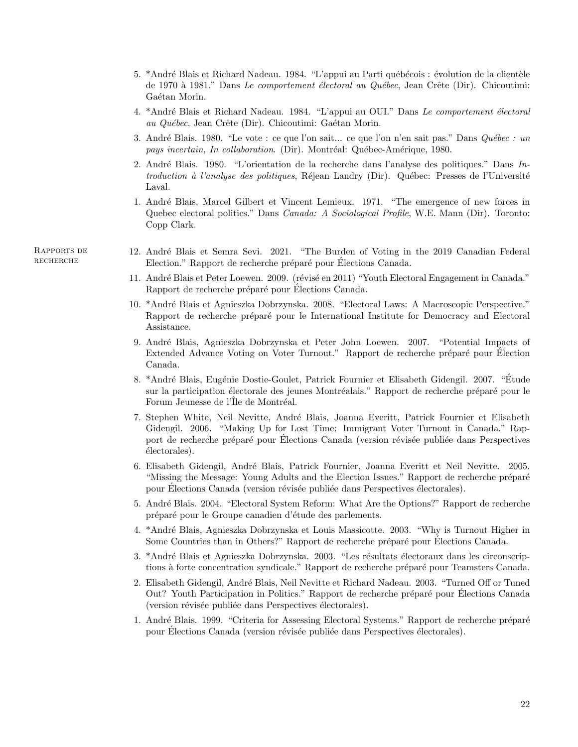5. *André Blais et Richard Nadeau. 1984. "L'appui au Parti québécois : évolution de la clientèle de 1970 à 1981." Dans *Le comportement électoral au Québec*, Jean Crête (Dir). Chicoutimi: Gaétan Morin.
4. *André Blais et Richard Nadeau. 1984. "L'appui au OUI." Dans *Le comportement électoral au Québec*, Jean Crête (Dir). Chicoutimi: Gaétan Morin.
3. André Blais. 1980. "Le vote : ce que l'on sait... ce que l'on n'en sait pas." Dans *Québec : un pays incertain, In collaboration*. (Dir). Montréal: Québec-Amérique, 1980.
2. André Blais. 1980. "L'orientation de la recherche dans l'analyse des politiques." Dans *Introduction à l'analyse des politiques*, Réjean Landry (Dir). Québec: Presses de l'Université Laval.
1. André Blais, Marcel Gilbert et Vincent Lemieux. 1971. "The emergence of new forces in Quebec electoral politics." Dans *Canada: A Sociological Profile*, W.E. Mann (Dir). Toronto: Copp Clark.

## Rapports de recherche

12. André Blais et Semra Sevi. 2021. "The Burden of Voting in the 2019 Canadian Federal Election." Rapport de recherche préparé pour Élections Canada.
11. André Blais et Peter Loewen. 2009. (révisé en 2011) "Youth Electoral Engagement in Canada." Rapport de recherche préparé pour Élections Canada.
10. *André Blais et Agnieszka Dobrzynska. 2008. "Electoral Laws: A Macroscopic Perspective." Rapport de recherche préparé pour le International Institute for Democracy and Electoral Assistance.
9. André Blais, Agnieszka Dobrzynska et Peter John Loewen. 2007. "Potential Impacts of Extended Advance Voting on Voter Turnout." Rapport de recherche préparé pour Élection Canada.
8. *André Blais, Eugénie Dostie-Goulet, Patrick Fournier et Elisabeth Gidengil. 2007. "Étude sur la participation électorale des jeunes Montréalais." Rapport de recherche préparé pour le Forum Jeunesse de l'Île de Montréal.
7. Stephen White, Neil Nevitte, André Blais, Joanna Everitt, Patrick Fournier et Elisabeth Gidengil. 2006. "Making Up for Lost Time: Immigrant Voter Turnout in Canada." Rapport de recherche préparé pour Élections Canada (version révisée publiée dans Perspectives électorales).
6. Elisabeth Gidengil, André Blais, Patrick Fournier, Joanna Everitt et Neil Nevitte. 2005. "Missing the Message: Young Adults and the Election Issues." Rapport de recherche préparé pour Élections Canada (version révisée publiée dans Perspectives électorales).
5. André Blais. 2004. "Electoral System Reform: What Are the Options?" Rapport de recherche préparé pour le Groupe canadien d'étude des parlements.
4. *André Blais, Agnieszka Dobrzynska et Louis Massicotte. 2003. "Why is Turnout Higher in Some Countries than in Others?" Rapport de recherche préparé pour Élections Canada.
3. *André Blais et Agnieszka Dobrzynska. 2003. "Les résultats électoraux dans les circonscriptions à forte concentration syndicale." Rapport de recherche préparé pour Teamsters Canada.
2. Elisabeth Gidengil, André Blais, Neil Nevitte et Richard Nadeau. 2003. "Turned Off or Tuned Out? Youth Participation in Politics." Rapport de recherche préparé pour Élections Canada (version révisée publiée dans Perspectives électorales).
1. André Blais. 1999. "Criteria for Assessing Electoral Systems." Rapport de recherche préparé pour Élections Canada (version révisée publiée dans Perspectives électorales).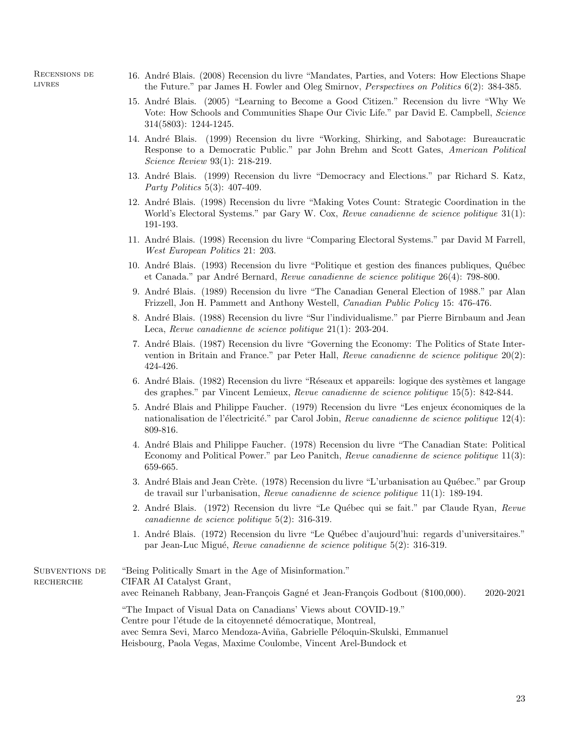## Recensions de livres

16. André Blais. (2008) Recension du livre "Mandates, Parties, and Voters: How Elections Shape the Future." par James H. Fowler and Oleg Smirnov, *Perspectives on Politics* 6(2): 384-385.
15. André Blais. (2005) "Learning to Become a Good Citizen." Recension du livre "Why We Vote: How Schools and Communities Shape Our Civic Life." par David E. Campbell, *Science* 314(5803): 1244-1245.
14. André Blais. (1999) Recension du livre "Working, Shirking, and Sabotage: Bureaucratic Response to a Democratic Public." par John Brehm and Scott Gates, *American Political Science Review* 93(1): 218-219.
13. André Blais. (1999) Recension du livre "Democracy and Elections." par Richard S. Katz, *Party Politics* 5(3): 407-409.
12. André Blais. (1998) Recension du livre "Making Votes Count: Strategic Coordination in the World's Electoral Systems." par Gary W. Cox, *Revue canadienne de science politique* 31(1): 191-193.
11. André Blais. (1998) Recension du livre "Comparing Electoral Systems." par David M Farrell, *West European Politics* 21: 203.
10. André Blais. (1993) Recension du livre "Politique et gestion des finances publiques, Québec et Canada." par André Bernard, *Revue canadienne de science politique* 26(4): 798-800.
9. André Blais. (1989) Recension du livre "The Canadian General Election of 1988." par Alan Frizzell, Jon H. Pammett and Anthony Westell, *Canadian Public Policy* 15: 476-476.
8. André Blais. (1988) Recension du livre "Sur l'individualisme." par Pierre Birnbaum and Jean Leca, *Revue canadienne de science politique* 21(1): 203-204.
7. André Blais. (1987) Recension du livre "Governing the Economy: The Politics of State Intervention in Britain and France." par Peter Hall, *Revue canadienne de science politique* 20(2): 424-426.
6. André Blais. (1982) Recension du livre "Réseaux et appareils: logique des systèmes et langage des graphes." par Vincent Lemieux, *Revue canadienne de science politique* 15(5): 842-844.
5. André Blais and Philippe Faucher. (1979) Recension du livre "Les enjeux économiques de la nationalisation de l'électricité." par Carol Jobin, *Revue canadienne de science politique* 12(4): 809-816.
4. André Blais and Philippe Faucher. (1978) Recension du livre "The Canadian State: Political Economy and Political Power." par Leo Panitch, *Revue canadienne de science politique* 11(3): 659-665.
3. André Blais and Jean Crète. (1978) Recension du livre "L'urbanisation au Québec." par Group de travail sur l'urbanisation, *Revue canadienne de science politique* 11(1): 189-194.
2. André Blais. (1972) Recension du livre "Le Québec qui se fait." par Claude Ryan, *Revue canadienne de science politique* 5(2): 316-319.
1. André Blais. (1972) Recension du livre "Le Québec d'aujourd'hui: regards d'universitaires." par Jean-Luc Migué, *Revue canadienne de science politique* 5(2): 316-319.

## Subventions de recherche

"Being Politically Smart in the Age of Misinformation."
CIFAR AI Catalyst Grant,
avec Reinaneh Rabbany, Jean-François Gagné et Jean-François Godbout ($100,000). 2020-2021

"The Impact of Visual Data on Canadians' Views about COVID-19."
Centre pour l'étude de la citoyenneté démocratique, Montreal,
avec Semra Sevi, Marco Mendoza-Aviña, Gabrielle Péloquin-Skulski, Emmanuel Heisbourg, Paola Vegas, Maxime Coulombe, Vincent Arel-Bundock et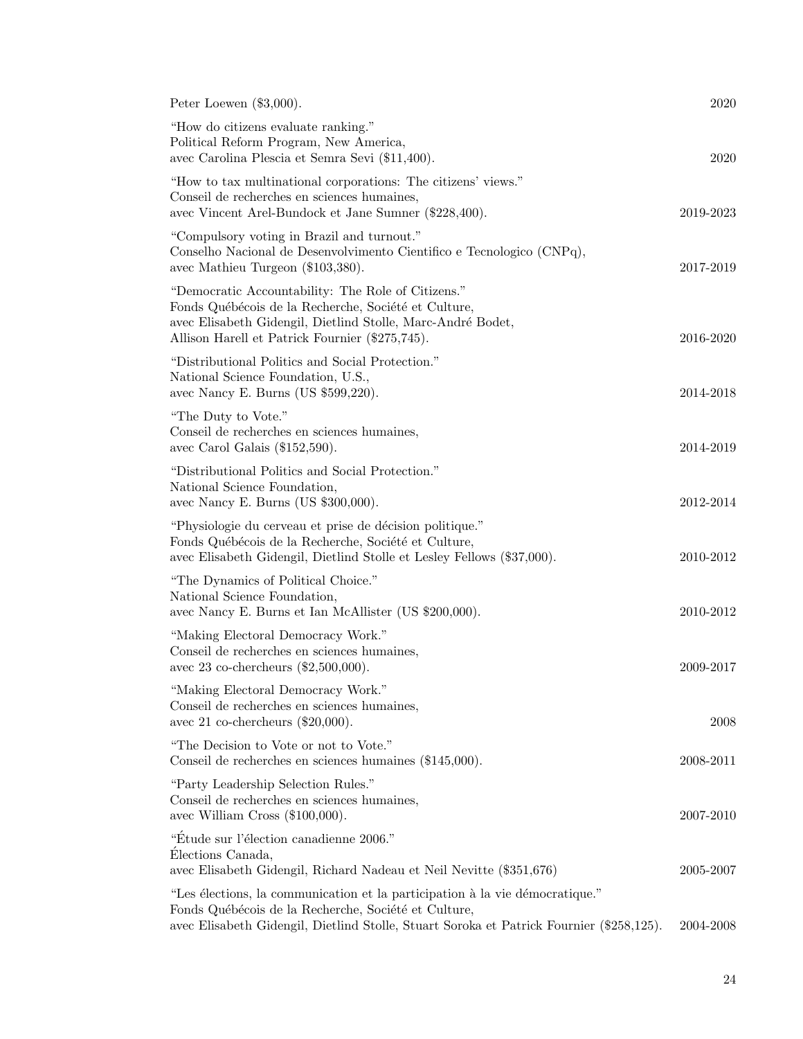Peter Loewen ($3,000). 2020

"How do citizens evaluate ranking."
Political Reform Program, New America,
avec Carolina Plescia et Semra Sevi ($11,400). 2020

"How to tax multinational corporations: The citizens' views."
Conseil de recherches en sciences humaines,
avec Vincent Arel-Bundock et Jane Sumner ($228,400). 2019-2023

"Compulsory voting in Brazil and turnout."
Conselho Nacional de Desenvolvimento Cientifico e Tecnologico (CNPq),
avec Mathieu Turgeon ($103,380). 2017-2019

"Democratic Accountability: The Role of Citizens."
Fonds Québécois de la Recherche, Société et Culture,
avec Elisabeth Gidengil, Dietlind Stolle, Marc-André Bodet,
Allison Harell et Patrick Fournier ($275,745). 2016-2020

"Distributional Politics and Social Protection."
National Science Foundation, U.S.,
avec Nancy E. Burns (US $599,220). 2014-2018

"The Duty to Vote."
Conseil de recherches en sciences humaines,
avec Carol Galais ($152,590). 2014-2019

"Distributional Politics and Social Protection."
National Science Foundation,
avec Nancy E. Burns (US $300,000). 2012-2014

"Physiologie du cerveau et prise de décision politique."
Fonds Québécois de la Recherche, Société et Culture,
avec Elisabeth Gidengil, Dietlind Stolle et Lesley Fellows ($37,000). 2010-2012

"The Dynamics of Political Choice."
National Science Foundation,
avec Nancy E. Burns et Ian McAllister (US $200,000). 2010-2012

"Making Electoral Democracy Work."
Conseil de recherches en sciences humaines,
avec 23 co-chercheurs ($2,500,000). 2009-2017

"Making Electoral Democracy Work."
Conseil de recherches en sciences humaines,
avec 21 co-chercheurs ($20,000). 2008

"The Decision to Vote or not to Vote."
Conseil de recherches en sciences humaines ($145,000). 2008-2011

"Party Leadership Selection Rules."
Conseil de recherches en sciences humaines,
avec William Cross ($100,000). 2007-2010

"Étude sur l'élection canadienne 2006."
Élections Canada,
avec Elisabeth Gidengil, Richard Nadeau et Neil Nevitte ($351,676) 2005-2007

"Les élections, la communication et la participation à la vie démocratique."
Fonds Québécois de la Recherche, Société et Culture,
avec Elisabeth Gidengil, Dietlind Stolle, Stuart Soroka et Patrick Fournier ($258,125). 2004-2008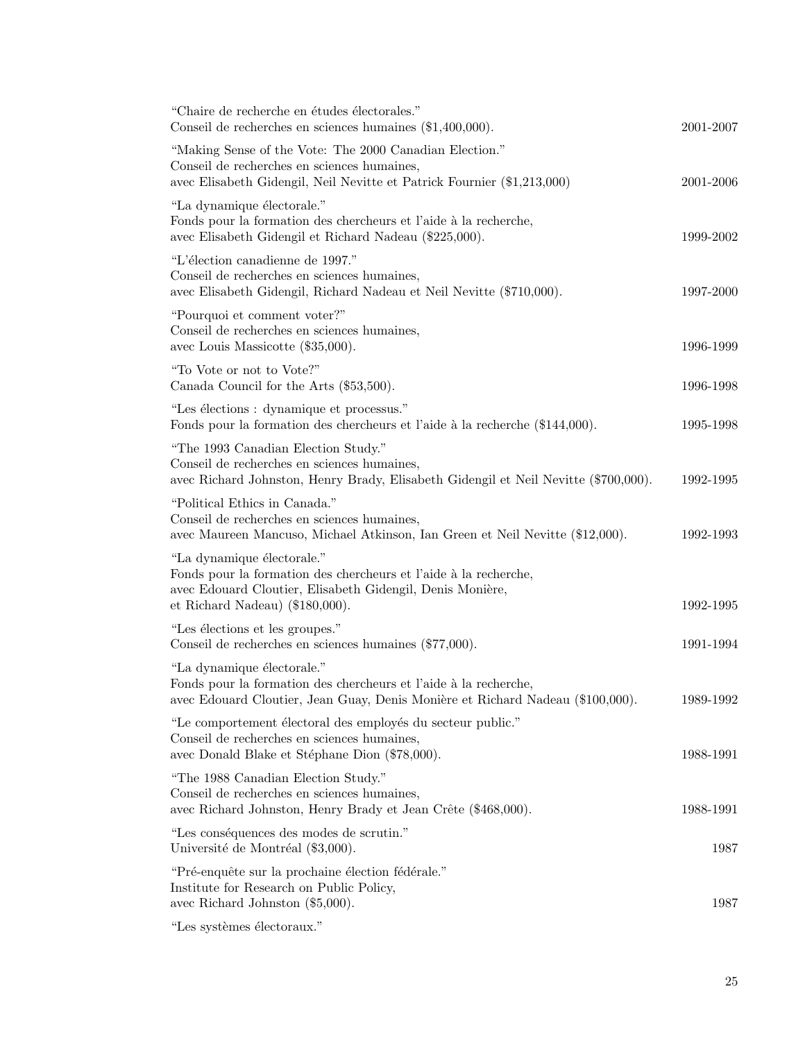"Chaire de recherche en études électorales."
Conseil de recherches en sciences humaines ($1,400,000). 2001-2007

"Making Sense of the Vote: The 2000 Canadian Election."
Conseil de recherches en sciences humaines,
avec Elisabeth Gidengil, Neil Nevitte et Patrick Fournier ($1,213,000) 2001-2006

"La dynamique électorale."
Fonds pour la formation des chercheurs et l'aide à la recherche,
avec Elisabeth Gidengil et Richard Nadeau ($225,000). 1999-2002

"L'élection canadienne de 1997."
Conseil de recherches en sciences humaines,
avec Elisabeth Gidengil, Richard Nadeau et Neil Nevitte ($710,000). 1997-2000

"Pourquoi et comment voter?"
Conseil de recherches en sciences humaines,
avec Louis Massicotte ($35,000). 1996-1999

"To Vote or not to Vote?"
Canada Council for the Arts ($53,500). 1996-1998

"Les élections : dynamique et processus."
Fonds pour la formation des chercheurs et l'aide à la recherche ($144,000). 1995-1998

"The 1993 Canadian Election Study."
Conseil de recherches en sciences humaines,
avec Richard Johnston, Henry Brady, Elisabeth Gidengil et Neil Nevitte ($700,000). 1992-1995

"Political Ethics in Canada."
Conseil de recherches en sciences humaines,
avec Maureen Mancuso, Michael Atkinson, Ian Green et Neil Nevitte ($12,000). 1992-1993

"La dynamique électorale."
Fonds pour la formation des chercheurs et l'aide à la recherche,
avec Edouard Cloutier, Elisabeth Gidengil, Denis Monière,
et Richard Nadeau) ($180,000). 1992-1995

"Les élections et les groupes."
Conseil de recherches en sciences humaines ($77,000). 1991-1994

"La dynamique électorale."
Fonds pour la formation des chercheurs et l'aide à la recherche,
avec Edouard Cloutier, Jean Guay, Denis Monière et Richard Nadeau ($100,000). 1989-1992

"Le comportement électoral des employés du secteur public."
Conseil de recherches en sciences humaines,
avec Donald Blake et Stéphane Dion ($78,000). 1988-1991

"The 1988 Canadian Election Study."
Conseil de recherches en sciences humaines,
avec Richard Johnston, Henry Brady et Jean Crête ($468,000). 1988-1991

"Les conséquences des modes de scrutin."
Université de Montréal ($3,000). 1987

"Pré-enquête sur la prochaine élection fédérale."
Institute for Research on Public Policy,
avec Richard Johnston ($5,000). 1987

"Les systèmes électoraux."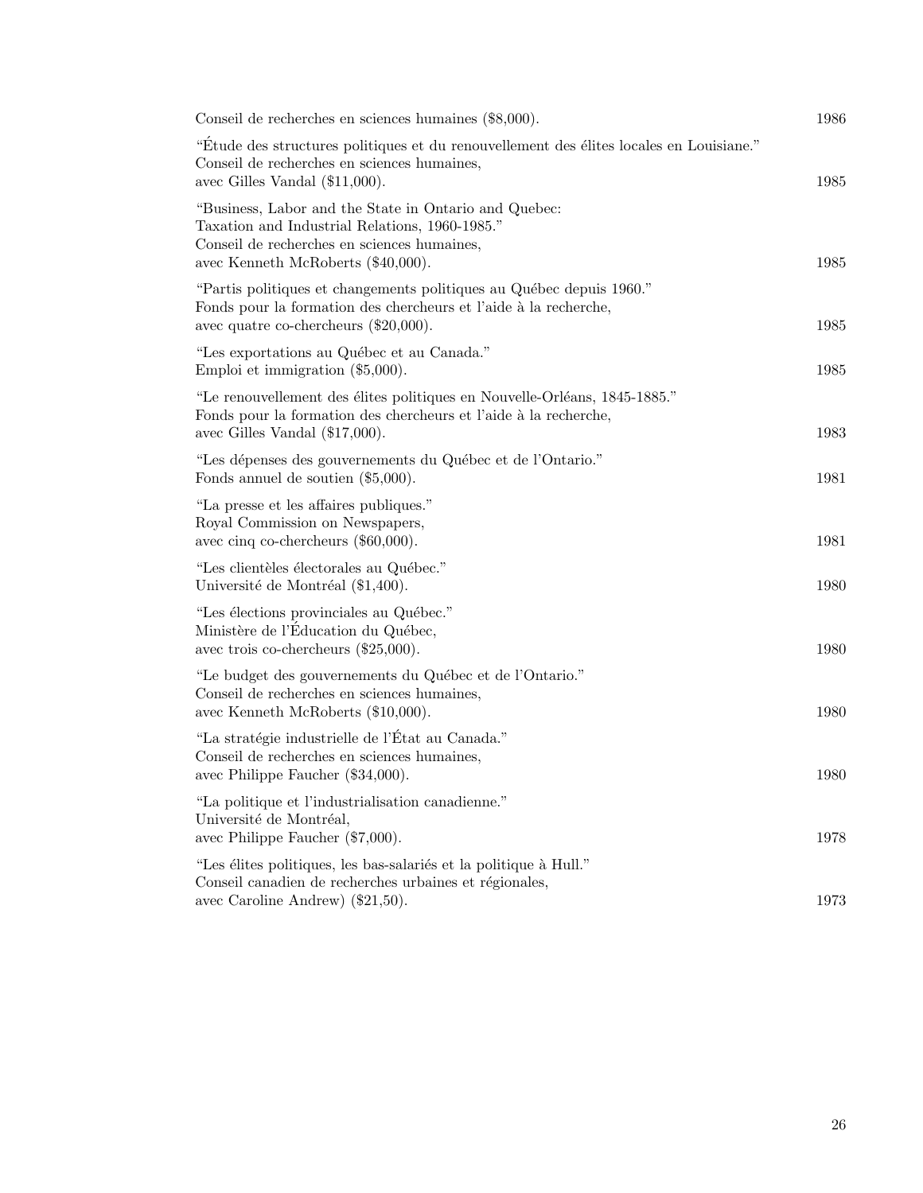Conseil de recherches en sciences humaines ($8,000). 1986

"Étude des structures politiques et du renouvellement des élites locales en Louisiane."
Conseil de recherches en sciences humaines,
avec Gilles Vandal ($11,000). 1985

"Business, Labor and the State in Ontario and Quebec:
Taxation and Industrial Relations, 1960-1985."
Conseil de recherches en sciences humaines,
avec Kenneth McRoberts ($40,000). 1985

"Partis politiques et changements politiques au Québec depuis 1960."
Fonds pour la formation des chercheurs et l'aide à la recherche,
avec quatre co-chercheurs ($20,000). 1985

"Les exportations au Québec et au Canada."
Emploi et immigration ($5,000). 1985

"Le renouvellement des élites politiques en Nouvelle-Orléans, 1845-1885."
Fonds pour la formation des chercheurs et l'aide à la recherche,
avec Gilles Vandal ($17,000). 1983

"Les dépenses des gouvernements du Québec et de l'Ontario."
Fonds annuel de soutien ($5,000). 1981

"La presse et les affaires publiques."
Royal Commission on Newspapers,
avec cinq co-chercheurs ($60,000). 1981

"Les clientèles électorales au Québec."
Université de Montréal ($1,400). 1980

"Les élections provinciales au Québec."
Ministère de l'Éducation du Québec,
avec trois co-chercheurs ($25,000). 1980

"Le budget des gouvernements du Québec et de l'Ontario."
Conseil de recherches en sciences humaines,
avec Kenneth McRoberts ($10,000). 1980

"La stratégie industrielle de l'État au Canada."
Conseil de recherches en sciences humaines,
avec Philippe Faucher ($34,000). 1980

"La politique et l'industrialisation canadienne."
Université de Montréal,
avec Philippe Faucher ($7,000). 1978

"Les élites politiques, les bas-salariés et la politique à Hull."
Conseil canadien de recherches urbaines et régionales,
avec Caroline Andrew) ($21,50). 1973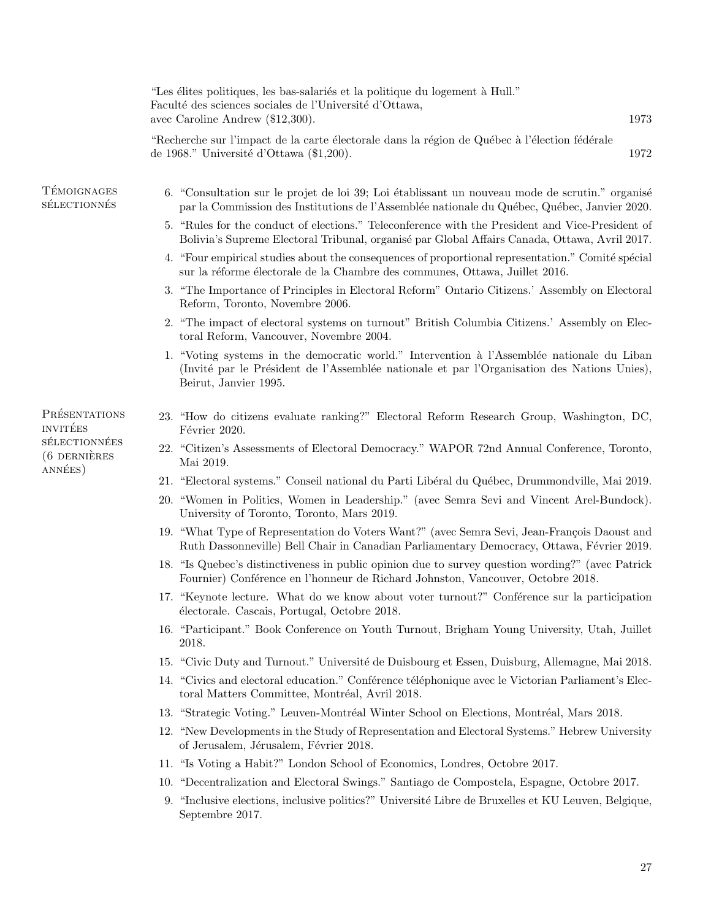"Les élites politiques, les bas-salariés et la politique du logement à Hull." Faculté des sciences sociales de l'Université d'Ottawa, avec Caroline Andrew ($12,300). 1973

"Recherche sur l'impact de la carte électorale dans la région de Québec à l'élection fédérale de 1968." Université d'Ottawa ($1,200). 1972

## Témoignages sélectionnés

6. "Consultation sur le projet de loi 39; Loi établissant un nouveau mode de scrutin." organisé par la Commission des Institutions de l'Assemblée nationale du Québec, Québec, Janvier 2020.
5. "Rules for the conduct of elections." Teleconference with the President and Vice-President of Bolivia's Supreme Electoral Tribunal, organisé par Global Affairs Canada, Ottawa, Avril 2017.
4. "Four empirical studies about the consequences of proportional representation." Comité spécial sur la réforme électorale de la Chambre des communes, Ottawa, Juillet 2016.
3. "The Importance of Principles in Electoral Reform" Ontario Citizens.' Assembly on Electoral Reform, Toronto, Novembre 2006.
2. "The impact of electoral systems on turnout" British Columbia Citizens.' Assembly on Electoral Reform, Vancouver, Novembre 2004.
1. "Voting systems in the democratic world." Intervention à l'Assemblée nationale du Liban (Invité par le Président de l'Assemblée nationale et par l'Organisation des Nations Unies), Beirut, Janvier 1995.

## Présentations invitées sélectionnées (6 dernières années)

23. "How do citizens evaluate ranking?" Electoral Reform Research Group, Washington, DC, Février 2020.
22. "Citizen's Assessments of Electoral Democracy." WAPOR 72nd Annual Conference, Toronto, Mai 2019.
21. "Electoral systems." Conseil national du Parti Libéral du Québec, Drummondville, Mai 2019.
20. "Women in Politics, Women in Leadership." (avec Semra Sevi and Vincent Arel-Bundock). University of Toronto, Toronto, Mars 2019.
19. "What Type of Representation do Voters Want?" (avec Semra Sevi, Jean-François Daoust and Ruth Dassonneville) Bell Chair in Canadian Parliamentary Democracy, Ottawa, Février 2019.
18. "Is Quebec's distinctiveness in public opinion due to survey question wording?" (avec Patrick Fournier) Conférence en l'honneur de Richard Johnston, Vancouver, Octobre 2018.
17. "Keynote lecture. What do we know about voter turnout?" Conférence sur la participation électorale. Cascais, Portugal, Octobre 2018.
16. "Participant." Book Conference on Youth Turnout, Brigham Young University, Utah, Juillet 2018.
15. "Civic Duty and Turnout." Université de Duisbourg et Essen, Duisburg, Allemagne, Mai 2018.
14. "Civics and electoral education." Conférence téléphonique avec le Victorian Parliament's Electoral Matters Committee, Montréal, Avril 2018.
13. "Strategic Voting." Leuven-Montréal Winter School on Elections, Montréal, Mars 2018.
12. "New Developments in the Study of Representation and Electoral Systems." Hebrew University of Jerusalem, Jérusalem, Février 2018.
11. "Is Voting a Habit?" London School of Economics, Londres, Octobre 2017.
10. "Decentralization and Electoral Swings." Santiago de Compostela, Espagne, Octobre 2017.
9. "Inclusive elections, inclusive politics?" Université Libre de Bruxelles et KU Leuven, Belgique, Septembre 2017.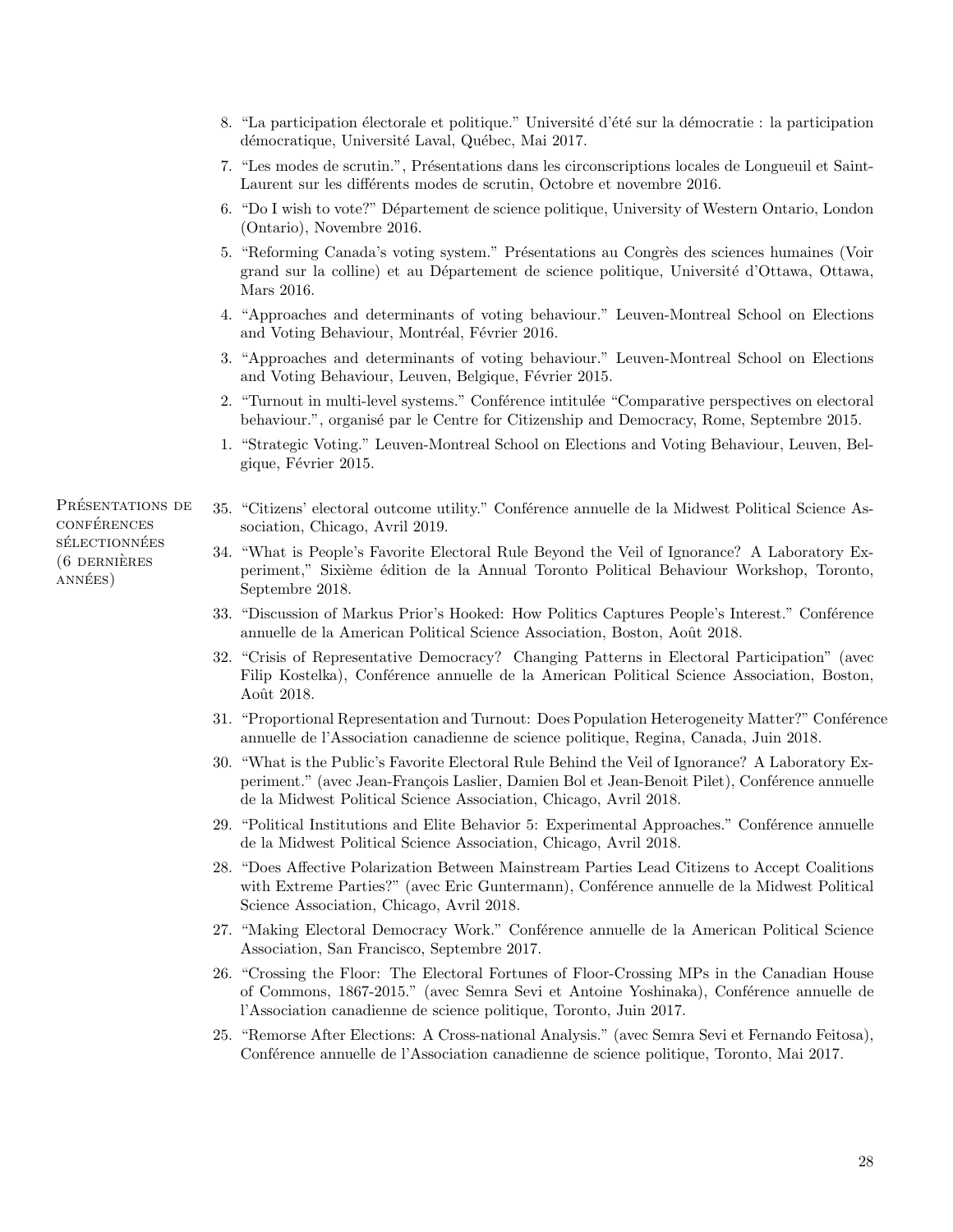8. "La participation électorale et politique." Université d'été sur la démocratie : la participation démocratique, Université Laval, Québec, Mai 2017.

7. "Les modes de scrutin.", Présentations dans les circonscriptions locales de Longueuil et Saint-Laurent sur les différents modes de scrutin, Octobre et novembre 2016.

6. "Do I wish to vote?" Département de science politique, University of Western Ontario, London (Ontario), Novembre 2016.

5. "Reforming Canada's voting system." Présentations au Congrès des sciences humaines (Voir grand sur la colline) et au Département de science politique, Université d'Ottawa, Ottawa, Mars 2016.

4. "Approaches and determinants of voting behaviour." Leuven-Montreal School on Elections and Voting Behaviour, Montréal, Février 2016.

3. "Approaches and determinants of voting behaviour." Leuven-Montreal School on Elections and Voting Behaviour, Leuven, Belgique, Février 2015.

2. "Turnout in multi-level systems." Conférence intitulée "Comparative perspectives on electoral behaviour.", organisé par le Centre for Citizenship and Democracy, Rome, Septembre 2015.

1. "Strategic Voting." Leuven-Montreal School on Elections and Voting Behaviour, Leuven, Belgique, Février 2015.

## Présentations de conférences sélectionnées (6 dernières années)

35. "Citizens' electoral outcome utility." Conférence annuelle de la Midwest Political Science Association, Chicago, Avril 2019.

34. "What is People's Favorite Electoral Rule Beyond the Veil of Ignorance? A Laboratory Experiment," Sixième édition de la Annual Toronto Political Behaviour Workshop, Toronto, Septembre 2018.

33. "Discussion of Markus Prior's Hooked: How Politics Captures People's Interest." Conférence annuelle de la American Political Science Association, Boston, Août 2018.

32. "Crisis of Representative Democracy? Changing Patterns in Electoral Participation" (avec Filip Kostelka), Conférence annuelle de la American Political Science Association, Boston, Août 2018.

31. "Proportional Representation and Turnout: Does Population Heterogeneity Matter?" Conférence annuelle de l'Association canadienne de science politique, Regina, Canada, Juin 2018.

30. "What is the Public's Favorite Electoral Rule Behind the Veil of Ignorance? A Laboratory Experiment." (avec Jean-François Laslier, Damien Bol et Jean-Benoit Pilet), Conférence annuelle de la Midwest Political Science Association, Chicago, Avril 2018.

29. "Political Institutions and Elite Behavior 5: Experimental Approaches." Conférence annuelle de la Midwest Political Science Association, Chicago, Avril 2018.

28. "Does Affective Polarization Between Mainstream Parties Lead Citizens to Accept Coalitions with Extreme Parties?" (avec Eric Guntermann), Conférence annuelle de la Midwest Political Science Association, Chicago, Avril 2018.

27. "Making Electoral Democracy Work." Conférence annuelle de la American Political Science Association, San Francisco, Septembre 2017.

26. "Crossing the Floor: The Electoral Fortunes of Floor-Crossing MPs in the Canadian House of Commons, 1867-2015." (avec Semra Sevi et Antoine Yoshinaka), Conférence annuelle de l'Association canadienne de science politique, Toronto, Juin 2017.

25. "Remorse After Elections: A Cross-national Analysis." (avec Semra Sevi et Fernando Feitosa), Conférence annuelle de l'Association canadienne de science politique, Toronto, Mai 2017.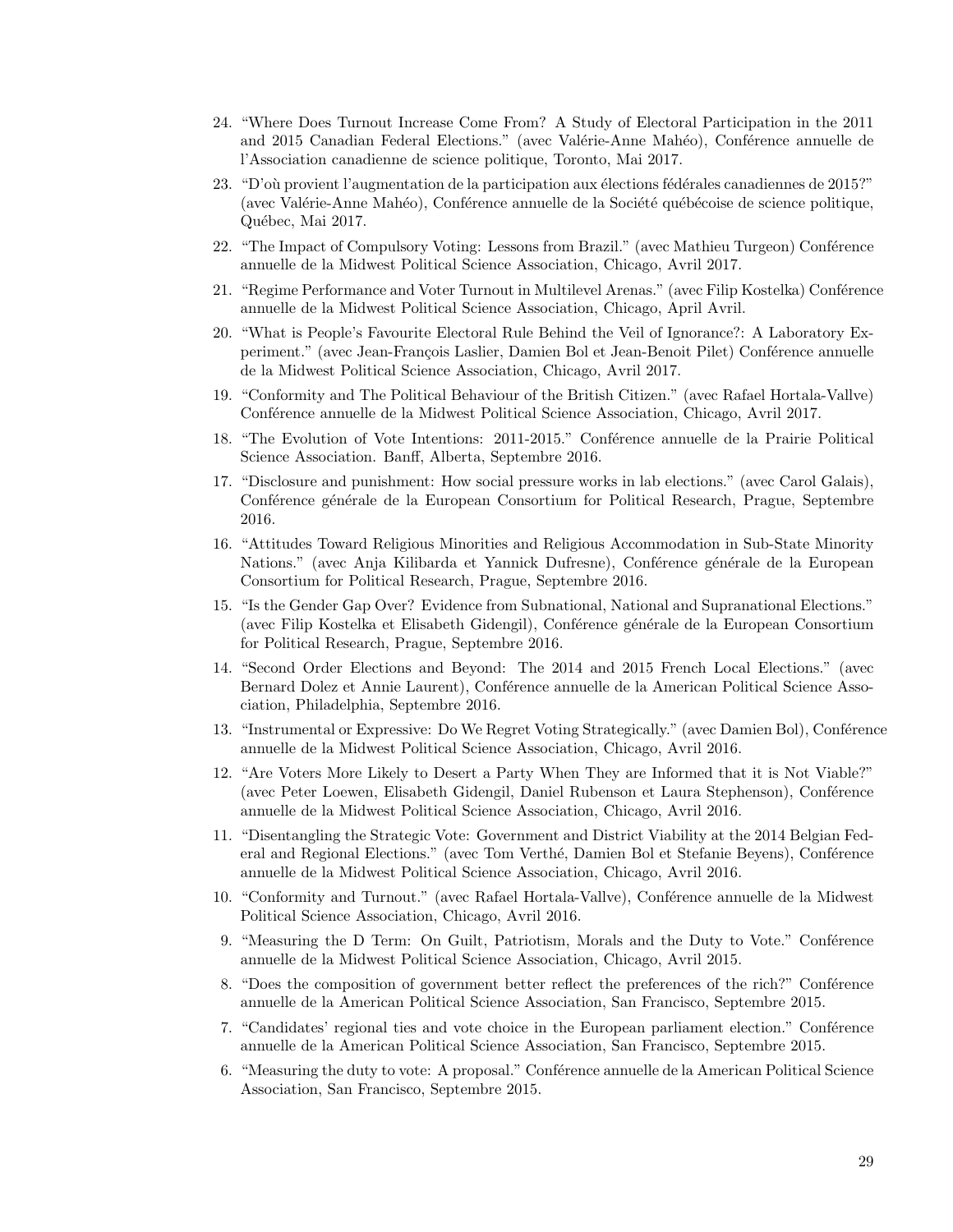24. “Where Does Turnout Increase Come From? A Study of Electoral Participation in the 2011 and 2015 Canadian Federal Elections.” (avec Valérie-Anne Mahéo), Conférence annuelle de l’Association canadienne de science politique, Toronto, Mai 2017.
23. “D’où provient l’augmentation de la participation aux élections fédérales canadiennes de 2015?” (avec Valérie-Anne Mahéo), Conférence annuelle de la Société québécoise de science politique, Québec, Mai 2017.
22. “The Impact of Compulsory Voting: Lessons from Brazil.” (avec Mathieu Turgeon) Conférence annuelle de la Midwest Political Science Association, Chicago, Avril 2017.
21. “Regime Performance and Voter Turnout in Multilevel Arenas.” (avec Filip Kostelka) Conférence annuelle de la Midwest Political Science Association, Chicago, April Avril.
20. “What is People’s Favourite Electoral Rule Behind the Veil of Ignorance?: A Laboratory Experiment.” (avec Jean-François Laslier, Damien Bol et Jean-Benoit Pilet) Conférence annuelle de la Midwest Political Science Association, Chicago, Avril 2017.
19. “Conformity and The Political Behaviour of the British Citizen.” (avec Rafael Hortala-Vallve) Conférence annuelle de la Midwest Political Science Association, Chicago, Avril 2017.
18. “The Evolution of Vote Intentions: 2011-2015.” Conférence annuelle de la Prairie Political Science Association. Banff, Alberta, Septembre 2016.
17. “Disclosure and punishment: How social pressure works in lab elections.” (avec Carol Galais), Conférence générale de la European Consortium for Political Research, Prague, Septembre 2016.
16. “Attitudes Toward Religious Minorities and Religious Accommodation in Sub-State Minority Nations.” (avec Anja Kilibarda et Yannick Dufresne), Conférence générale de la European Consortium for Political Research, Prague, Septembre 2016.
15. “Is the Gender Gap Over? Evidence from Subnational, National and Supranational Elections.” (avec Filip Kostelka et Elisabeth Gidengil), Conférence générale de la European Consortium for Political Research, Prague, Septembre 2016.
14. “Second Order Elections and Beyond: The 2014 and 2015 French Local Elections.” (avec Bernard Dolez et Annie Laurent), Conférence annuelle de la American Political Science Association, Philadelphia, Septembre 2016.
13. “Instrumental or Expressive: Do We Regret Voting Strategically.” (avec Damien Bol), Conférence annuelle de la Midwest Political Science Association, Chicago, Avril 2016.
12. “Are Voters More Likely to Desert a Party When They are Informed that it is Not Viable?” (avec Peter Loewen, Elisabeth Gidengil, Daniel Rubenson et Laura Stephenson), Conférence annuelle de la Midwest Political Science Association, Chicago, Avril 2016.
11. “Disentangling the Strategic Vote: Government and District Viability at the 2014 Belgian Federal and Regional Elections.” (avec Tom Verthé, Damien Bol et Stefanie Beyens), Conférence annuelle de la Midwest Political Science Association, Chicago, Avril 2016.
10. “Conformity and Turnout.” (avec Rafael Hortala-Vallve), Conférence annuelle de la Midwest Political Science Association, Chicago, Avril 2016.
9. “Measuring the D Term: On Guilt, Patriotism, Morals and the Duty to Vote.” Conférence annuelle de la Midwest Political Science Association, Chicago, Avril 2015.
8. “Does the composition of government better reflect the preferences of the rich?” Conférence annuelle de la American Political Science Association, San Francisco, Septembre 2015.
7. “Candidates’ regional ties and vote choice in the European parliament election.” Conférence annuelle de la American Political Science Association, San Francisco, Septembre 2015.
6. “Measuring the duty to vote: A proposal.” Conférence annuelle de la American Political Science Association, San Francisco, Septembre 2015.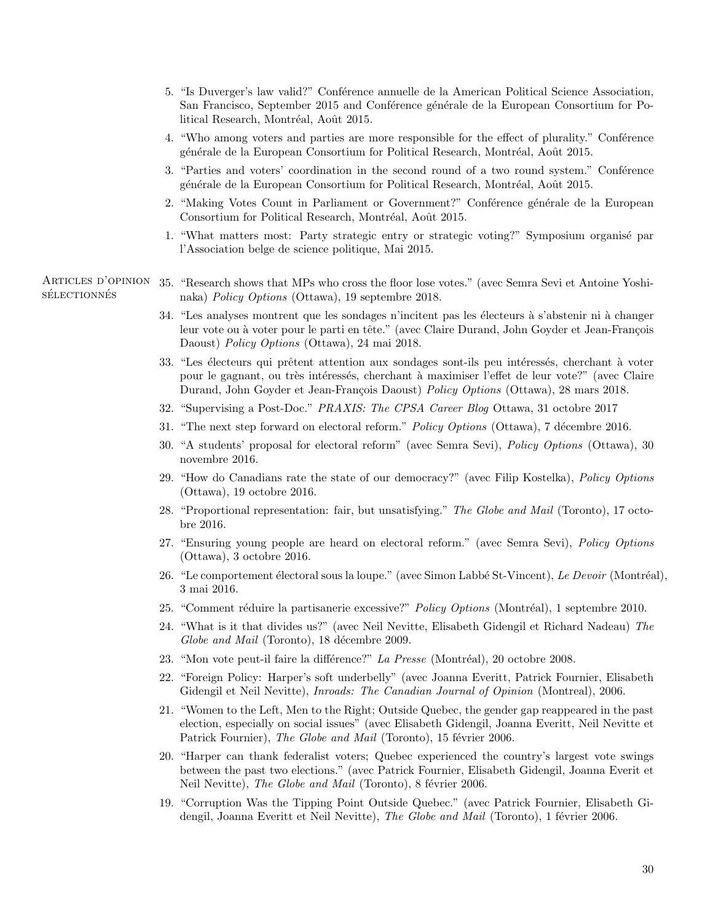5. "Is Duverger's law valid?" Conférence annuelle de la American Political Science Association, San Francisco, September 2015 and Conférence générale de la European Consortium for Political Research, Montréal, Août 2015.
4. "Who among voters and parties are more responsible for the effect of plurality." Conférence générale de la European Consortium for Political Research, Montréal, Août 2015.
3. "Parties and voters' coordination in the second round of a two round system." Conférence générale de la European Consortium for Political Research, Montréal, Août 2015.
2. "Making Votes Count in Parliament or Government?" Conférence générale de la European Consortium for Political Research, Montréal, Août 2015.
1. "What matters most: Party strategic entry or strategic voting?" Symposium organisé par l'Association belge de science politique, Mai 2015.

## Articles d'opinion sélectionnés

35. "Research shows that MPs who cross the floor lose votes." (avec Semra Sevi et Antoine Yoshinaka) *Policy Options* (Ottawa), 19 septembre 2018.
34. "Les analyses montrent que les sondages n'incitent pas les électeurs à s'abstenir ni à changer leur vote ou à voter pour le parti en tête." (avec Claire Durand, John Goyder et Jean-François Daoust) *Policy Options* (Ottawa), 24 mai 2018.
33. "Les électeurs qui prêtent attention aux sondages sont-ils peu intéressés, cherchant à voter pour le gagnant, ou très intéressés, cherchant à maximiser l'effet de leur vote?" (avec Claire Durand, John Goyder et Jean-François Daoust) *Policy Options* (Ottawa), 28 mars 2018.
32. "Supervising a Post-Doc." *PRAXIS: The CPSA Career Blog* Ottawa, 31 octobre 2017
31. "The next step forward on electoral reform." *Policy Options* (Ottawa), 7 décembre 2016.
30. "A students' proposal for electoral reform" (avec Semra Sevi), *Policy Options* (Ottawa), 30 novembre 2016.
29. "How do Canadians rate the state of our democracy?" (avec Filip Kostelka), *Policy Options* (Ottawa), 19 octobre 2016.
28. "Proportional representation: fair, but unsatisfying." *The Globe and Mail* (Toronto), 17 octobre 2016.
27. "Ensuring young people are heard on electoral reform." (avec Semra Sevi), *Policy Options* (Ottawa), 3 octobre 2016.
26. "Le comportement électoral sous la loupe." (avec Simon Labbé St-Vincent), *Le Devoir* (Montréal), 3 mai 2016.
25. "Comment réduire la partisanerie excessive?" *Policy Options* (Montréal), 1 septembre 2010.
24. "What is it that divides us?" (avec Neil Nevitte, Elisabeth Gidengil et Richard Nadeau) *The Globe and Mail* (Toronto), 18 décembre 2009.
23. "Mon vote peut-il faire la différence?" *La Presse* (Montréal), 20 octobre 2008.
22. "Foreign Policy: Harper's soft underbelly" (avec Joanna Everitt, Patrick Fournier, Elisabeth Gidengil et Neil Nevitte), *Inroads: The Canadian Journal of Opinion* (Montreal), 2006.
21. "Women to the Left, Men to the Right; Outside Quebec, the gender gap reappeared in the past election, especially on social issues" (avec Elisabeth Gidengil, Joanna Everitt, Neil Nevitte et Patrick Fournier), *The Globe and Mail* (Toronto), 15 février 2006.
20. "Harper can thank federalist voters; Quebec experienced the country's largest vote swings between the past two elections." (avec Patrick Fournier, Elisabeth Gidengil, Joanna Everit et Neil Nevitte), *The Globe and Mail* (Toronto), 8 février 2006.
19. "Corruption Was the Tipping Point Outside Quebec." (avec Patrick Fournier, Elisabeth Gidengil, Joanna Everitt et Neil Nevitte), *The Globe and Mail* (Toronto), 1 février 2006.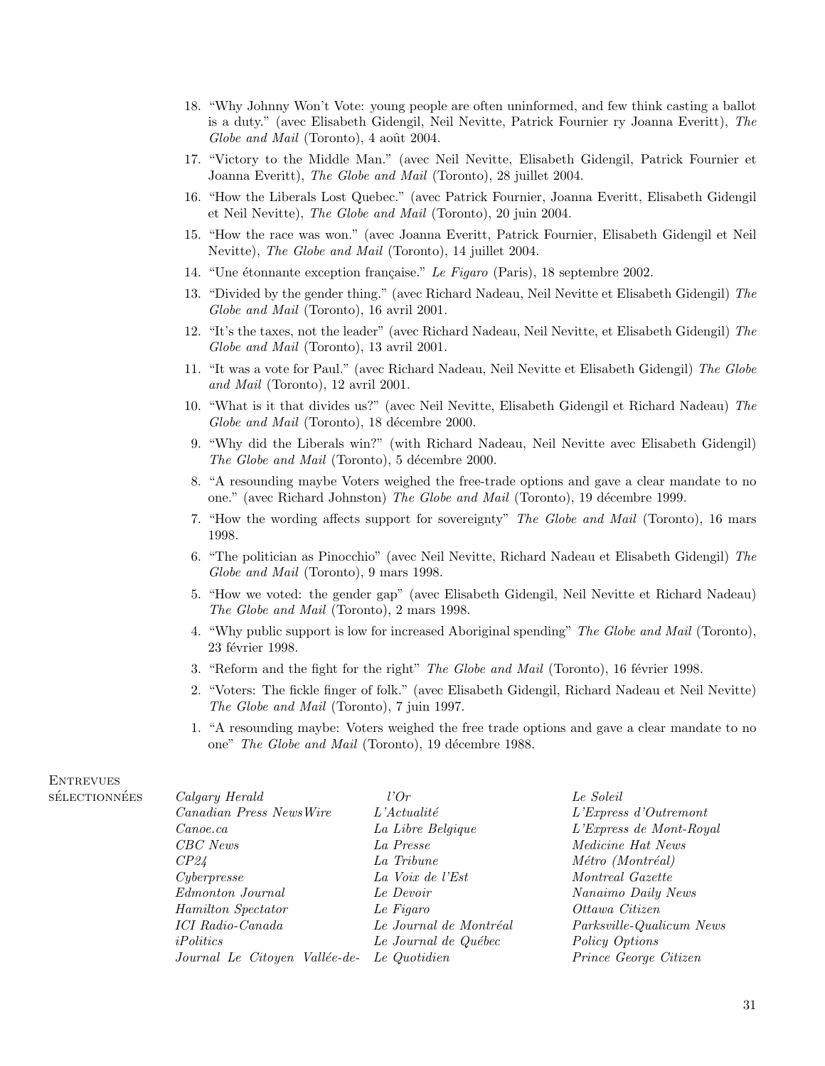18. "Why Johnny Won't Vote: young people are often uninformed, and few think casting a ballot is a duty." (avec Elisabeth Gidengil, Neil Nevitte, Patrick Fournier ry Joanna Everitt), *The Globe and Mail* (Toronto), 4 août 2004.
17. "Victory to the Middle Man." (avec Neil Nevitte, Elisabeth Gidengil, Patrick Fournier et Joanna Everitt), *The Globe and Mail* (Toronto), 28 juillet 2004.
16. "How the Liberals Lost Quebec." (avec Patrick Fournier, Joanna Everitt, Elisabeth Gidengil et Neil Nevitte), *The Globe and Mail* (Toronto), 20 juin 2004.
15. "How the race was won." (avec Joanna Everitt, Patrick Fournier, Elisabeth Gidengil et Neil Nevitte), *The Globe and Mail* (Toronto), 14 juillet 2004.
14. "Une étonnante exception française." *Le Figaro* (Paris), 18 septembre 2002.
13. "Divided by the gender thing." (avec Richard Nadeau, Neil Nevitte et Elisabeth Gidengil) *The Globe and Mail* (Toronto), 16 avril 2001.
12. "It's the taxes, not the leader" (avec Richard Nadeau, Neil Nevitte, et Elisabeth Gidengil) *The Globe and Mail* (Toronto), 13 avril 2001.
11. "It was a vote for Paul." (avec Richard Nadeau, Neil Nevitte et Elisabeth Gidengil) *The Globe and Mail* (Toronto), 12 avril 2001.
10. "What is it that divides us?" (avec Neil Nevitte, Elisabeth Gidengil et Richard Nadeau) *The Globe and Mail* (Toronto), 18 décembre 2000.
9. "Why did the Liberals win?" (with Richard Nadeau, Neil Nevitte avec Elisabeth Gidengil) *The Globe and Mail* (Toronto), 5 décembre 2000.
8. "A resounding maybe Voters weighed the free-trade options and gave a clear mandate to no one." (avec Richard Johnston) *The Globe and Mail* (Toronto), 19 décembre 1999.
7. "How the wording affects support for sovereignty" *The Globe and Mail* (Toronto), 16 mars 1998.
6. "The politician as Pinocchio" (avec Neil Nevitte, Richard Nadeau et Elisabeth Gidengil) *The Globe and Mail* (Toronto), 9 mars 1998.
5. "How we voted: the gender gap" (avec Elisabeth Gidengil, Neil Nevitte et Richard Nadeau) *The Globe and Mail* (Toronto), 2 mars 1998.
4. "Why public support is low for increased Aboriginal spending" *The Globe and Mail* (Toronto), 23 février 1998.
3. "Reform and the fight for the right" *The Globe and Mail* (Toronto), 16 février 1998.
2. "Voters: The fickle finger of folk." (avec Elisabeth Gidengil, Richard Nadeau et Neil Nevitte) *The Globe and Mail* (Toronto), 7 juin 1997.
1. "A resounding maybe: Voters weighed the free trade options and gave a clear mandate to no one" *The Globe and Mail* (Toronto), 19 décembre 1988.

## Entrevues sélectionnées

*Calgary Herald*
*Canadian Press NewsWire*
*Canoe.ca*
*CBC News*
*CP24*
*Cyberpresse*
*Edmonton Journal*
*Hamilton Spectator*
*ICI Radio-Canada*
*iPolitics*
*Journal Le Citoyen Vallée-de-l'Or*
*L'Actualité*
*La Libre Belgique*
*La Presse*
*La Tribune*
*La Voix de l'Est*
*Le Devoir*
*Le Figaro*
*Le Journal de Montréal*
*Le Journal de Québec*
*Le Quotidien*
*Le Soleil*
*L'Express d'Outremont*
*L'Express de Mont-Royal*
*Medicine Hat News*
*Métro (Montréal)*
*Montreal Gazette*
*Nanaimo Daily News*
*Ottawa Citizen*
*Parksville-Qualicum News*
*Policy Options*
*Prince George Citizen*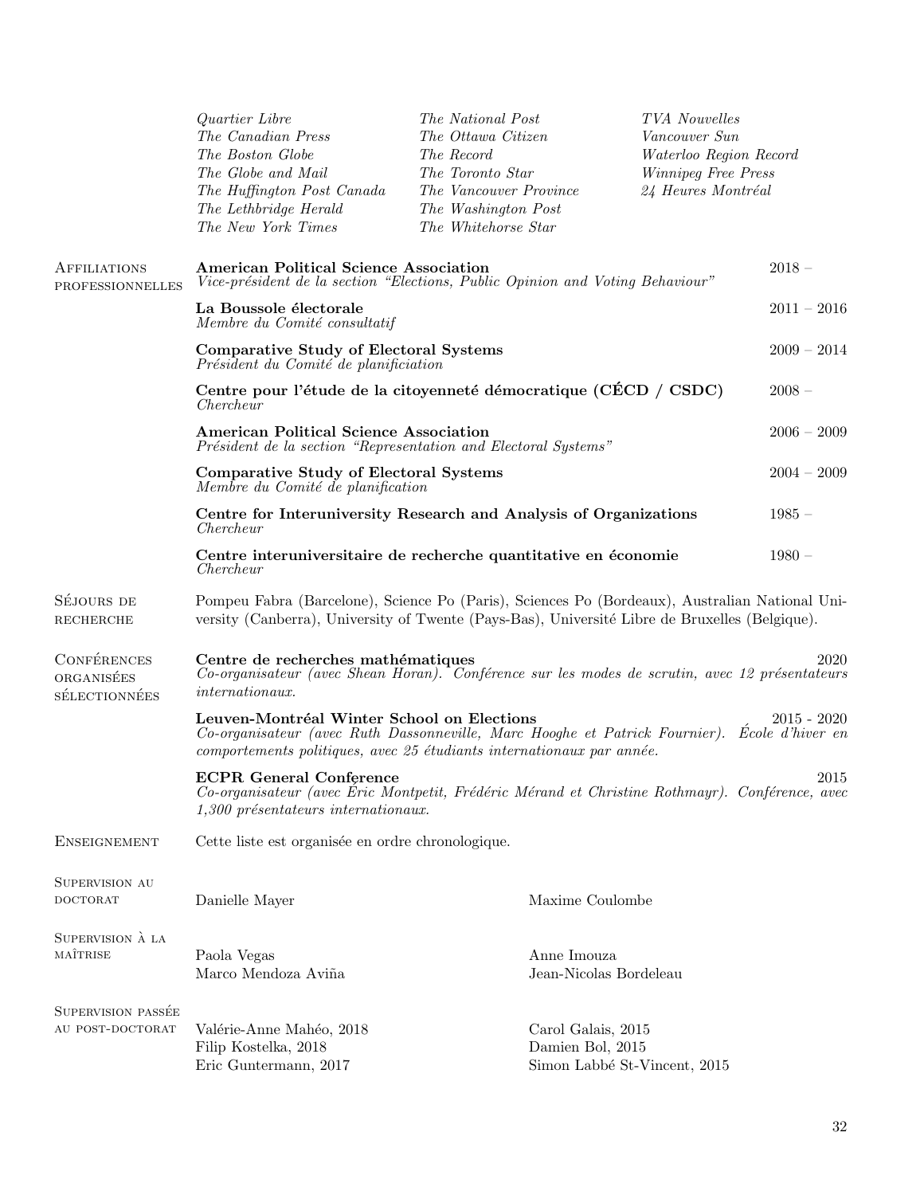*Quartier Libre*
*The Canadian Press*
*The Boston Globe*
*The Globe and Mail*
*The Huffington Post Canada*
*The Lethbridge Herald*
*The New York Times*
*The National Post*
*The Ottawa Citizen*
*The Record*
*The Toronto Star*
*The Vancouver Province*
*The Washington Post*
*The Whitehorse Star*
*TVA Nouvelles*
*Vancouver Sun*
*Waterloo Region Record*
*Winnipeg Free Press*
*24 Heures Montréal*

## Affiliations professionnelles

**American Political Science Association** — 2018 –
*Vice-président de la section "Elections, Public Opinion and Voting Behaviour"*

**La Boussole électorale** — 2011 – 2016
*Membre du Comité consultatif*

**Comparative Study of Electoral Systems** — 2009 – 2014
*Président du Comité de planificiation*

**Centre pour l'étude de la citoyenneté démocratique (CÉCD / CSDC)** — 2008 –
*Chercheur*

**American Political Science Association** — 2006 – 2009
*Président de la section "Representation and Electoral Systems"*

**Comparative Study of Electoral Systems** — 2004 – 2009
*Membre du Comité de planification*

**Centre for Interuniversity Research and Analysis of Organizations** — 1985 –
*Chercheur*

**Centre interuniversitaire de recherche quantitative en économie** — 1980 –
*Chercheur*

## Séjours de recherche

Pompeu Fabra (Barcelone), Science Po (Paris), Sciences Po (Bordeaux), Australian National University (Canberra), University of Twente (Pays-Bas), Université Libre de Bruxelles (Belgique).

## Conférences organisées sélectionnées

**Centre de recherches mathématiques** — 2020
*Co-organisateur (avec Shean Horan). Conférence sur les modes de scrutin, avec 12 présentateurs internationaux.*

**Leuven-Montréal Winter School on Elections** — 2015 - 2020
*Co-organisateur (avec Ruth Dassonneville, Marc Hooghe et Patrick Fournier). École d'hiver en comportements politiques, avec 25 étudiants internationaux par année.*

**ECPR General Conference** — 2015
*Co-organisateur (avec Éric Montpetit, Frédéric Mérand et Christine Rothmayr). Conférence, avec 1,300 présentateurs internationaux.*

## Enseignement

Cette liste est organisée en ordre chronologique.

## Supervision au doctorat

Danielle Mayer
Maxime Coulombe

## Supervision à la maîtrise

Paola Vegas
Marco Mendoza Aviña
Anne Imouza
Jean-Nicolas Bordeleau

## Supervision passée au post-doctorat

Valérie-Anne Mahéo, 2018
Filip Kostelka, 2018
Eric Guntermann, 2017
Carol Galais, 2015
Damien Bol, 2015
Simon Labbé St-Vincent, 2015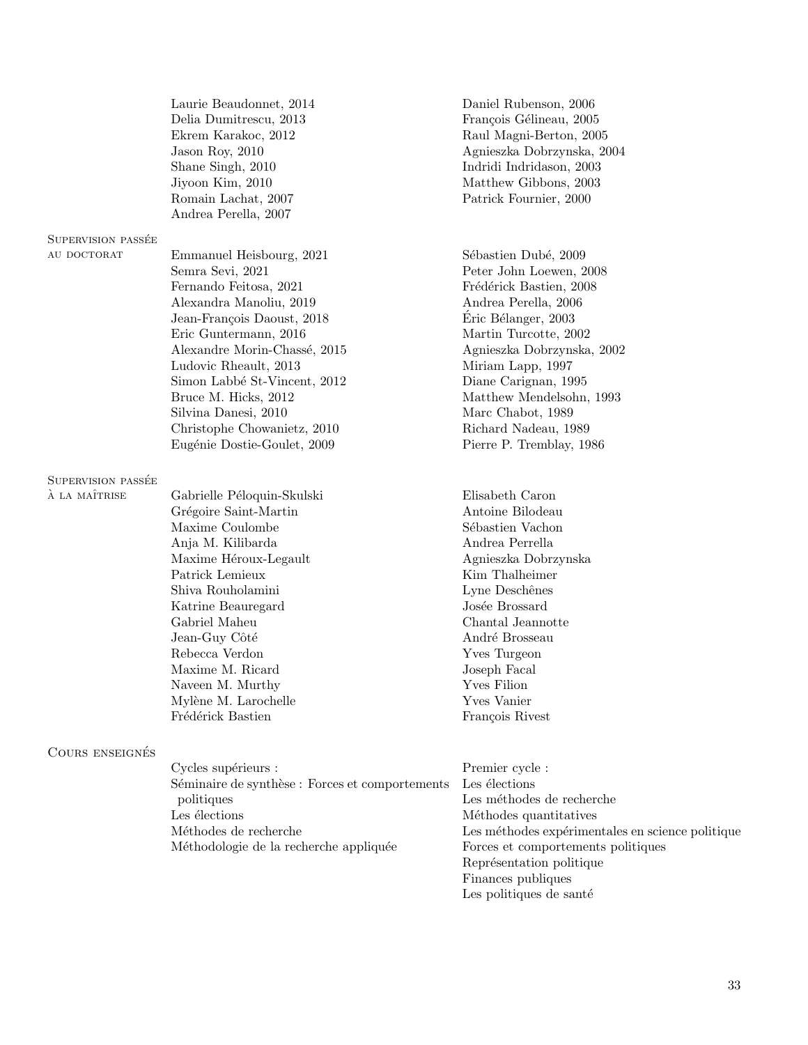Laurie Beaudonnet, 2014
Delia Dumitrescu, 2013
Ekrem Karakoc, 2012
Jason Roy, 2010
Shane Singh, 2010
Jiyoon Kim, 2010
Romain Lachat, 2007
Andrea Perella, 2007
Daniel Rubenson, 2006
François Gélineau, 2005
Raul Magni-Berton, 2005
Agnieszka Dobrzynska, 2004
Indridi Indridason, 2003
Matthew Gibbons, 2003
Patrick Fournier, 2000

**Supervision passée au doctorat**

Emmanuel Heisbourg, 2021
Semra Sevi, 2021
Fernando Feitosa, 2021
Alexandra Manoliu, 2019
Jean-François Daoust, 2018
Eric Guntermann, 2016
Alexandre Morin-Chassé, 2015
Ludovic Rheault, 2013
Simon Labbé St-Vincent, 2012
Bruce M. Hicks, 2012
Silvina Danesi, 2010
Christophe Chowanietz, 2010
Eugénie Dostie-Goulet, 2009
Sébastien Dubé, 2009
Peter John Loewen, 2008
Frédérick Bastien, 2008
Andrea Perella, 2006
Éric Bélanger, 2003
Martin Turcotte, 2002
Agnieszka Dobrzynska, 2002
Miriam Lapp, 1997
Diane Carignan, 1995
Matthew Mendelsohn, 1993
Marc Chabot, 1989
Richard Nadeau, 1989
Pierre P. Tremblay, 1986

**Supervision passée à la maîtrise**

Gabrielle Péloquin-Skulski
Grégoire Saint-Martin
Maxime Coulombe
Anja M. Kilibarda
Maxime Héroux-Legault
Patrick Lemieux
Shiva Rouholamini
Katrine Beauregard
Gabriel Maheu
Jean-Guy Côté
Rebecca Verdon
Maxime M. Ricard
Naveen M. Murthy
Mylène M. Larochelle
Frédérick Bastien
Elisabeth Caron
Antoine Bilodeau
Sébastien Vachon
Andrea Perrella
Agnieszka Dobrzynska
Kim Thalheimer
Lyne Deschênes
Josée Brossard
Chantal Jeannotte
André Brosseau
Yves Turgeon
Joseph Facal
Yves Filion
Yves Vanier
François Rivest

**Cours enseignés**

Cycles supérieurs :
Séminaire de synthèse : Forces et comportements politiques
Les élections
Méthodes de recherche
Méthodologie de la recherche appliquée

Premier cycle :
Les élections
Les méthodes de recherche
Méthodes quantitatives
Les méthodes expérimentales en science politique
Forces et comportements politiques
Représentation politique
Finances publiques
Les politiques de santé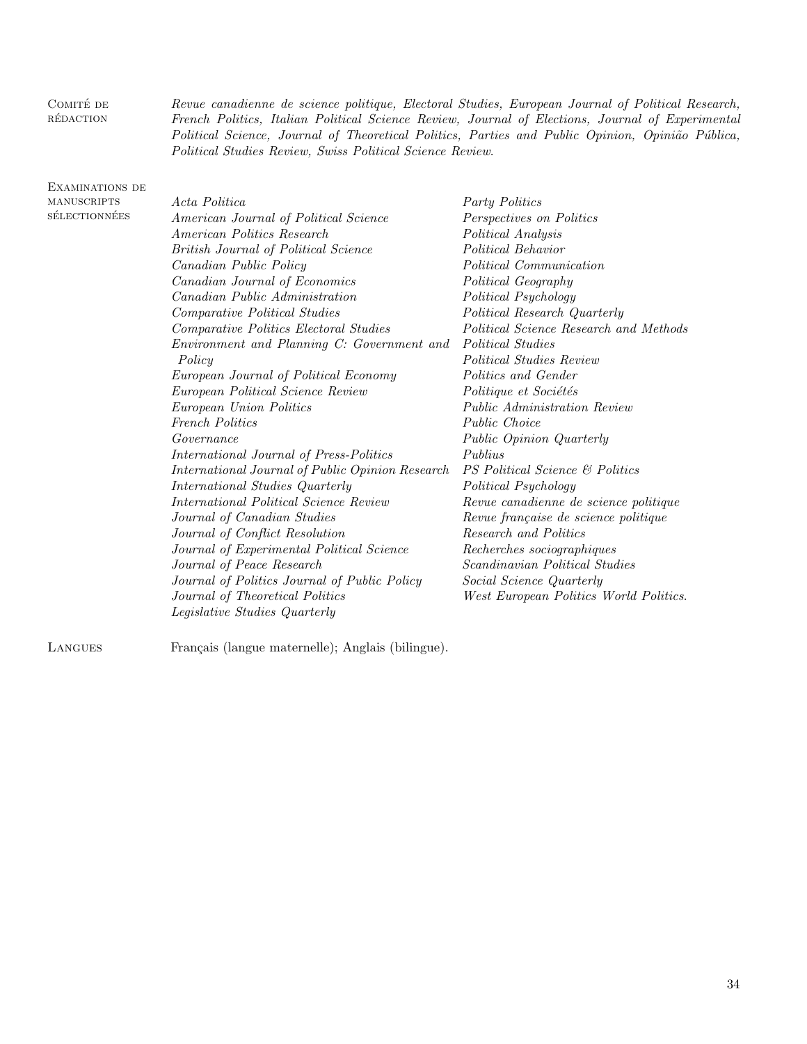**Comité de rédaction**

*Revue canadienne de science politique, Electoral Studies, European Journal of Political Research, French Politics, Italian Political Science Review, Journal of Elections, Journal of Experimental Political Science, Journal of Theoretical Politics, Parties and Public Opinion, Opinião Pública, Political Studies Review, Swiss Political Science Review.*

**Examinations de manuscripts sélectionnées**

*Acta Politica*
*American Journal of Political Science*
*American Politics Research*
*British Journal of Political Science*
*Canadian Public Policy*
*Canadian Journal of Economics*
*Canadian Public Administration*
*Comparative Political Studies*
*Comparative Politics Electoral Studies*
*Environment and Planning C: Government and Policy*
*European Journal of Political Economy*
*European Political Science Review*
*European Union Politics*
*French Politics*
*Governance*
*International Journal of Press-Politics*
*International Journal of Public Opinion Research*
*International Studies Quarterly*
*International Political Science Review*
*Journal of Canadian Studies*
*Journal of Conflict Resolution*
*Journal of Experimental Political Science*
*Journal of Peace Research*
*Journal of Politics Journal of Public Policy*
*Journal of Theoretical Politics*
*Legislative Studies Quarterly*
*Party Politics*
*Perspectives on Politics*
*Political Analysis*
*Political Behavior*
*Political Communication*
*Political Geography*
*Political Psychology*
*Political Research Quarterly*
*Political Science Research and Methods*
*Political Studies*
*Political Studies Review*
*Politics and Gender*
*Politique et Sociétés*
*Public Administration Review*
*Public Choice*
*Public Opinion Quarterly*
*Publius*
*PS Political Science & Politics*
*Political Psychology*
*Revue canadienne de science politique*
*Revue française de science politique*
*Research and Politics*
*Recherches sociographiques*
*Scandinavian Political Studies*
*Social Science Quarterly*
*West European Politics World Politics.*

**Langues**

Français (langue maternelle); Anglais (bilingue).